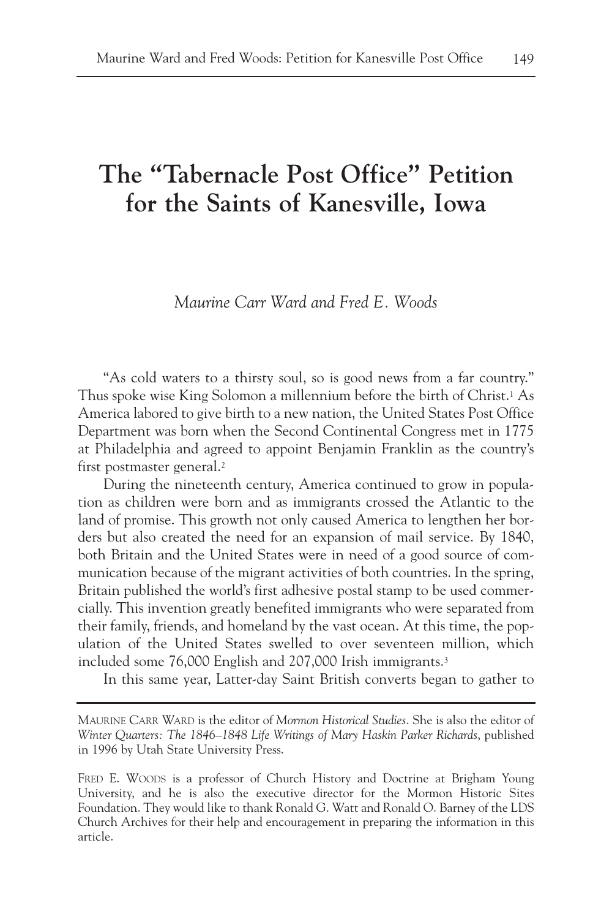# The "Tabernacle Post Office" Petition for the Saints of Kanesville, Iowa

*Maurine Carr Ward and Fred E. Woods*

"As cold waters to a thirsty soul, so is good news from a far country." Thus spoke wise King Solomon a millennium before the birth of Christ.[1] As America labored to give birth to a new nation, the United States Post Office Department was born when the Second Continental Congress met in 1775 at Philadelphia and agreed to appoint Benjamin Franklin as the country's first postmaster general.[2]

During the nineteenth century, America continued to grow in population as children were born and as immigrants crossed the Atlantic to the land of promise. This growth not only caused America to lengthen her borders but also created the need for an expansion of mail service. By 1840, both Britain and the United States were in need of a good source of communication because of the migrant activities of both countries. In the spring, Britain published the world's first adhesive postal stamp to be used commercially. This invention greatly benefited immigrants who were separated from their family, friends, and homeland by the vast ocean. At this time, the population of the United States swelled to over seventeen million, which included some 76,000 English and 207,000 Irish immigrants.[3]

In this same year, Latter-day Saint British converts began to gather to

---

MAURINE CARR WARD is the editor of *Mormon Historical Studies*. She is also the editor of *Winter Quarters: The 1846–1848 Life Writings of Mary Haskin Parker Richards*, published in 1996 by Utah State University Press.

FRED E. WOODS is a professor of Church History and Doctrine at Brigham Young University, and he is also the executive director for the Mormon Historic Sites Foundation. They would like to thank Ronald G. Watt and Ronald O. Barney of the LDS Church Archives for their help and encouragement in preparing the information in this article.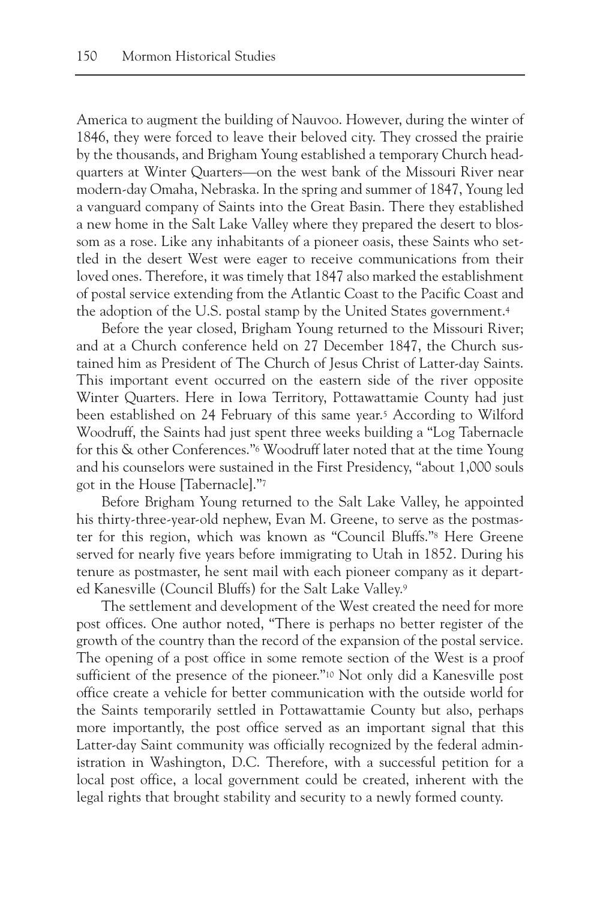America to augment the building of Nauvoo. However, during the winter of 1846, they were forced to leave their beloved city. They crossed the prairie by the thousands, and Brigham Young established a temporary Church headquarters at Winter Quarters—on the west bank of the Missouri River near modern-day Omaha, Nebraska. In the spring and summer of 1847, Young led a vanguard company of Saints into the Great Basin. There they established a new home in the Salt Lake Valley where they prepared the desert to blossom as a rose. Like any inhabitants of a pioneer oasis, these Saints who settled in the desert West were eager to receive communications from their loved ones. Therefore, it was timely that 1847 also marked the establishment of postal service extending from the Atlantic Coast to the Pacific Coast and the adoption of the U.S. postal stamp by the United States government.[4]

Before the year closed, Brigham Young returned to the Missouri River; and at a Church conference held on 27 December 1847, the Church sustained him as President of The Church of Jesus Christ of Latter-day Saints. This important event occurred on the eastern side of the river opposite Winter Quarters. Here in Iowa Territory, Pottawattamie County had just been established on 24 February of this same year.[5] According to Wilford Woodruff, the Saints had just spent three weeks building a "Log Tabernacle for this & other Conferences."[6] Woodruff later noted that at the time Young and his counselors were sustained in the First Presidency, "about 1,000 souls got in the House [Tabernacle]."[7]

Before Brigham Young returned to the Salt Lake Valley, he appointed his thirty-three-year-old nephew, Evan M. Greene, to serve as the postmaster for this region, which was known as "Council Bluffs."[8] Here Greene served for nearly five years before immigrating to Utah in 1852. During his tenure as postmaster, he sent mail with each pioneer company as it departed Kanesville (Council Bluffs) for the Salt Lake Valley.[9]

The settlement and development of the West created the need for more post offices. One author noted, "There is perhaps no better register of the growth of the country than the record of the expansion of the postal service. The opening of a post office in some remote section of the West is a proof sufficient of the presence of the pioneer."[10] Not only did a Kanesville post office create a vehicle for better communication with the outside world for the Saints temporarily settled in Pottawattamie County but also, perhaps more importantly, the post office served as an important signal that this Latter-day Saint community was officially recognized by the federal administration in Washington, D.C. Therefore, with a successful petition for a local post office, a local government could be created, inherent with the legal rights that brought stability and security to a newly formed county.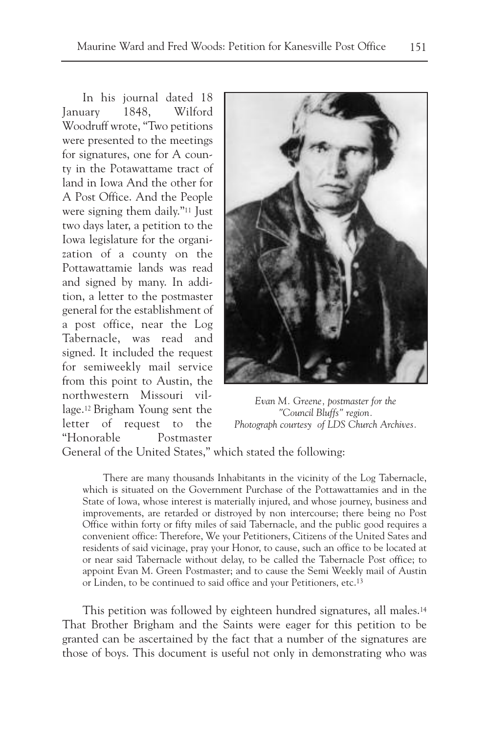In his journal dated 18 January 1848, Wilford Woodruff wrote, "Two petitions were presented to the meetings for signatures, one for A county in the Potawattame tract of land in Iowa And the other for A Post Office. And the People were signing them daily."[11] Just two days later, a petition to the Iowa legislature for the organization of a county on the Pottawattamie lands was read and signed by many. In addition, a letter to the postmaster general for the establishment of a post office, near the Log Tabernacle, was read and signed. It included the request for semiweekly mail service from this point to Austin, the northwestern Missouri village.[12] Brigham Young sent the letter of request to the "Honorable Postmaster General of the United States," which stated the following:

*Evan M. Greene, postmaster for the "Council Bluffs" region. Photograph courtesy of LDS Church Archives.*

> There are many thousands Inhabitants in the vicinity of the Log Tabernacle, which is situated on the Government Purchase of the Pottawattamies and in the State of Iowa, whose interest is materially injured, and whose journey, business and improvements, are retarded or distroyed by non intercourse; there being no Post Office within forty or fifty miles of said Tabernacle, and the public good requires a convenient office: Therefore, We your Petitioners, Citizens of the United Sates and residents of said vicinage, pray your Honor, to cause, such an office to be located at or near said Tabernacle without delay, to be called the Tabernacle Post office; to appoint Evan M. Green Postmaster; and to cause the Semi Weekly mail of Austin or Linden, to be continued to said office and your Petitioners, etc.[13]

This petition was followed by eighteen hundred signatures, all males.[14] That Brother Brigham and the Saints were eager for this petition to be granted can be ascertained by the fact that a number of the signatures are those of boys. This document is useful not only in demonstrating who was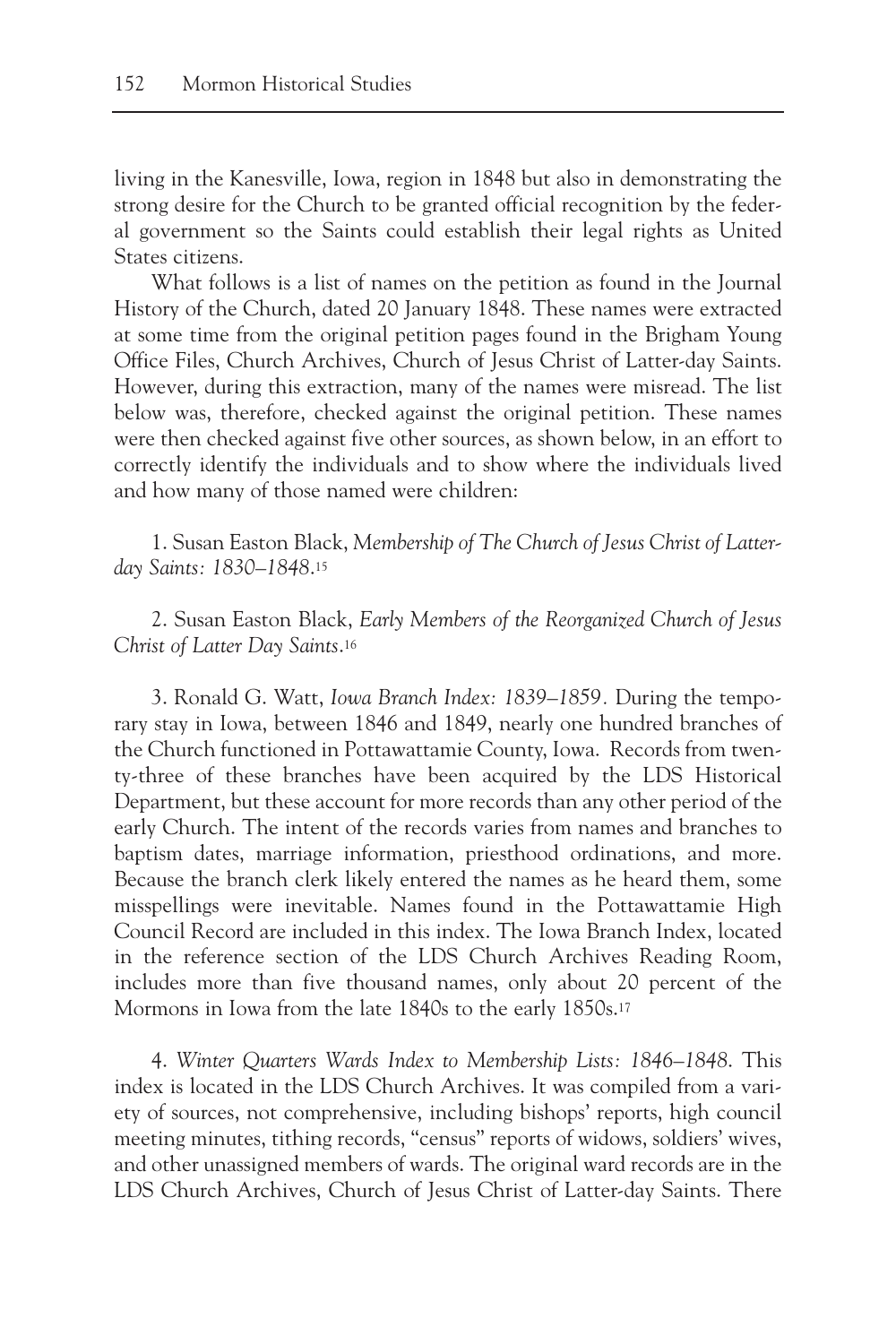living in the Kanesville, Iowa, region in 1848 but also in demonstrating the strong desire for the Church to be granted official recognition by the federal government so the Saints could establish their legal rights as United States citizens.

What follows is a list of names on the petition as found in the Journal History of the Church, dated 20 January 1848. These names were extracted at some time from the original petition pages found in the Brigham Young Office Files, Church Archives, Church of Jesus Christ of Latter-day Saints. However, during this extraction, many of the names were misread. The list below was, therefore, checked against the original petition. These names were then checked against five other sources, as shown below, in an effort to correctly identify the individuals and to show where the individuals lived and how many of those named were children:

1. Susan Easton Black, *Membership of The Church of Jesus Christ of Latter-day Saints: 1830–1848*.[15]

2. Susan Easton Black, *Early Members of the Reorganized Church of Jesus Christ of Latter Day Saints*.[16]

3. Ronald G. Watt, *Iowa Branch Index: 1839–1859*. During the temporary stay in Iowa, between 1846 and 1849, nearly one hundred branches of the Church functioned in Pottawattamie County, Iowa. Records from twenty-three of these branches have been acquired by the LDS Historical Department, but these account for more records than any other period of the early Church. The intent of the records varies from names and branches to baptism dates, marriage information, priesthood ordinations, and more. Because the branch clerk likely entered the names as he heard them, some misspellings were inevitable. Names found in the Pottawattamie High Council Record are included in this index. The Iowa Branch Index, located in the reference section of the LDS Church Archives Reading Room, includes more than five thousand names, only about 20 percent of the Mormons in Iowa from the late 1840s to the early 1850s.[17]

4. *Winter Quarters Wards Index to Membership Lists: 1846–1848*. This index is located in the LDS Church Archives. It was compiled from a variety of sources, not comprehensive, including bishops' reports, high council meeting minutes, tithing records, "census" reports of widows, soldiers' wives, and other unassigned members of wards. The original ward records are in the LDS Church Archives, Church of Jesus Christ of Latter-day Saints. There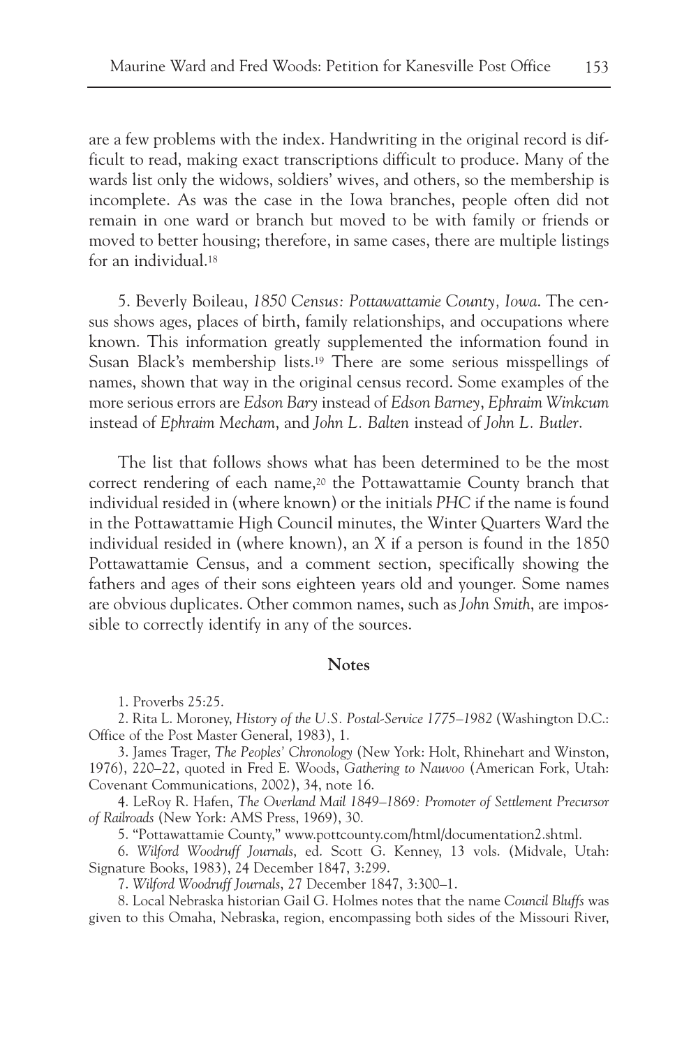are a few problems with the index. Handwriting in the original record is difficult to read, making exact transcriptions difficult to produce. Many of the wards list only the widows, soldiers' wives, and others, so the membership is incomplete. As was the case in the Iowa branches, people often did not remain in one ward or branch but moved to be with family or friends or moved to better housing; therefore, in same cases, there are multiple listings for an individual.[18]

5. Beverly Boileau, *1850 Census: Pottawattamie County, Iowa*. The census shows ages, places of birth, family relationships, and occupations where known. This information greatly supplemented the information found in Susan Black's membership lists.[19] There are some serious misspellings of names, shown that way in the original census record. Some examples of the more serious errors are *Edson Bary* instead of *Edson Barney*, *Ephraim Winkcum* instead of *Ephraim Mecham*, and *John L. Balten* instead of *John L. Butler*.

The list that follows shows what has been determined to be the most correct rendering of each name,[20] the Pottawattamie County branch that individual resided in (where known) or the initials *PHC* if the name is found in the Pottawattamie High Council minutes, the Winter Quarters Ward the individual resided in (where known), an *X* if a person is found in the 1850 Pottawattamie Census, and a comment section, specifically showing the fathers and ages of their sons eighteen years old and younger. Some names are obvious duplicates. Other common names, such as *John Smith*, are impossible to correctly identify in any of the sources.

## Notes

1. Proverbs 25:25.

2. Rita L. Moroney, *History of the U.S. Postal-Service 1775–1982* (Washington D.C.: Office of the Post Master General, 1983), 1.

3. James Trager, *The Peoples' Chronology* (New York: Holt, Rhinehart and Winston, 1976), 220–22, quoted in Fred E. Woods, *Gathering to Nauvoo* (American Fork, Utah: Covenant Communications, 2002), 34, note 16.

4. LeRoy R. Hafen, *The Overland Mail 1849–1869: Promoter of Settlement Precursor of Railroads* (New York: AMS Press, 1969), 30.

5. "Pottawattamie County," www.pottcounty.com/html/documentation2.shtml.

6. *Wilford Woodruff Journals*, ed. Scott G. Kenney, 13 vols. (Midvale, Utah: Signature Books, 1983), 24 December 1847, 3:299.

7. *Wilford Woodruff Journals*, 27 December 1847, 3:300–1.

8. Local Nebraska historian Gail G. Holmes notes that the name *Council Bluffs* was given to this Omaha, Nebraska, region, encompassing both sides of the Missouri River,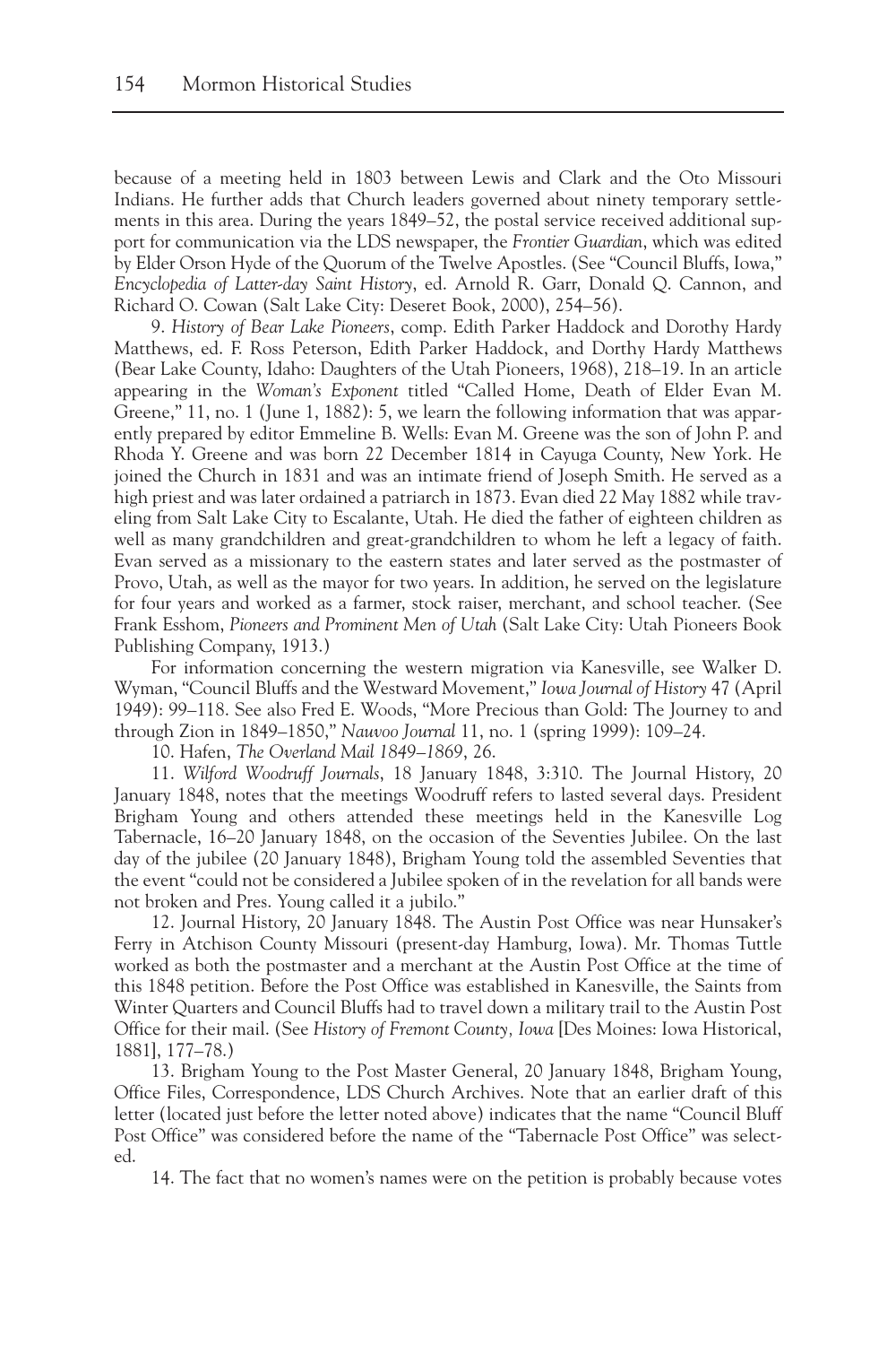because of a meeting held in 1803 between Lewis and Clark and the Oto Missouri Indians. He further adds that Church leaders governed about ninety temporary settlements in this area. During the years 1849–52, the postal service received additional support for communication via the LDS newspaper, the *Frontier Guardian*, which was edited by Elder Orson Hyde of the Quorum of the Twelve Apostles. (See "Council Bluffs, Iowa," *Encyclopedia of Latter-day Saint History*, ed. Arnold R. Garr, Donald Q. Cannon, and Richard O. Cowan (Salt Lake City: Deseret Book, 2000), 254–56).

9. *History of Bear Lake Pioneers*, comp. Edith Parker Haddock and Dorothy Hardy Matthews, ed. F. Ross Peterson, Edith Parker Haddock, and Dorthy Hardy Matthews (Bear Lake County, Idaho: Daughters of the Utah Pioneers, 1968), 218–19. In an article appearing in the *Woman's Exponent* titled "Called Home, Death of Elder Evan M. Greene," 11, no. 1 (June 1, 1882): 5, we learn the following information that was apparently prepared by editor Emmeline B. Wells: Evan M. Greene was the son of John P. and Rhoda Y. Greene and was born 22 December 1814 in Cayuga County, New York. He joined the Church in 1831 and was an intimate friend of Joseph Smith. He served as a high priest and was later ordained a patriarch in 1873. Evan died 22 May 1882 while traveling from Salt Lake City to Escalante, Utah. He died the father of eighteen children as well as many grandchildren and great-grandchildren to whom he left a legacy of faith. Evan served as a missionary to the eastern states and later served as the postmaster of Provo, Utah, as well as the mayor for two years. In addition, he served on the legislature for four years and worked as a farmer, stock raiser, merchant, and school teacher. (See Frank Esshom, *Pioneers and Prominent Men of Utah* (Salt Lake City: Utah Pioneers Book Publishing Company, 1913.)

For information concerning the western migration via Kanesville, see Walker D. Wyman, "Council Bluffs and the Westward Movement," *Iowa Journal of History* 47 (April 1949): 99–118. See also Fred E. Woods, "More Precious than Gold: The Journey to and through Zion in 1849–1850," *Nauvoo Journal* 11, no. 1 (spring 1999): 109–24.

10. Hafen, *The Overland Mail 1849–1869*, 26.

11. *Wilford Woodruff Journals*, 18 January 1848, 3:310. The Journal History, 20 January 1848, notes that the meetings Woodruff refers to lasted several days. President Brigham Young and others attended these meetings held in the Kanesville Log Tabernacle, 16–20 January 1848, on the occasion of the Seventies Jubilee. On the last day of the jubilee (20 January 1848), Brigham Young told the assembled Seventies that the event "could not be considered a Jubilee spoken of in the revelation for all bands were not broken and Pres. Young called it a jubilo."

12. Journal History, 20 January 1848. The Austin Post Office was near Hunsaker's Ferry in Atchison County Missouri (present-day Hamburg, Iowa). Mr. Thomas Tuttle worked as both the postmaster and a merchant at the Austin Post Office at the time of this 1848 petition. Before the Post Office was established in Kanesville, the Saints from Winter Quarters and Council Bluffs had to travel down a military trail to the Austin Post Office for their mail. (See *History of Fremont County, Iowa* [Des Moines: Iowa Historical, 1881], 177–78.)

13. Brigham Young to the Post Master General, 20 January 1848, Brigham Young, Office Files, Correspondence, LDS Church Archives. Note that an earlier draft of this letter (located just before the letter noted above) indicates that the name "Council Bluff Post Office" was considered before the name of the "Tabernacle Post Office" was selected.

14. The fact that no women's names were on the petition is probably because votes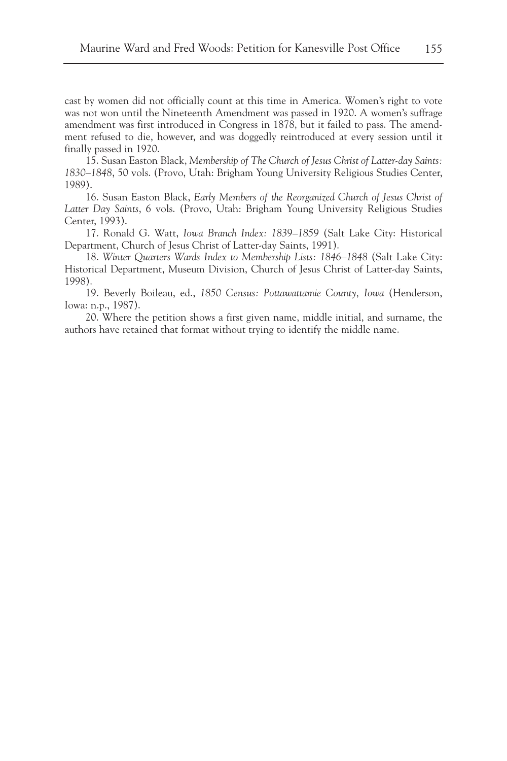cast by women did not officially count at this time in America. Women's right to vote was not won until the Nineteenth Amendment was passed in 1920. A women's suffrage amendment was first introduced in Congress in 1878, but it failed to pass. The amendment refused to die, however, and was doggedly reintroduced at every session until it finally passed in 1920.

15. Susan Easton Black, *Membership of The Church of Jesus Christ of Latter-day Saints: 1830–1848*, 50 vols. (Provo, Utah: Brigham Young University Religious Studies Center, 1989).

16. Susan Easton Black, *Early Members of the Reorganized Church of Jesus Christ of Latter Day Saints*, 6 vols. (Provo, Utah: Brigham Young University Religious Studies Center, 1993).

17. Ronald G. Watt, *Iowa Branch Index: 1839–1859* (Salt Lake City: Historical Department, Church of Jesus Christ of Latter-day Saints, 1991).

18. *Winter Quarters Wards Index to Membership Lists: 1846–1848* (Salt Lake City: Historical Department, Museum Division, Church of Jesus Christ of Latter-day Saints, 1998).

19. Beverly Boileau, ed., *1850 Census: Pottawattamie County, Iowa* (Henderson, Iowa: n.p., 1987).

20. Where the petition shows a first given name, middle initial, and surname, the authors have retained that format without trying to identify the middle name.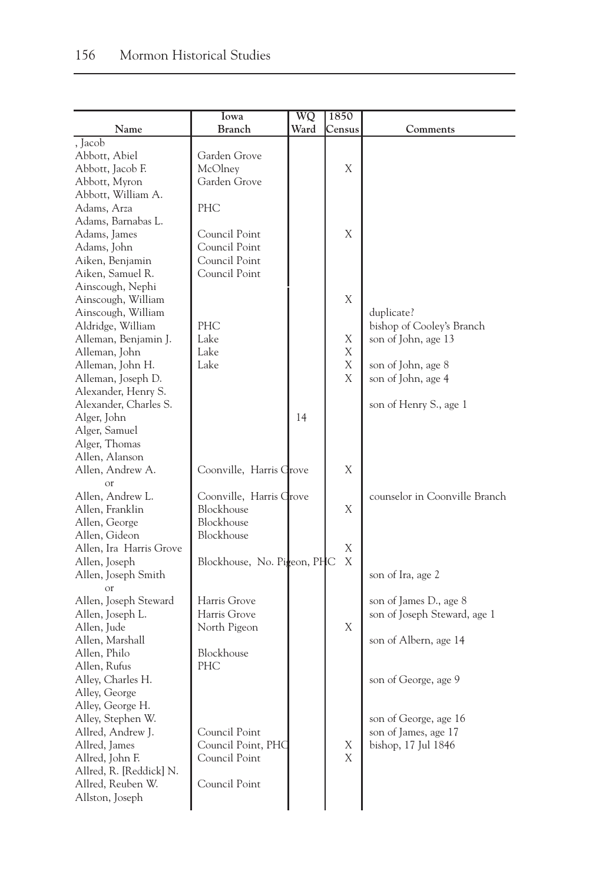| Name | Iowa Branch | WQ Ward | 1850 Census | Comments |
|---|---|---|---|---|
| , Jacob | | | | |
| Abbott, Abiel | Garden Grove | | | |
| Abbott, Jacob F. | McOlney | | X | |
| Abbott, Myron | Garden Grove | | | |
| Abbott, William A. | | | | |
| Adams, Arza | PHC | | | |
| Adams, Barnabas L. | | | | |
| Adams, James | Council Point | | X | |
| Adams, John | Council Point | | | |
| Aiken, Benjamin | Council Point | | | |
| Aiken, Samuel R. | Council Point | | | |
| Ainscough, Nephi | | | | |
| Ainscough, William | | | X | |
| Ainscough, William | | | | duplicate? |
| Aldridge, William | PHC | | | bishop of Cooley's Branch |
| Alleman, Benjamin J. | Lake | | X | son of John, age 13 |
| Alleman, John | Lake | | X | |
| Alleman, John H. | Lake | | X | son of John, age 8 |
| Alleman, Joseph D. | | | X | son of John, age 4 |
| Alexander, Henry S. | | | | |
| Alexander, Charles S. | | | | son of Henry S., age 1 |
| Alger, John | | 14 | | |
| Alger, Samuel | | | | |
| Alger, Thomas | | | | |
| Allen, Alanson | | | | |
| Allen, Andrew A. or | Coonville, Harris Grove | | X | |
| Allen, Andrew L. | Coonville, Harris Grove | | | counselor in Coonville Branch |
| Allen, Franklin | Blockhouse | | X | |
| Allen, George | Blockhouse | | | |
| Allen, Gideon | Blockhouse | | | |
| Allen, Ira Harris Grove | | | X | |
| Allen, Joseph | Blockhouse, No. Pigeon, PHC | | X | |
| Allen, Joseph Smith or | | | | son of Ira, age 2 |
| Allen, Joseph Steward | Harris Grove | | | son of James D., age 8 |
| Allen, Joseph L. | Harris Grove | | | son of Joseph Steward, age 1 |
| Allen, Jude | North Pigeon | | X | |
| Allen, Marshall | | | | son of Albern, age 14 |
| Allen, Philo | Blockhouse | | | |
| Allen, Rufus | PHC | | | |
| Alley, Charles H. | | | | son of George, age 9 |
| Alley, George | | | | |
| Alley, George H. | | | | |
| Alley, Stephen W. | | | | son of George, age 16 |
| Allred, Andrew J. | Council Point | | | son of James, age 17 |
| Allred, James | Council Point, PHC | | X | bishop, 17 Jul 1846 |
| Allred, John F. | Council Point | | X | |
| Allred, R. [Reddick] N. | | | | |
| Allred, Reuben W. | Council Point | | | |
| Allston, Joseph | | | | |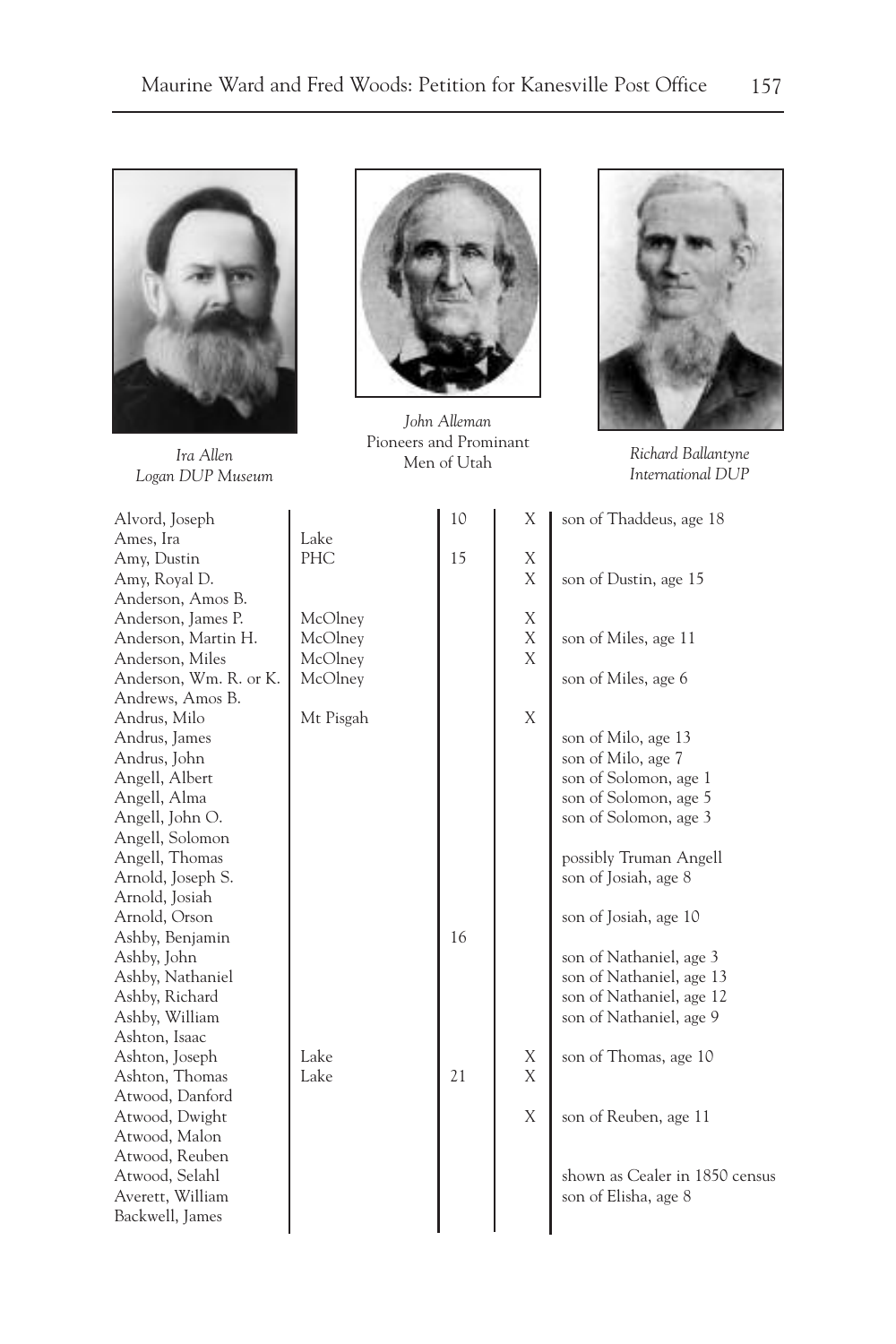Ira Allen
Logan DUP Museum

John Alleman
Pioneers and Prominant Men of Utah

Richard Ballantyne
International DUP

| | | | | |
|---|---|---|---|---|
| Alvord, Joseph | | 10 | X | son of Thaddeus, age 18 |
| Ames, Ira | Lake | | | |
| Amy, Dustin | PHC | 15 | X | |
| Amy, Royal D. | | | X | son of Dustin, age 15 |
| Anderson, Amos B. | | | | |
| Anderson, James P. | McOlney | | X | |
| Anderson, Martin H. | McOlney | | X | son of Miles, age 11 |
| Anderson, Miles | McOlney | | X | |
| Anderson, Wm. R. or K. | McOlney | | | son of Miles, age 6 |
| Andrews, Amos B. | | | | |
| Andrus, Milo | Mt Pisgah | | X | |
| Andrus, James | | | | son of Milo, age 13 |
| Andrus, John | | | | son of Milo, age 7 |
| Angell, Albert | | | | son of Solomon, age 1 |
| Angell, Alma | | | | son of Solomon, age 5 |
| Angell, John O. | | | | son of Solomon, age 3 |
| Angell, Solomon | | | | |
| Angell, Thomas | | | | possibly Truman Angell |
| Arnold, Joseph S. | | | | son of Josiah, age 8 |
| Arnold, Josiah | | | | |
| Arnold, Orson | | | | son of Josiah, age 10 |
| Ashby, Benjamin | | 16 | | |
| Ashby, John | | | | son of Nathaniel, age 3 |
| Ashby, Nathaniel | | | | son of Nathaniel, age 13 |
| Ashby, Richard | | | | son of Nathaniel, age 12 |
| Ashby, William | | | | son of Nathaniel, age 9 |
| Ashton, Isaac | | | | |
| Ashton, Joseph | Lake | | X | son of Thomas, age 10 |
| Ashton, Thomas | Lake | 21 | X | |
| Atwood, Danford | | | | |
| Atwood, Dwight | | | X | son of Reuben, age 11 |
| Atwood, Malon | | | | |
| Atwood, Reuben | | | | |
| Atwood, Selahl | | | | shown as Cealer in 1850 census |
| Averett, William | | | | son of Elisha, age 8 |
| Backwell, James | | | | |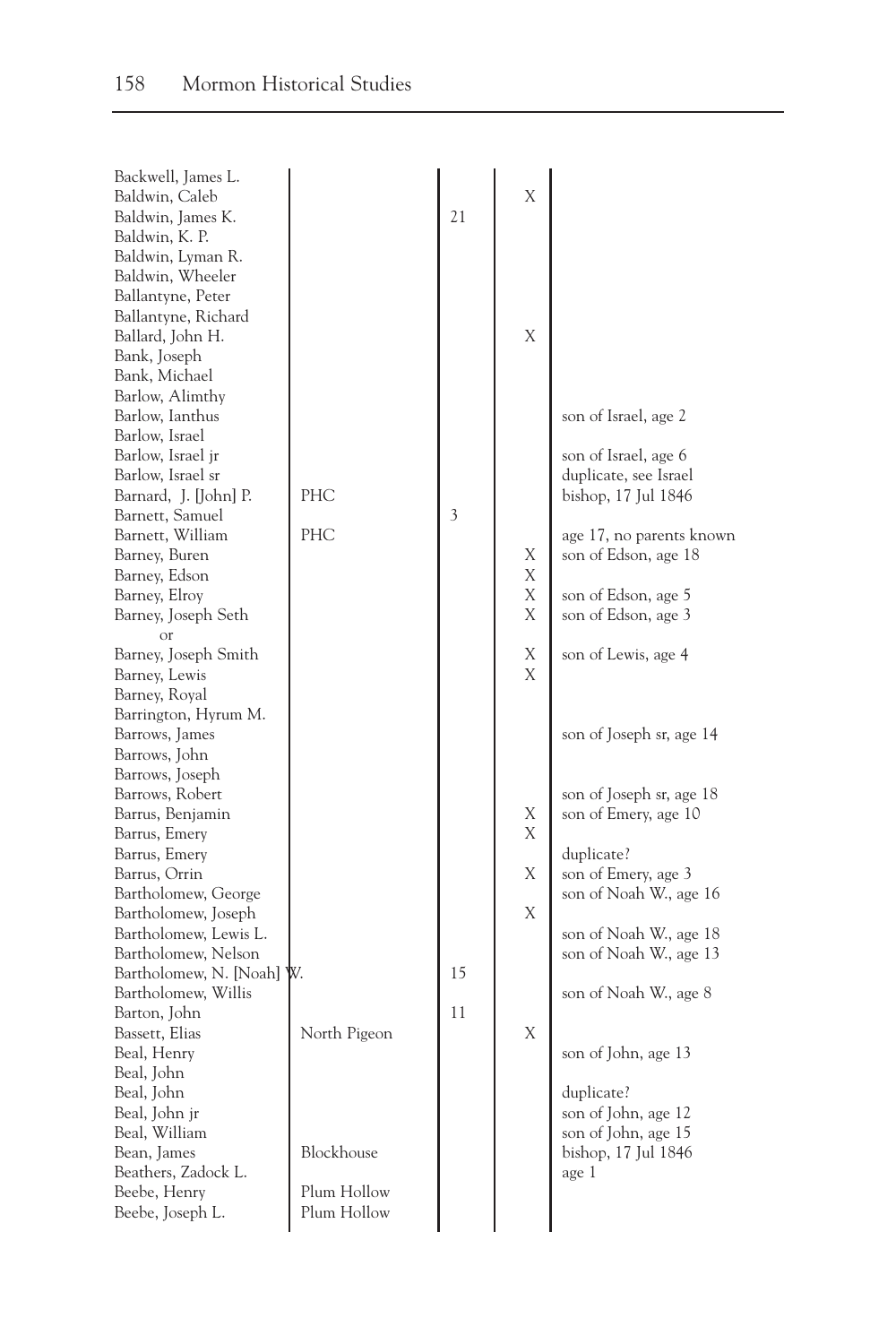| | | | | |
|---|---|---|---|---|
| Backwell, James L. | | | | |
| Baldwin, Caleb | | | X | |
| Baldwin, James K. | | 21 | | |
| Baldwin, K. P. | | | | |
| Baldwin, Lyman R. | | | | |
| Baldwin, Wheeler | | | | |
| Ballantyne, Peter | | | | |
| Ballantyne, Richard | | | | |
| Ballard, John H. | | | X | |
| Bank, Joseph | | | | |
| Bank, Michael | | | | |
| Barlow, Alimthy | | | | |
| Barlow, Ianthus | | | | son of Israel, age 2 |
| Barlow, Israel | | | | |
| Barlow, Israel jr | | | | son of Israel, age 6 |
| Barlow, Israel sr | | | | duplicate, see Israel |
| Barnard, J. [John] P. | PHC | | | bishop, 17 Jul 1846 |
| Barnett, Samuel | | 3 | | |
| Barnett, William | PHC | | | age 17, no parents known |
| Barney, Buren | | | X | son of Edson, age 18 |
| Barney, Edson | | | X | |
| Barney, Elroy | | | X | son of Edson, age 5 |
| Barney, Joseph Seth or | | | X | son of Edson, age 3 |
| Barney, Joseph Smith | | | X | son of Lewis, age 4 |
| Barney, Lewis | | | X | |
| Barney, Royal | | | | |
| Barrington, Hyrum M. | | | | |
| Barrows, James | | | | son of Joseph sr, age 14 |
| Barrows, John | | | | |
| Barrows, Joseph | | | | |
| Barrows, Robert | | | | son of Joseph sr, age 18 |
| Barrus, Benjamin | | | X | son of Emery, age 10 |
| Barrus, Emery | | | X | |
| Barrus, Emery | | | | duplicate? |
| Barrus, Orrin | | | X | son of Emery, age 3 |
| Bartholomew, George | | | | son of Noah W., age 16 |
| Bartholomew, Joseph | | | X | |
| Bartholomew, Lewis L. | | | | son of Noah W., age 18 |
| Bartholomew, Nelson | | | | son of Noah W., age 13 |
| Bartholomew, N. [Noah] W. | | 15 | | |
| Bartholomew, Willis | | | | son of Noah W., age 8 |
| Barton, John | | 11 | | |
| Bassett, Elias | North Pigeon | | X | |
| Beal, Henry | | | | son of John, age 13 |
| Beal, John | | | | |
| Beal, John | | | | duplicate? |
| Beal, John jr | | | | son of John, age 12 |
| Beal, William | | | | son of John, age 15 |
| Bean, James | Blockhouse | | | bishop, 17 Jul 1846 |
| Beathers, Zadock L. | | | | age 1 |
| Beebe, Henry | Plum Hollow | | | |
| Beebe, Joseph L. | Plum Hollow | | | |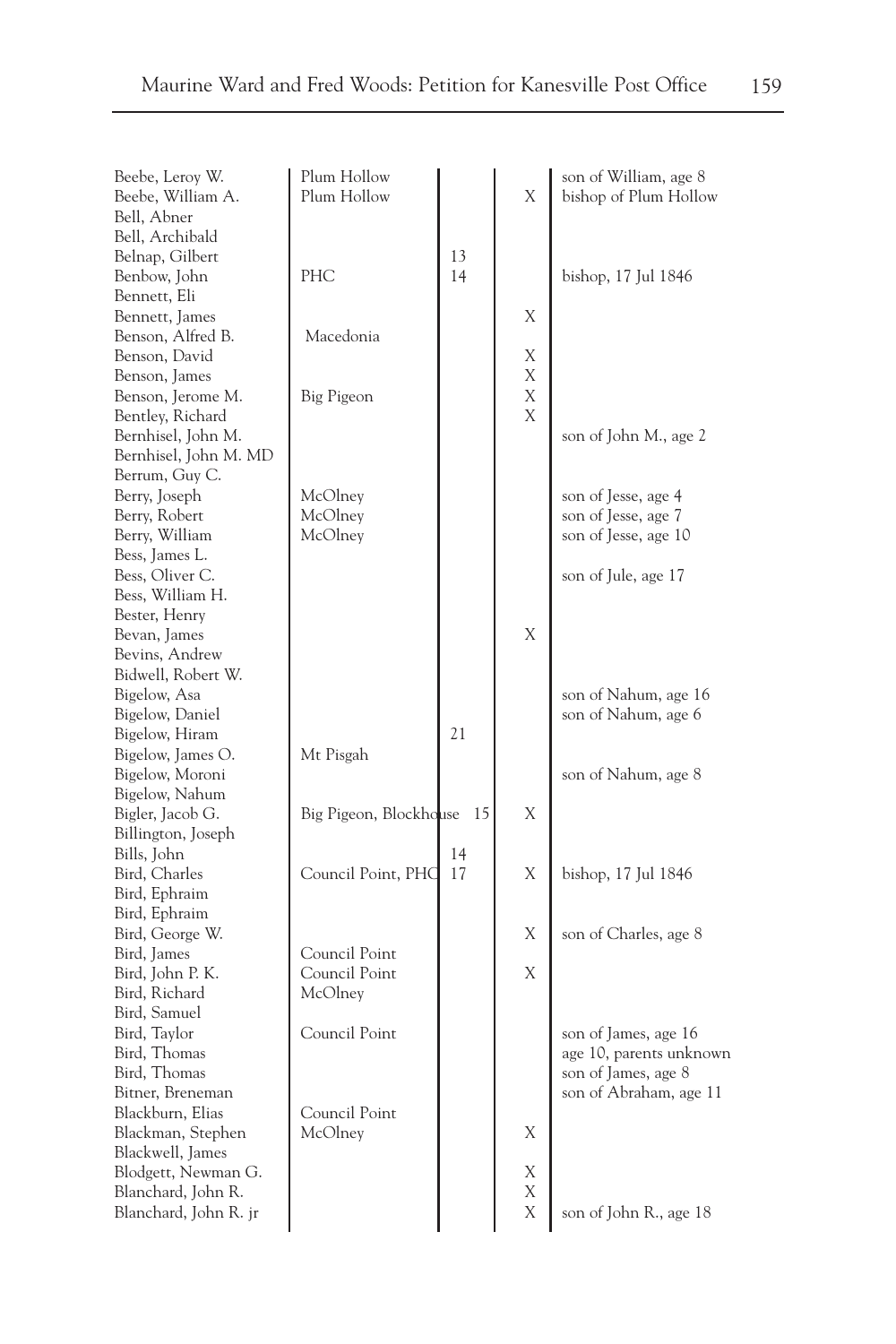| | | | | |
|---|---|---|---|---|
| Beebe, Leroy W. | Plum Hollow | | | son of William, age 8 |
| Beebe, William A. | Plum Hollow | | X | bishop of Plum Hollow |
| Bell, Abner | | | | |
| Bell, Archibald | | | | |
| Belnap, Gilbert | | 13 | | |
| Benbow, John | PHC | 14 | | bishop, 17 Jul 1846 |
| Bennett, Eli | | | | |
| Bennett, James | | | X | |
| Benson, Alfred B. | Macedonia | | | |
| Benson, David | | | X | |
| Benson, James | | | X | |
| Benson, Jerome M. | Big Pigeon | | X | |
| Bentley, Richard | | | X | |
| Bernhisel, John M. | | | | son of John M., age 2 |
| Bernhisel, John M. MD | | | | |
| Berrum, Guy C. | | | | |
| Berry, Joseph | McOlney | | | son of Jesse, age 4 |
| Berry, Robert | McOlney | | | son of Jesse, age 7 |
| Berry, William | McOlney | | | son of Jesse, age 10 |
| Bess, James L. | | | | |
| Bess, Oliver C. | | | | son of Jule, age 17 |
| Bess, William H. | | | | |
| Bester, Henry | | | | |
| Bevan, James | | | X | |
| Bevins, Andrew | | | | |
| Bidwell, Robert W. | | | | |
| Bigelow, Asa | | | | son of Nahum, age 16 |
| Bigelow, Daniel | | | | son of Nahum, age 6 |
| Bigelow, Hiram | | 21 | | |
| Bigelow, James O. | Mt Pisgah | | | |
| Bigelow, Moroni | | | | son of Nahum, age 8 |
| Bigelow, Nahum | | | | |
| Bigler, Jacob G. | Big Pigeon, Blockhouse | 15 | X | |
| Billington, Joseph | | | | |
| Bills, John | | 14 | | |
| Bird, Charles | Council Point, PHC | 17 | X | bishop, 17 Jul 1846 |
| Bird, Ephraim | | | | |
| Bird, Ephraim | | | | |
| Bird, George W. | | | X | son of Charles, age 8 |
| Bird, James | Council Point | | | |
| Bird, John P. K. | Council Point | | X | |
| Bird, Richard | McOlney | | | |
| Bird, Samuel | | | | |
| Bird, Taylor | Council Point | | | son of James, age 16 |
| Bird, Thomas | | | | age 10, parents unknown |
| Bird, Thomas | | | | son of James, age 8 |
| Bitner, Breneman | | | | son of Abraham, age 11 |
| Blackburn, Elias | Council Point | | | |
| Blackman, Stephen | McOlney | | X | |
| Blackwell, James | | | | |
| Blodgett, Newman G. | | | X | |
| Blanchard, John R. | | | X | |
| Blanchard, John R. jr | | | X | son of John R., age 18 |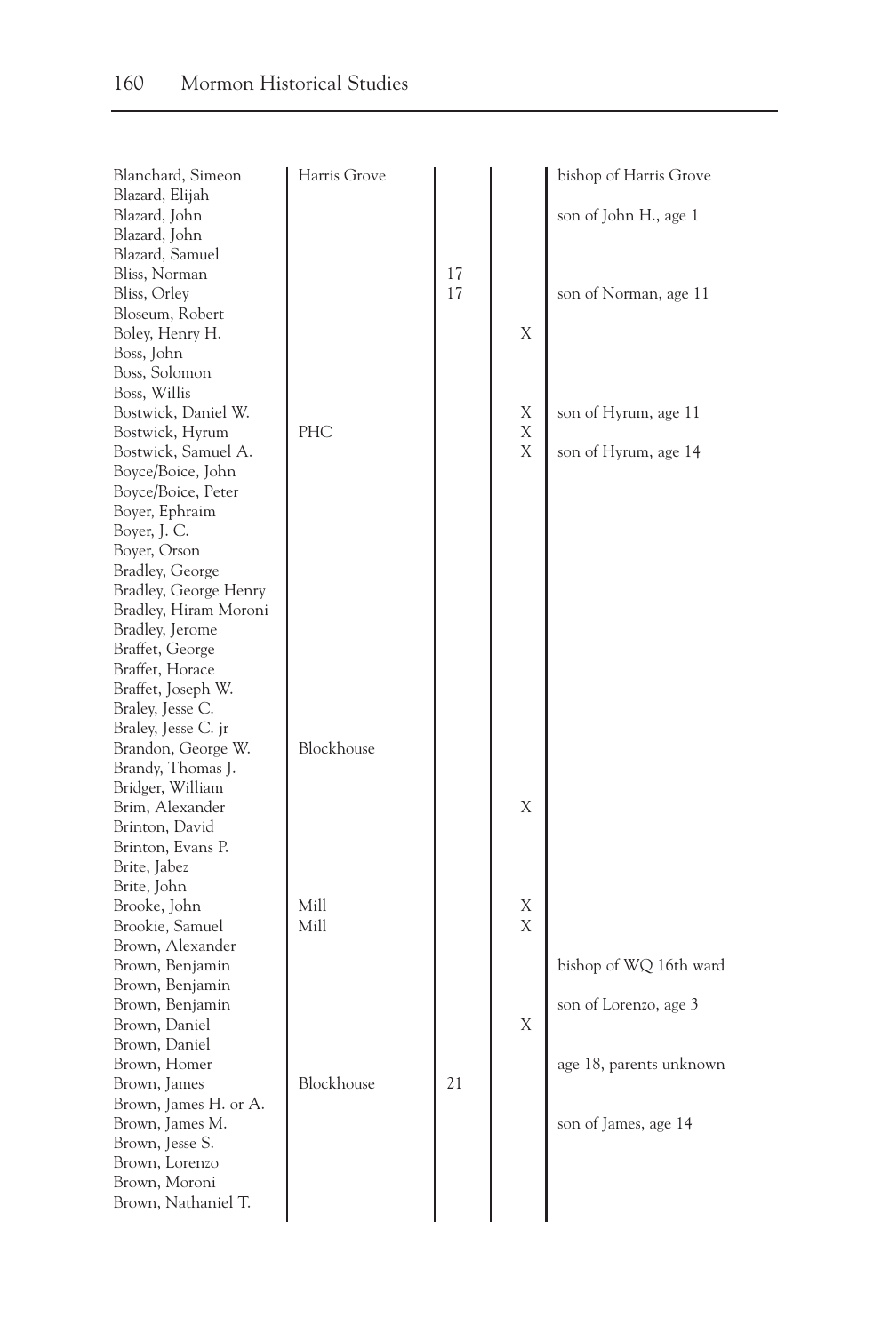| | | | | |
|---|---|---|---|---|
| Blanchard, Simeon | Harris Grove | | | bishop of Harris Grove |
| Blazard, Elijah | | | | |
| Blazard, John | | | | son of John H., age 1 |
| Blazard, John | | | | |
| Blazard, Samuel | | | | |
| Bliss, Norman | | 17 | | |
| Bliss, Orley | | 17 | | son of Norman, age 11 |
| Bloseum, Robert | | | | |
| Boley, Henry H. | | | X | |
| Boss, John | | | | |
| Boss, Solomon | | | | |
| Boss, Willis | | | | |
| Bostwick, Daniel W. | | | X | son of Hyrum, age 11 |
| Bostwick, Hyrum | PHC | | X | |
| Bostwick, Samuel A. | | | X | son of Hyrum, age 14 |
| Boyce/Boice, John | | | | |
| Boyce/Boice, Peter | | | | |
| Boyer, Ephraim | | | | |
| Boyer, J. C. | | | | |
| Boyer, Orson | | | | |
| Bradley, George | | | | |
| Bradley, George Henry | | | | |
| Bradley, Hiram Moroni | | | | |
| Bradley, Jerome | | | | |
| Braffet, George | | | | |
| Braffet, Horace | | | | |
| Braffet, Joseph W. | | | | |
| Braley, Jesse C. | | | | |
| Braley, Jesse C. jr | | | | |
| Brandon, George W. | Blockhouse | | | |
| Brandy, Thomas J. | | | | |
| Bridger, William | | | | |
| Brim, Alexander | | | X | |
| Brinton, David | | | | |
| Brinton, Evans P. | | | | |
| Brite, Jabez | | | | |
| Brite, John | | | | |
| Brooke, John | Mill | | X | |
| Brookie, Samuel | Mill | | X | |
| Brown, Alexander | | | | |
| Brown, Benjamin | | | | bishop of WQ 16th ward |
| Brown, Benjamin | | | | |
| Brown, Benjamin | | | | son of Lorenzo, age 3 |
| Brown, Daniel | | | X | |
| Brown, Daniel | | | | |
| Brown, Homer | | | | age 18, parents unknown |
| Brown, James | Blockhouse | 21 | | |
| Brown, James H. or A. | | | | |
| Brown, James M. | | | | son of James, age 14 |
| Brown, Jesse S. | | | | |
| Brown, Lorenzo | | | | |
| Brown, Moroni | | | | |
| Brown, Nathaniel T. | | | | |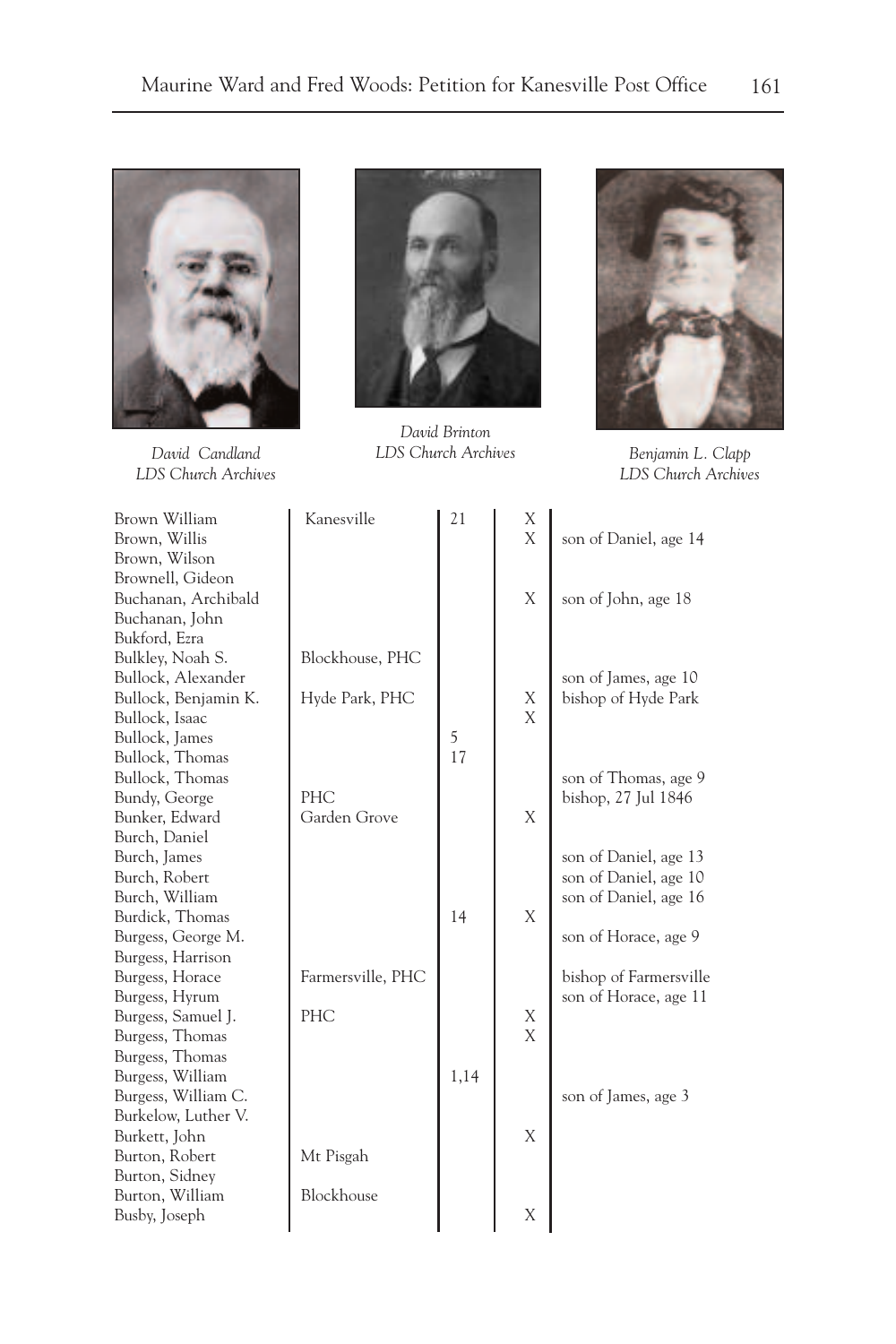David Candland
LDS Church Archives

David Brinton
LDS Church Archives

Benjamin L. Clapp
LDS Church Archives

| | | | | |
|---|---|---|---|---|
| Brown William | Kanesville | 21 | X | |
| Brown, Willis | | | X | son of Daniel, age 14 |
| Brown, Wilson | | | | |
| Brownell, Gideon | | | | |
| Buchanan, Archibald | | | X | son of John, age 18 |
| Buchanan, John | | | | |
| Bukford, Ezra | | | | |
| Bulkley, Noah S. | Blockhouse, PHC | | | |
| Bullock, Alexander | | | | son of James, age 10 |
| Bullock, Benjamin K. | Hyde Park, PHC | | X | bishop of Hyde Park |
| Bullock, Isaac | | | X | |
| Bullock, James | | 5 | | |
| Bullock, Thomas | | 17 | | |
| Bullock, Thomas | | | | son of Thomas, age 9 |
| Bundy, George | PHC | | | bishop, 27 Jul 1846 |
| Bunker, Edward | Garden Grove | | X | |
| Burch, Daniel | | | | |
| Burch, James | | | | son of Daniel, age 13 |
| Burch, Robert | | | | son of Daniel, age 10 |
| Burch, William | | | | son of Daniel, age 16 |
| Burdick, Thomas | | 14 | X | |
| Burgess, George M. | | | | son of Horace, age 9 |
| Burgess, Harrison | | | | |
| Burgess, Horace | Farmersville, PHC | | | bishop of Farmersville |
| Burgess, Hyrum | | | | son of Horace, age 11 |
| Burgess, Samuel J. | PHC | | X | |
| Burgess, Thomas | | | X | |
| Burgess, Thomas | | | | |
| Burgess, William | | 1,14 | | |
| Burgess, William C. | | | | son of James, age 3 |
| Burkelow, Luther V. | | | | |
| Burkett, John | | | X | |
| Burton, Robert | Mt Pisgah | | | |
| Burton, Sidney | | | | |
| Burton, William | Blockhouse | | | |
| Busby, Joseph | | | X | |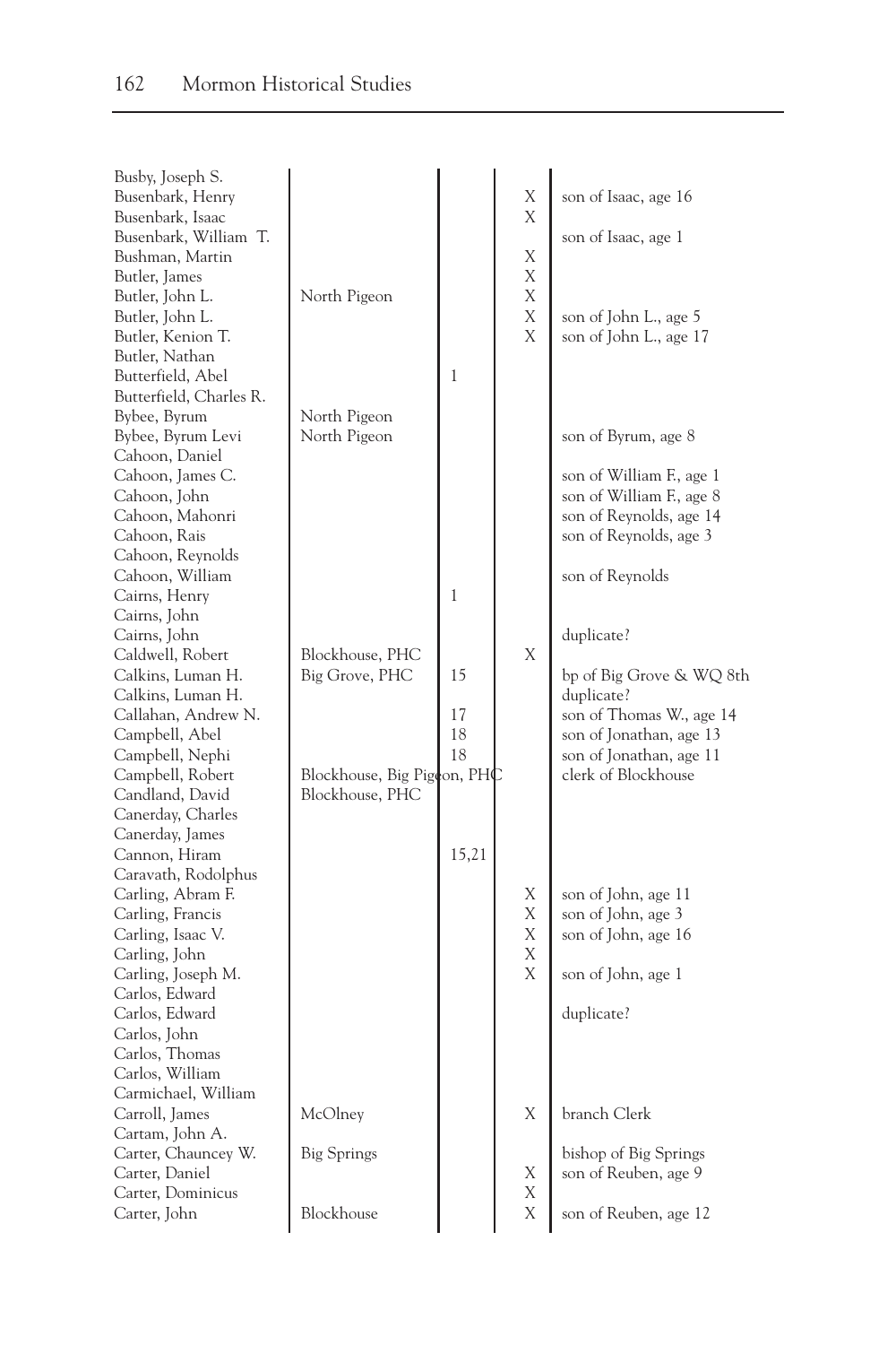| | | | | |
|---|---|---|---|---|
| Busby, Joseph S. | | | | |
| Busenbark, Henry | | | X | son of Isaac, age 16 |
| Busenbark, Isaac | | | X | |
| Busenbark, William T. | | | | son of Isaac, age 1 |
| Bushman, Martin | | | X | |
| Butler, James | | | X | |
| Butler, John L. | North Pigeon | | X | |
| Butler, John L. | | | X | son of John L., age 5 |
| Butler, Kenion T. | | | X | son of John L., age 17 |
| Butler, Nathan | | | | |
| Butterfield, Abel | | 1 | | |
| Butterfield, Charles R. | | | | |
| Bybee, Byrum | North Pigeon | | | |
| Bybee, Byrum Levi | North Pigeon | | | son of Byrum, age 8 |
| Cahoon, Daniel | | | | |
| Cahoon, James C. | | | | son of William F., age 1 |
| Cahoon, John | | | | son of William F., age 8 |
| Cahoon, Mahonri | | | | son of Reynolds, age 14 |
| Cahoon, Rais | | | | son of Reynolds, age 3 |
| Cahoon, Reynolds | | | | |
| Cahoon, William | | | | son of Reynolds |
| Cairns, Henry | | 1 | | |
| Cairns, John | | | | |
| Cairns, John | | | | duplicate? |
| Caldwell, Robert | Blockhouse, PHC | | X | |
| Calkins, Luman H. | Big Grove, PHC | 15 | | bp of Big Grove & WQ 8th |
| Calkins, Luman H. | | | | duplicate? |
| Callahan, Andrew N. | | 17 | | son of Thomas W., age 14 |
| Campbell, Abel | | 18 | | son of Jonathan, age 13 |
| Campbell, Nephi | | 18 | | son of Jonathan, age 11 |
| Campbell, Robert | Blockhouse, Big Pigeon, PHC | | | clerk of Blockhouse |
| Candland, David | Blockhouse, PHC | | | |
| Canerday, Charles | | | | |
| Canerday, James | | | | |
| Cannon, Hiram | | 15,21 | | |
| Caravath, Rodolphus | | | | |
| Carling, Abram F. | | | X | son of John, age 11 |
| Carling, Francis | | | X | son of John, age 3 |
| Carling, Isaac V. | | | X | son of John, age 16 |
| Carling, John | | | X | |
| Carling, Joseph M. | | | X | son of John, age 1 |
| Carlos, Edward | | | | |
| Carlos, Edward | | | | duplicate? |
| Carlos, John | | | | |
| Carlos, Thomas | | | | |
| Carlos, William | | | | |
| Carmichael, William | | | | |
| Carroll, James | McOlney | | X | branch Clerk |
| Cartam, John A. | | | | |
| Carter, Chauncey W. | Big Springs | | | bishop of Big Springs |
| Carter, Daniel | | | X | son of Reuben, age 9 |
| Carter, Dominicus | | | X | |
| Carter, John | Blockhouse | | X | son of Reuben, age 12 |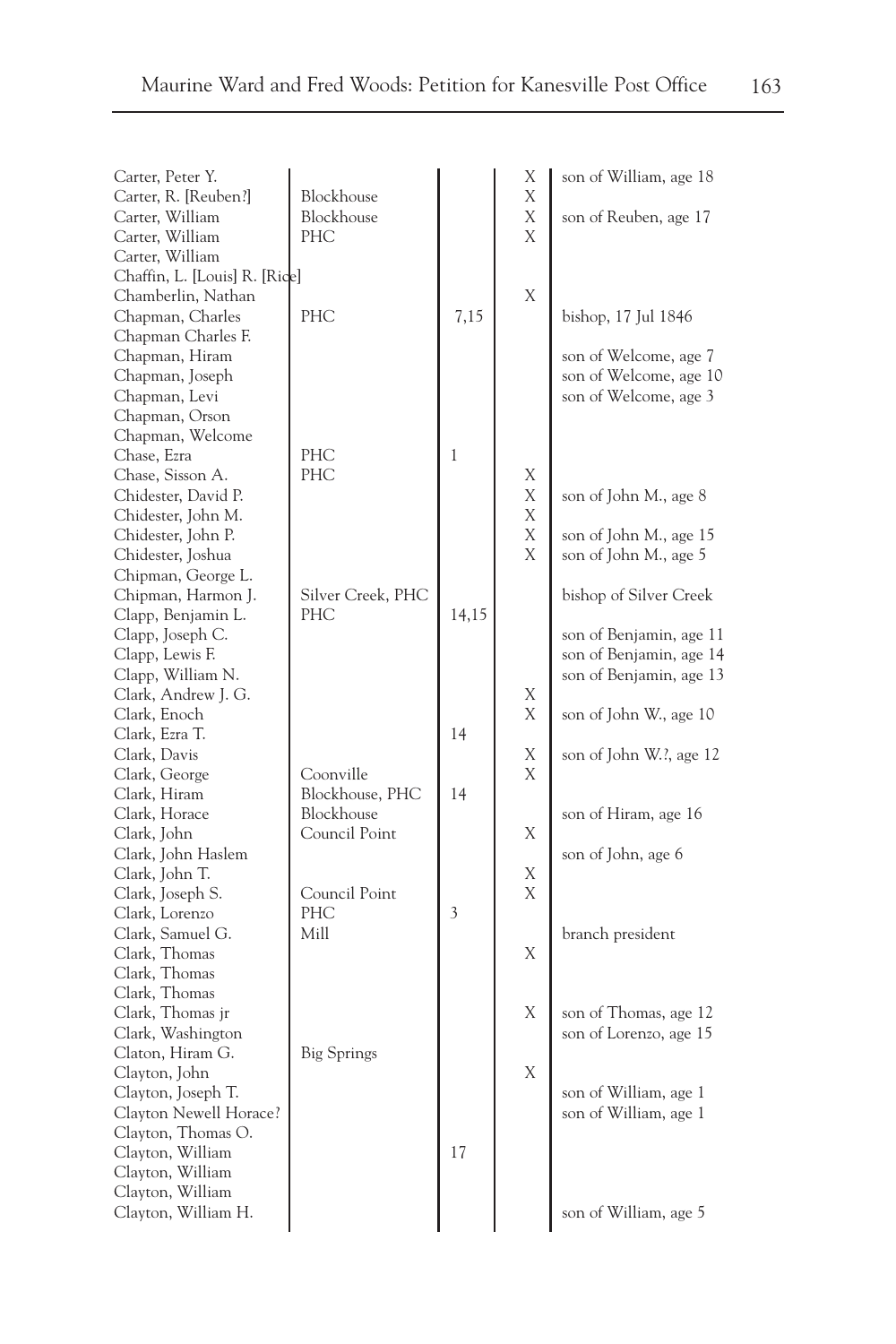| | | | | |
|---|---|---|---|---|
| Carter, Peter Y. | | | X | son of William, age 18 |
| Carter, R. [Reuben?] | Blockhouse | | X | |
| Carter, William | Blockhouse | | X | son of Reuben, age 17 |
| Carter, William | PHC | | X | |
| Carter, William | | | | |
| Chaffin, L. [Louis] R. [Rice] | | | | |
| Chamberlin, Nathan | | | X | |
| Chapman, Charles | PHC | 7,15 | | bishop, 17 Jul 1846 |
| Chapman Charles F. | | | | |
| Chapman, Hiram | | | | son of Welcome, age 7 |
| Chapman, Joseph | | | | son of Welcome, age 10 |
| Chapman, Levi | | | | son of Welcome, age 3 |
| Chapman, Orson | | | | |
| Chapman, Welcome | | | | |
| Chase, Ezra | PHC | 1 | | |
| Chase, Sisson A. | PHC | | X | |
| Chidester, David P. | | | X | son of John M., age 8 |
| Chidester, John M. | | | X | |
| Chidester, John P. | | | X | son of John M., age 15 |
| Chidester, Joshua | | | X | son of John M., age 5 |
| Chipman, George L. | | | | |
| Chipman, Harmon J. | Silver Creek, PHC | | | bishop of Silver Creek |
| Clapp, Benjamin L. | PHC | 14,15 | | |
| Clapp, Joseph C. | | | | son of Benjamin, age 11 |
| Clapp, Lewis F. | | | | son of Benjamin, age 14 |
| Clapp, William N. | | | | son of Benjamin, age 13 |
| Clark, Andrew J. G. | | | X | |
| Clark, Enoch | | | X | son of John W., age 10 |
| Clark, Ezra T. | | 14 | | |
| Clark, Davis | | | X | son of John W.?, age 12 |
| Clark, George | Coonville | | X | |
| Clark, Hiram | Blockhouse, PHC | 14 | | |
| Clark, Horace | Blockhouse | | | son of Hiram, age 16 |
| Clark, John | Council Point | | X | |
| Clark, John Haslem | | | | son of John, age 6 |
| Clark, John T. | | | X | |
| Clark, Joseph S. | Council Point | | X | |
| Clark, Lorenzo | PHC | 3 | | |
| Clark, Samuel G. | Mill | | | branch president |
| Clark, Thomas | | | X | |
| Clark, Thomas | | | | |
| Clark, Thomas | | | | |
| Clark, Thomas jr | | | X | son of Thomas, age 12 |
| Clark, Washington | | | | son of Lorenzo, age 15 |
| Claton, Hiram G. | Big Springs | | | |
| Clayton, John | | | X | |
| Clayton, Joseph T. | | | | son of William, age 1 |
| Clayton Newell Horace? | | | | son of William, age 1 |
| Clayton, Thomas O. | | | | |
| Clayton, William | | 17 | | |
| Clayton, William | | | | |
| Clayton, William | | | | |
| Clayton, William H. | | | | son of William, age 5 |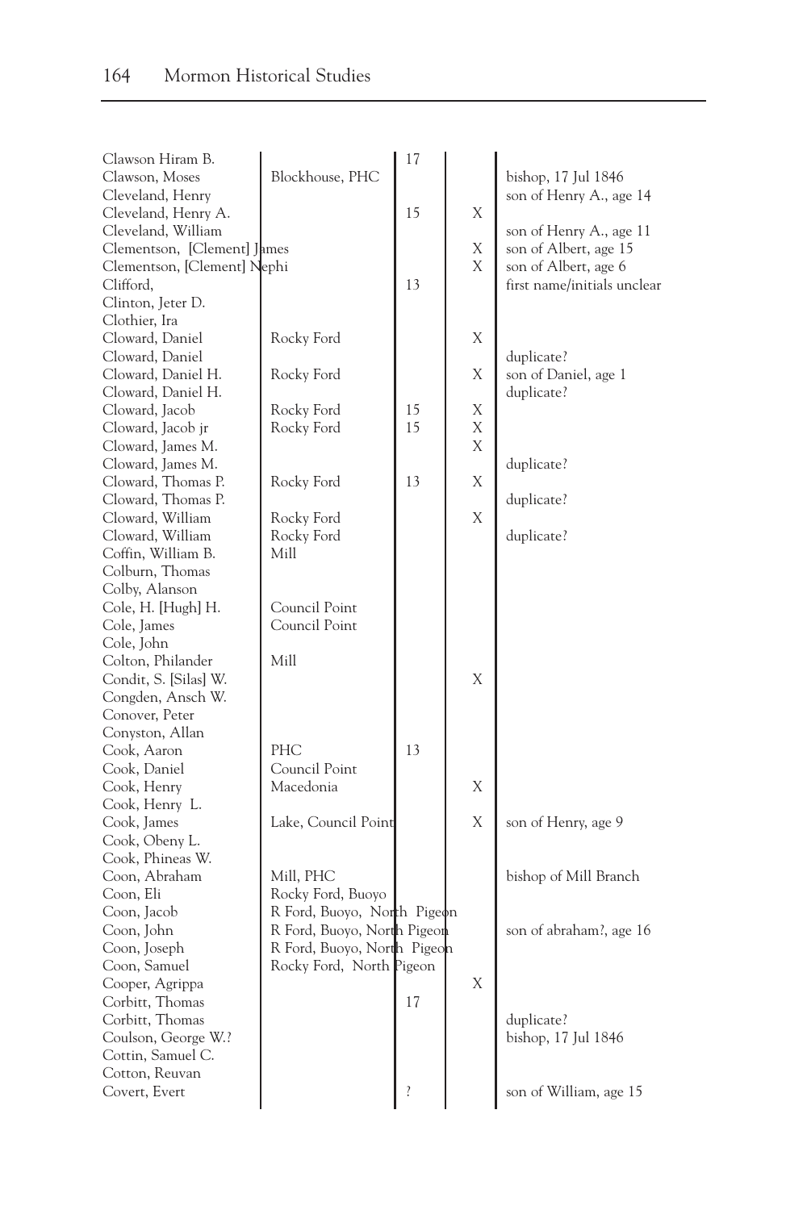| | | | | |
|---|---|---|---|---|
| Clawson Hiram B. | | 17 | | |
| Clawson, Moses | Blockhouse, PHC | | | bishop, 17 Jul 1846 |
| Cleveland, Henry | | | | son of Henry A., age 14 |
| Cleveland, Henry A. | | 15 | X | |
| Cleveland, William | | | | son of Henry A., age 11 |
| Clementson, [Clement] James | | | X | son of Albert, age 15 |
| Clementson, [Clement] Nephi | | | X | son of Albert, age 6 |
| Clifford, | | 13 | | first name/initials unclear |
| Clinton, Jeter D. | | | | |
| Clothier, Ira | | | | |
| Cloward, Daniel | Rocky Ford | | X | |
| Cloward, Daniel | | | | duplicate? |
| Cloward, Daniel H. | Rocky Ford | | X | son of Daniel, age 1 |
| Cloward, Daniel H. | | | | duplicate? |
| Cloward, Jacob | Rocky Ford | 15 | X | |
| Cloward, Jacob jr | Rocky Ford | 15 | X | |
| Cloward, James M. | | | X | |
| Cloward, James M. | | | | duplicate? |
| Cloward, Thomas P. | Rocky Ford | 13 | X | |
| Cloward, Thomas P. | | | | duplicate? |
| Cloward, William | Rocky Ford | | X | |
| Cloward, William | Rocky Ford | | | duplicate? |
| Coffin, William B. | Mill | | | |
| Colburn, Thomas | | | | |
| Colby, Alanson | | | | |
| Cole, H. [Hugh] H. | Council Point | | | |
| Cole, James | Council Point | | | |
| Cole, John | | | | |
| Colton, Philander | Mill | | | |
| Condit, S. [Silas] W. | | | X | |
| Congden, Ansch W. | | | | |
| Conover, Peter | | | | |
| Conyston, Allan | | | | |
| Cook, Aaron | PHC | 13 | | |
| Cook, Daniel | Council Point | | | |
| Cook, Henry | Macedonia | | X | |
| Cook, Henry L. | | | | |
| Cook, James | Lake, Council Point | | X | son of Henry, age 9 |
| Cook, Obeny L. | | | | |
| Cook, Phineas W. | | | | |
| Coon, Abraham | Mill, PHC | | | bishop of Mill Branch |
| Coon, Eli | Rocky Ford, Buoyo | | | |
| Coon, Jacob | R Ford, Buoyo, North Pigeon | | | |
| Coon, John | R Ford, Buoyo, North Pigeon | | | son of abraham?, age 16 |
| Coon, Joseph | R Ford, Buoyo, North Pigeon | | | |
| Coon, Samuel | Rocky Ford, North Pigeon | | | |
| Cooper, Agrippa | | | X | |
| Corbitt, Thomas | | 17 | | |
| Corbitt, Thomas | | | | duplicate? |
| Coulson, George W.? | | | | bishop, 17 Jul 1846 |
| Cottin, Samuel C. | | | | |
| Cotton, Reuvan | | | | |
| Covert, Evert | | ? | | son of William, age 15 |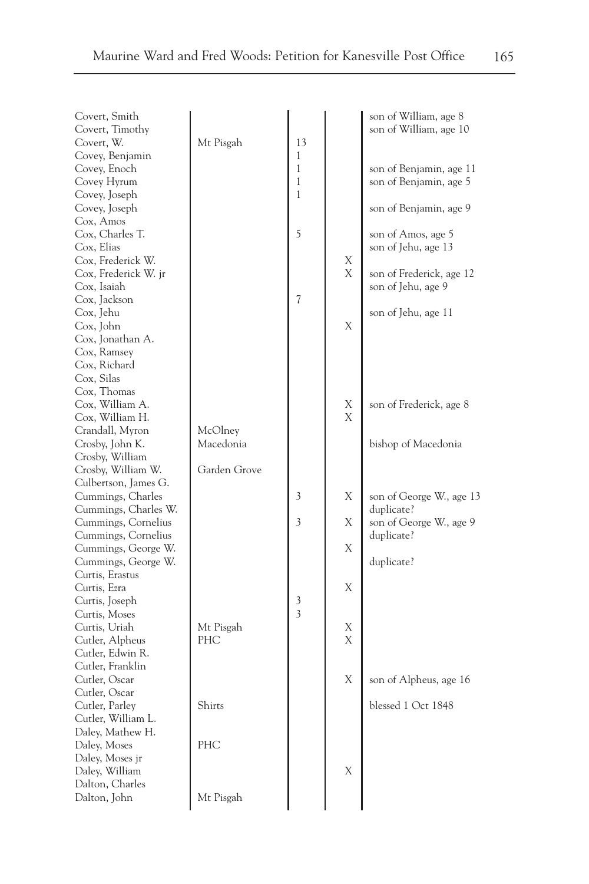| | | | | |
|---|---|---|---|---|
| Covert, Smith | | | | son of William, age 8 |
| Covert, Timothy | | | | son of William, age 10 |
| Covert, W. | Mt Pisgah | 13 | | |
| Covey, Benjamin | | 1 | | |
| Covey, Enoch | | 1 | | son of Benjamin, age 11 |
| Covey Hyrum | | 1 | | son of Benjamin, age 5 |
| Covey, Joseph | | 1 | | |
| Covey, Joseph | | | | son of Benjamin, age 9 |
| Cox, Amos | | | | |
| Cox, Charles T. | | 5 | | son of Amos, age 5 |
| Cox, Elias | | | | son of Jehu, age 13 |
| Cox, Frederick W. | | | X | |
| Cox, Frederick W. jr | | | X | son of Frederick, age 12 |
| Cox, Isaiah | | | | son of Jehu, age 9 |
| Cox, Jackson | | 7 | | |
| Cox, Jehu | | | | son of Jehu, age 11 |
| Cox, John | | | X | |
| Cox, Jonathan A. | | | | |
| Cox, Ramsey | | | | |
| Cox, Richard | | | | |
| Cox, Silas | | | | |
| Cox, Thomas | | | | |
| Cox, William A. | | | X | son of Frederick, age 8 |
| Cox, William H. | | | X | |
| Crandall, Myron | McOlney | | | |
| Crosby, John K. | Macedonia | | | bishop of Macedonia |
| Crosby, William | | | | |
| Crosby, William W. | Garden Grove | | | |
| Culbertson, James G. | | | | |
| Cummings, Charles | | 3 | X | son of George W., age 13 |
| Cummings, Charles W. | | | | duplicate? |
| Cummings, Cornelius | | 3 | X | son of George W., age 9 |
| Cummings, Cornelius | | | | duplicate? |
| Cummings, George W. | | | X | |
| Cummings, George W. | | | | duplicate? |
| Curtis, Erastus | | | | |
| Curtis, Ezra | | | X | |
| Curtis, Joseph | | 3 | | |
| Curtis, Moses | | 3 | | |
| Curtis, Uriah | Mt Pisgah | | X | |
| Cutler, Alpheus | PHC | | X | |
| Cutler, Edwin R. | | | | |
| Cutler, Franklin | | | | |
| Cutler, Oscar | | | X | son of Alpheus, age 16 |
| Cutler, Oscar | | | | |
| Cutler, Parley | Shirts | | | blessed 1 Oct 1848 |
| Cutler, William L. | | | | |
| Daley, Mathew H. | | | | |
| Daley, Moses | PHC | | | |
| Daley, Moses jr | | | | |
| Daley, William | | | X | |
| Dalton, Charles | | | | |
| Dalton, John | Mt Pisgah | | | |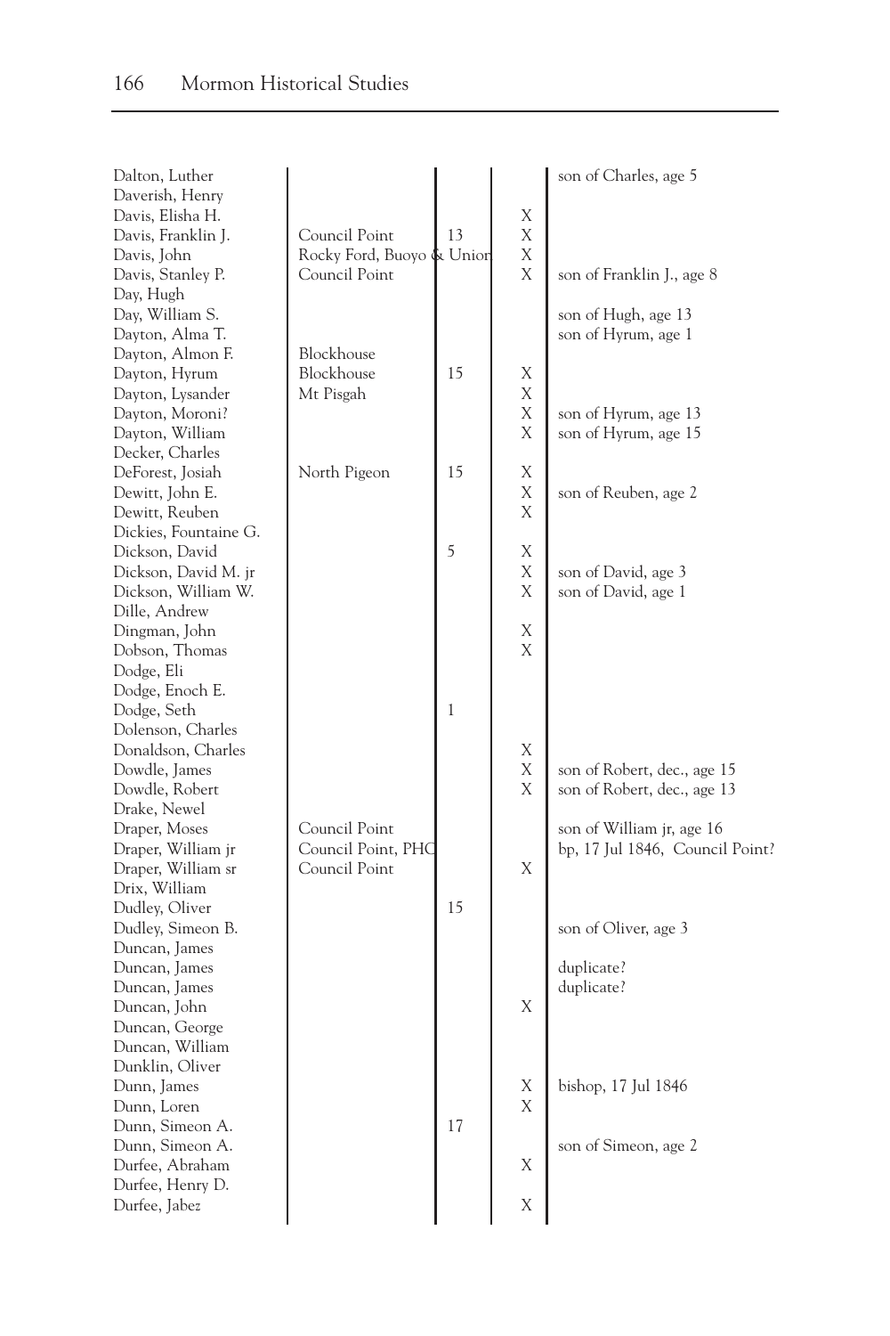| | | | | |
|---|---|---|---|---|
| Dalton, Luther | | | | son of Charles, age 5 |
| Daverish, Henry | | | | |
| Davis, Elisha H. | | | X | |
| Davis, Franklin J. | Council Point | 13 | X | |
| Davis, John | Rocky Ford, Buoyo & Union | | X | |
| Davis, Stanley P. | Council Point | | X | son of Franklin J., age 8 |
| Day, Hugh | | | | |
| Day, William S. | | | | son of Hugh, age 13 |
| Dayton, Alma T. | | | | son of Hyrum, age 1 |
| Dayton, Almon F. | Blockhouse | | | |
| Dayton, Hyrum | Blockhouse | 15 | X | |
| Dayton, Lysander | Mt Pisgah | | X | |
| Dayton, Moroni? | | | X | son of Hyrum, age 13 |
| Dayton, William | | | X | son of Hyrum, age 15 |
| Decker, Charles | | | | |
| DeForest, Josiah | North Pigeon | 15 | X | |
| Dewitt, John E. | | | X | son of Reuben, age 2 |
| Dewitt, Reuben | | | X | |
| Dickies, Fountaine G. | | | | |
| Dickson, David | | 5 | X | |
| Dickson, David M. jr | | | X | son of David, age 3 |
| Dickson, William W. | | | X | son of David, age 1 |
| Dille, Andrew | | | | |
| Dingman, John | | | X | |
| Dobson, Thomas | | | X | |
| Dodge, Eli | | | | |
| Dodge, Enoch E. | | | | |
| Dodge, Seth | | 1 | | |
| Dolenson, Charles | | | | |
| Donaldson, Charles | | | X | |
| Dowdle, James | | | X | son of Robert, dec., age 15 |
| Dowdle, Robert | | | X | son of Robert, dec., age 13 |
| Drake, Newel | | | | |
| Draper, Moses | Council Point | | | son of William jr, age 16 |
| Draper, William jr | Council Point, PHC | | | bp, 17 Jul 1846, Council Point? |
| Draper, William sr | Council Point | | X | |
| Drix, William | | | | |
| Dudley, Oliver | | 15 | | |
| Dudley, Simeon B. | | | | son of Oliver, age 3 |
| Duncan, James | | | | |
| Duncan, James | | | | duplicate? |
| Duncan, James | | | | duplicate? |
| Duncan, John | | | X | |
| Duncan, George | | | | |
| Duncan, William | | | | |
| Dunklin, Oliver | | | | |
| Dunn, James | | | X | bishop, 17 Jul 1846 |
| Dunn, Loren | | | X | |
| Dunn, Simeon A. | | 17 | | |
| Dunn, Simeon A. | | | | son of Simeon, age 2 |
| Durfee, Abraham | | | X | |
| Durfee, Henry D. | | | | |
| Durfee, Jabez | | | X | |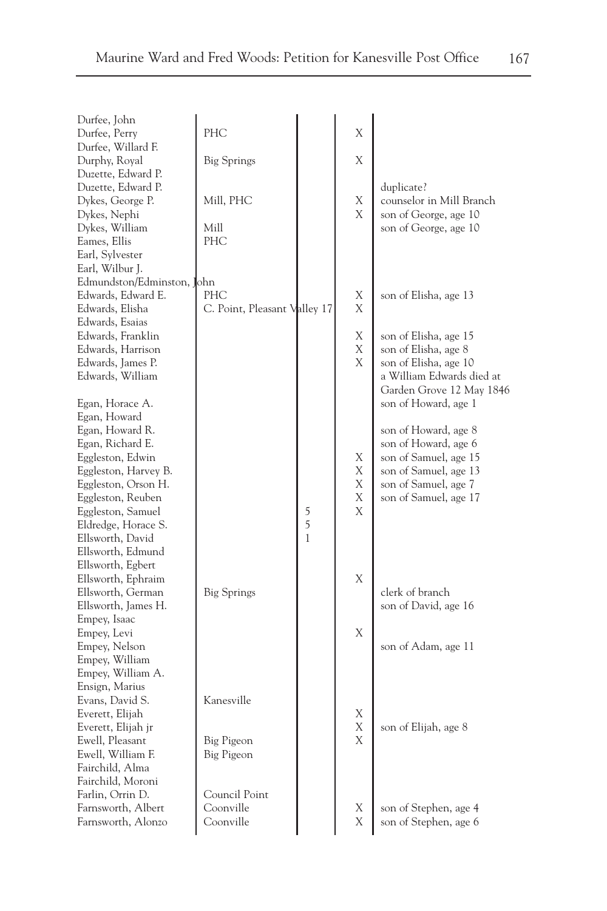| | | | | |
|---|---|---|---|---|
| Durfee, John | | | | |
| Durfee, Perry | PHC | | X | |
| Durfee, Willard F. | | | | |
| Durphy, Royal | Big Springs | | X | |
| Duzette, Edward P. | | | | |
| Duzette, Edward P. | | | | duplicate? |
| Dykes, George P. | Mill, PHC | | X | counselor in Mill Branch |
| Dykes, Nephi | | | X | son of George, age 10 |
| Dykes, William | Mill | | | son of George, age 10 |
| Eames, Ellis | PHC | | | |
| Earl, Sylvester | | | | |
| Earl, Wilbur J. | | | | |
| Edmundston/Edminston, John | | | | |
| Edwards, Edward E. | PHC | | X | son of Elisha, age 13 |
| Edwards, Elisha | C. Point, Pleasant Valley 17 | | X | |
| Edwards, Esaias | | | | |
| Edwards, Franklin | | | X | son of Elisha, age 15 |
| Edwards, Harrison | | | X | son of Elisha, age 8 |
| Edwards, James P. | | | X | son of Elisha, age 10 |
| Edwards, William | | | | a William Edwards died at Garden Grove 12 May 1846 |
| Egan, Horace A. | | | | son of Howard, age 1 |
| Egan, Howard | | | | |
| Egan, Howard R. | | | | son of Howard, age 8 |
| Egan, Richard E. | | | | son of Howard, age 6 |
| Eggleston, Edwin | | | X | son of Samuel, age 15 |
| Eggleston, Harvey B. | | | X | son of Samuel, age 13 |
| Eggleston, Orson H. | | | X | son of Samuel, age 7 |
| Eggleston, Reuben | | | X | son of Samuel, age 17 |
| Eggleston, Samuel | | 5 | X | |
| Eldredge, Horace S. | | 5 | | |
| Ellsworth, David | | 1 | | |
| Ellsworth, Edmund | | | | |
| Ellsworth, Egbert | | | | |
| Ellsworth, Ephraim | | | X | |
| Ellsworth, German | Big Springs | | | clerk of branch |
| Ellsworth, James H. | | | | son of David, age 16 |
| Empey, Isaac | | | | |
| Empey, Levi | | | X | |
| Empey, Nelson | | | | son of Adam, age 11 |
| Empey, William | | | | |
| Empey, William A. | | | | |
| Ensign, Marius | | | | |
| Evans, David S. | Kanesville | | | |
| Everett, Elijah | | | X | |
| Everett, Elijah jr | | | X | son of Elijah, age 8 |
| Ewell, Pleasant | Big Pigeon | | X | |
| Ewell, William F. | Big Pigeon | | | |
| Fairchild, Alma | | | | |
| Fairchild, Moroni | | | | |
| Farlin, Orrin D. | Council Point | | | |
| Farnsworth, Albert | Coonville | | X | son of Stephen, age 4 |
| Farnsworth, Alonzo | Coonville | | X | son of Stephen, age 6 |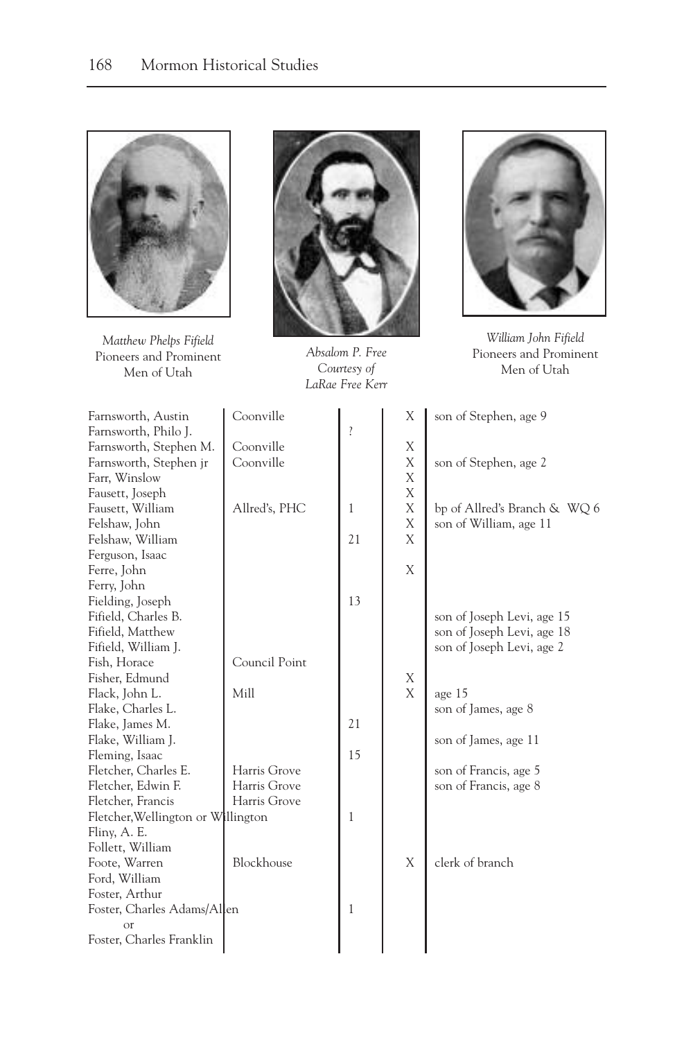*Matthew Phelps Fifield*
Pioneers and Prominent Men of Utah

*Absalom P. Free*
*Courtesy of LaRae Free Kerr*

*William John Fifield*
Pioneers and Prominent Men of Utah

| | | | | |
|---|---|---|---|---|
| Farnsworth, Austin | Coonville | | X | son of Stephen, age 9 |
| Farnsworth, Philo J. | | ? | | |
| Farnsworth, Stephen M. | Coonville | | X | |
| Farnsworth, Stephen jr | Coonville | | X | son of Stephen, age 2 |
| Farr, Winslow | | | X | |
| Fausett, Joseph | | | X | |
| Fausett, William | Allred's, PHC | 1 | X | bp of Allred's Branch & WQ 6 |
| Felshaw, John | | | X | son of William, age 11 |
| Felshaw, William | | 21 | X | |
| Ferguson, Isaac | | | | |
| Ferre, John | | | X | |
| Ferry, John | | | | |
| Fielding, Joseph | | 13 | | |
| Fifield, Charles B. | | | | son of Joseph Levi, age 15 |
| Fifield, Matthew | | | | son of Joseph Levi, age 18 |
| Fifield, William J. | | | | son of Joseph Levi, age 2 |
| Fish, Horace | Council Point | | | |
| Fisher, Edmund | | | X | |
| Flack, John L. | Mill | | X | age 15 |
| Flake, Charles L. | | | | son of James, age 8 |
| Flake, James M. | | 21 | | |
| Flake, William J. | | | | son of James, age 11 |
| Fleming, Isaac | | 15 | | |
| Fletcher, Charles E. | Harris Grove | | | son of Francis, age 5 |
| Fletcher, Edwin F. | Harris Grove | | | son of Francis, age 8 |
| Fletcher, Francis | Harris Grove | | | |
| Fletcher, Wellington or Willington | | 1 | | |
| Fliny, A. E. | | | | |
| Follett, William | | | | |
| Foote, Warren | Blockhouse | | X | clerk of branch |
| Ford, William | | | | |
| Foster, Arthur | | | | |
| Foster, Charles Adams/Allen or Foster, Charles Franklin | | 1 | | |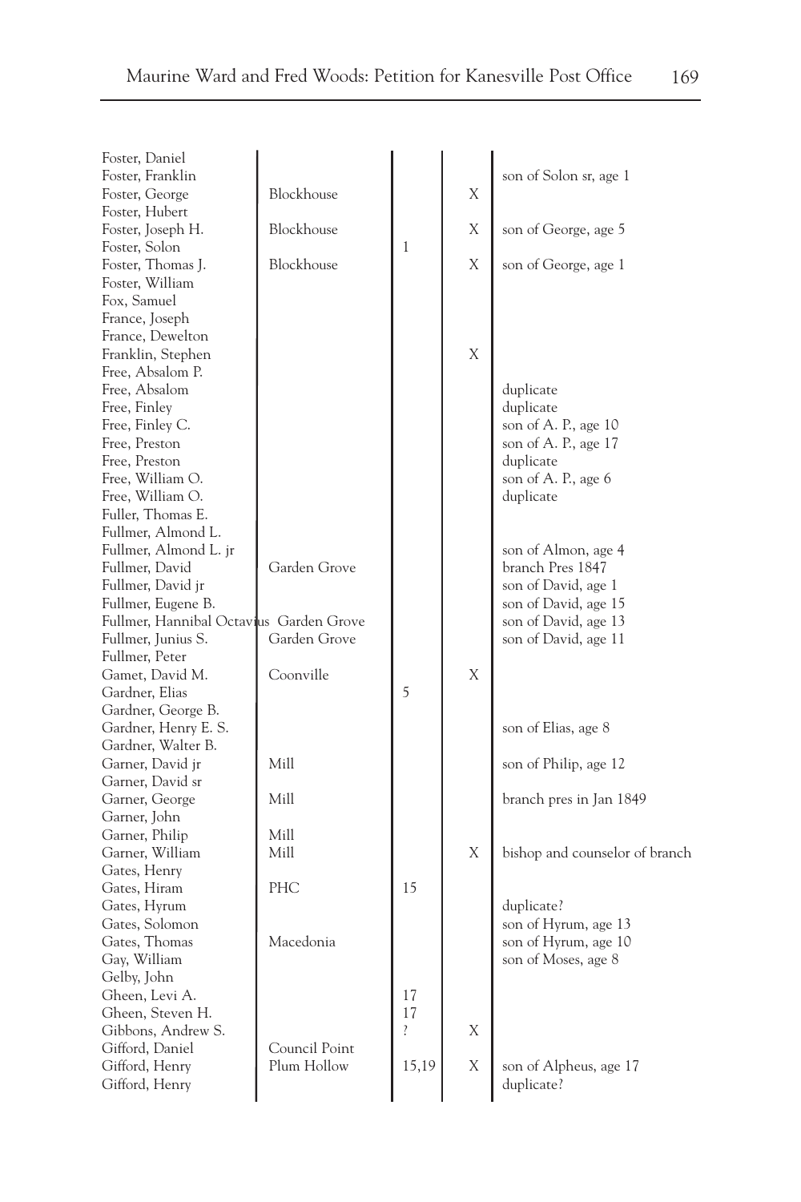| | | | | |
|---|---|---|---|---|
| Foster, Daniel | | | | |
| Foster, Franklin | | | | son of Solon sr, age 1 |
| Foster, George | Blockhouse | | X | |
| Foster, Hubert | | | | |
| Foster, Joseph H. | Blockhouse | | X | son of George, age 5 |
| Foster, Solon | | 1 | | |
| Foster, Thomas J. | Blockhouse | | X | son of George, age 1 |
| Foster, William | | | | |
| Fox, Samuel | | | | |
| France, Joseph | | | | |
| France, Dewelton | | | | |
| Franklin, Stephen | | | X | |
| Free, Absalom P. | | | | |
| Free, Absalom | | | | duplicate |
| Free, Finley | | | | duplicate |
| Free, Finley C. | | | | son of A. P., age 10 |
| Free, Preston | | | | son of A. P., age 17 |
| Free, Preston | | | | duplicate |
| Free, William O. | | | | son of A. P., age 6 |
| Free, William O. | | | | duplicate |
| Fuller, Thomas E. | | | | |
| Fullmer, Almond L. | | | | |
| Fullmer, Almond L. jr | | | | son of Almon, age 4 |
| Fullmer, David | Garden Grove | | | branch Pres 1847 |
| Fullmer, David jr | | | | son of David, age 1 |
| Fullmer, Eugene B. | | | | son of David, age 15 |
| Fullmer, Hannibal Octavius | Garden Grove | | | son of David, age 13 |
| Fullmer, Junius S. | Garden Grove | | | son of David, age 11 |
| Fullmer, Peter | | | | |
| Gamet, David M. | Coonville | | X | |
| Gardner, Elias | | 5 | | |
| Gardner, George B. | | | | |
| Gardner, Henry E. S. | | | | son of Elias, age 8 |
| Gardner, Walter B. | | | | |
| Garner, David jr | Mill | | | son of Philip, age 12 |
| Garner, David sr | | | | |
| Garner, George | Mill | | | branch pres in Jan 1849 |
| Garner, John | | | | |
| Garner, Philip | Mill | | | |
| Garner, William | Mill | | X | bishop and counselor of branch |
| Gates, Henry | | | | |
| Gates, Hiram | PHC | 15 | | |
| Gates, Hyrum | | | | duplicate? |
| Gates, Solomon | | | | son of Hyrum, age 13 |
| Gates, Thomas | Macedonia | | | son of Hyrum, age 10 |
| Gay, William | | | | son of Moses, age 8 |
| Gelby, John | | | | |
| Gheen, Levi A. | | 17 | | |
| Gheen, Steven H. | | 17 | | |
| Gibbons, Andrew S. | | ? | X | |
| Gifford, Daniel | Council Point | | | |
| Gifford, Henry | Plum Hollow | 15,19 | X | son of Alpheus, age 17 |
| Gifford, Henry | | | | duplicate? |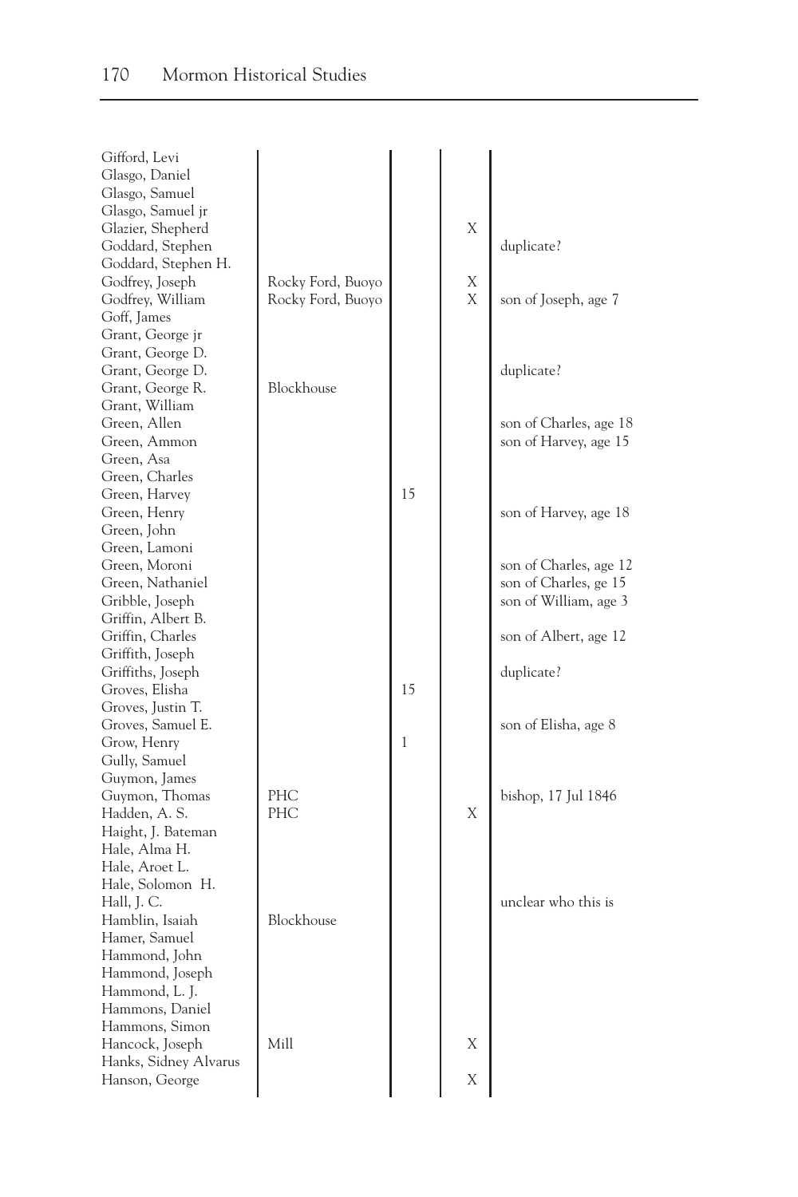| | | | | |
|---|---|---|---|---|
| Gifford, Levi | | | | |
| Glasgo, Daniel | | | | |
| Glasgo, Samuel | | | | |
| Glasgo, Samuel jr | | | | |
| Glazier, Shepherd | | | X | |
| Goddard, Stephen | | | | duplicate? |
| Goddard, Stephen H. | | | | |
| Godfrey, Joseph | Rocky Ford, Buoyo | | X | |
| Godfrey, William | Rocky Ford, Buoyo | | X | son of Joseph, age 7 |
| Goff, James | | | | |
| Grant, George jr | | | | |
| Grant, George D. | | | | |
| Grant, George D. | | | | duplicate? |
| Grant, George R. | Blockhouse | | | |
| Grant, William | | | | |
| Green, Allen | | | | son of Charles, age 18 |
| Green, Ammon | | | | son of Harvey, age 15 |
| Green, Asa | | | | |
| Green, Charles | | | | |
| Green, Harvey | | 15 | | |
| Green, Henry | | | | son of Harvey, age 18 |
| Green, John | | | | |
| Green, Lamoni | | | | |
| Green, Moroni | | | | son of Charles, age 12 |
| Green, Nathaniel | | | | son of Charles, ge 15 |
| Gribble, Joseph | | | | son of William, age 3 |
| Griffin, Albert B. | | | | |
| Griffin, Charles | | | | son of Albert, age 12 |
| Griffith, Joseph | | | | |
| Griffiths, Joseph | | | | duplicate? |
| Groves, Elisha | | 15 | | |
| Groves, Justin T. | | | | |
| Groves, Samuel E. | | | | son of Elisha, age 8 |
| Grow, Henry | | 1 | | |
| Gully, Samuel | | | | |
| Guymon, James | | | | |
| Guymon, Thomas | PHC | | | bishop, 17 Jul 1846 |
| Hadden, A. S. | PHC | | X | |
| Haight, J. Bateman | | | | |
| Hale, Alma H. | | | | |
| Hale, Aroet L. | | | | |
| Hale, Solomon H. | | | | |
| Hall, J. C. | | | | unclear who this is |
| Hamblin, Isaiah | Blockhouse | | | |
| Hamer, Samuel | | | | |
| Hammond, John | | | | |
| Hammond, Joseph | | | | |
| Hammond, L. J. | | | | |
| Hammons, Daniel | | | | |
| Hammons, Simon | | | | |
| Hancock, Joseph | Mill | | X | |
| Hanks, Sidney Alvarus | | | | |
| Hanson, George | | | X | |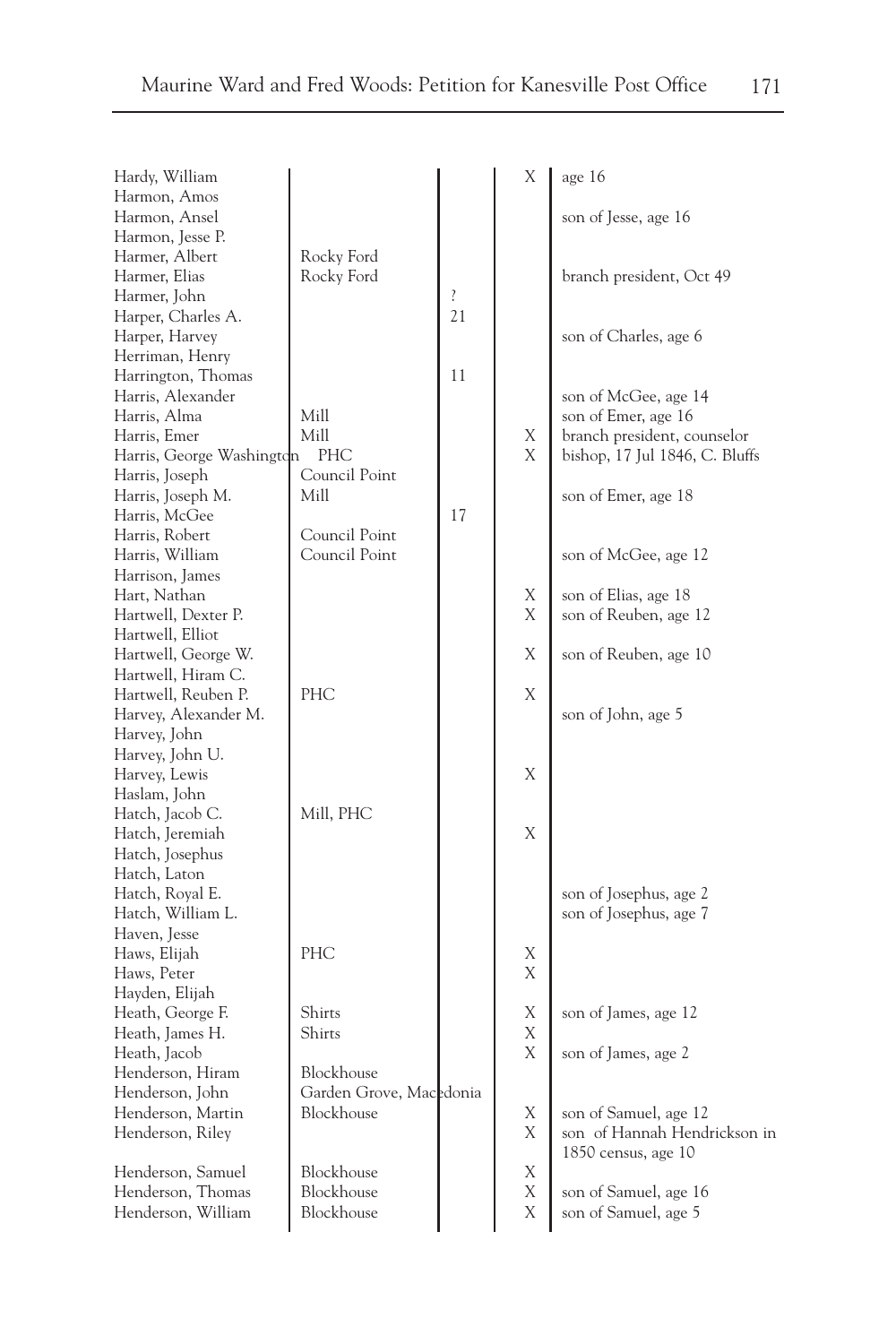| | | | | |
|---|---|---|---|---|
| Hardy, William | | | X | age 16 |
| Harmon, Amos | | | | |
| Harmon, Ansel | | | | son of Jesse, age 16 |
| Harmon, Jesse P. | | | | |
| Harmer, Albert | Rocky Ford | | | |
| Harmer, Elias | Rocky Ford | | | branch president, Oct 49 |
| Harmer, John | | ? | | |
| Harper, Charles A. | | 21 | | |
| Harper, Harvey | | | | son of Charles, age 6 |
| Herriman, Henry | | | | |
| Harrington, Thomas | | 11 | | |
| Harris, Alexander | | | | son of McGee, age 14 |
| Harris, Alma | Mill | | | son of Emer, age 16 |
| Harris, Emer | Mill | | X | branch president, counselor |
| Harris, George Washington | PHC | | X | bishop, 17 Jul 1846, C. Bluffs |
| Harris, Joseph | Council Point | | | |
| Harris, Joseph M. | Mill | | | son of Emer, age 18 |
| Harris, McGee | | 17 | | |
| Harris, Robert | Council Point | | | |
| Harris, William | Council Point | | | son of McGee, age 12 |
| Harrison, James | | | | |
| Hart, Nathan | | | X | son of Elias, age 18 |
| Hartwell, Dexter P. | | | X | son of Reuben, age 12 |
| Hartwell, Elliot | | | | |
| Hartwell, George W. | | | X | son of Reuben, age 10 |
| Hartwell, Hiram C. | | | | |
| Hartwell, Reuben P. | PHC | | X | |
| Harvey, Alexander M. | | | | son of John, age 5 |
| Harvey, John | | | | |
| Harvey, John U. | | | | |
| Harvey, Lewis | | | X | |
| Haslam, John | | | | |
| Hatch, Jacob C. | Mill, PHC | | | |
| Hatch, Jeremiah | | | X | |
| Hatch, Josephus | | | | |
| Hatch, Laton | | | | |
| Hatch, Royal E. | | | | son of Josephus, age 2 |
| Hatch, William L. | | | | son of Josephus, age 7 |
| Haven, Jesse | | | | |
| Haws, Elijah | PHC | | X | |
| Haws, Peter | | | X | |
| Hayden, Elijah | | | | |
| Heath, George F. | Shirts | | X | son of James, age 12 |
| Heath, James H. | Shirts | | X | |
| Heath, Jacob | | | X | son of James, age 2 |
| Henderson, Hiram | Blockhouse | | | |
| Henderson, John | Garden Grove, Macedonia | | | |
| Henderson, Martin | Blockhouse | | X | son of Samuel, age 12 |
| Henderson, Riley | | | X | son of Hannah Hendrickson in 1850 census, age 10 |
| Henderson, Samuel | Blockhouse | | X | |
| Henderson, Thomas | Blockhouse | | X | son of Samuel, age 16 |
| Henderson, William | Blockhouse | | X | son of Samuel, age 5 |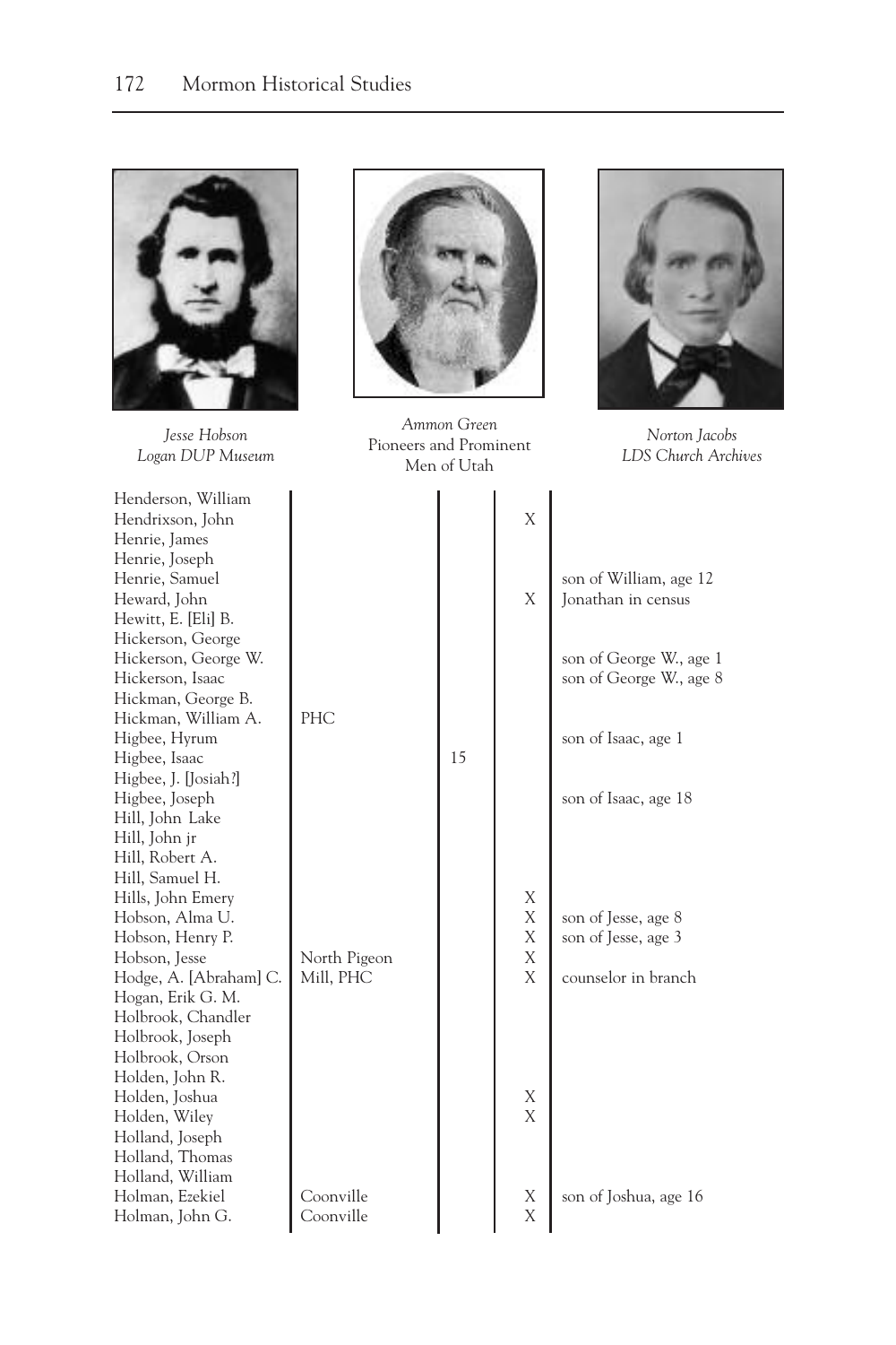*Jesse Hobson*
*Logan DUP Museum*

*Ammon Green*
Pioneers and Prominent Men of Utah

*Norton Jacobs*
*LDS Church Archives*

| | | | | |
|---|---|---|---|---|
| Henderson, William | | | | |
| Hendrixson, John | | | X | |
| Henrie, James | | | | |
| Henrie, Joseph | | | | |
| Henrie, Samuel | | | | son of William, age 12 |
| Heward, John | | | X | Jonathan in census |
| Hewitt, E. [Eli] B. | | | | |
| Hickerson, George | | | | |
| Hickerson, George W. | | | | son of George W., age 1 |
| Hickerson, Isaac | | | | son of George W., age 8 |
| Hickman, George B. | | | | |
| Hickman, William A. | PHC | | | |
| Higbee, Hyrum | | | | son of Isaac, age 1 |
| Higbee, Isaac | | 15 | | |
| Higbee, J. [Josiah?] | | | | |
| Higbee, Joseph | | | | son of Isaac, age 18 |
| Hill, John Lake | | | | |
| Hill, John jr | | | | |
| Hill, Robert A. | | | | |
| Hill, Samuel H. | | | | |
| Hills, John Emery | | | X | |
| Hobson, Alma U. | | | X | son of Jesse, age 8 |
| Hobson, Henry P. | | | X | son of Jesse, age 3 |
| Hobson, Jesse | North Pigeon | | X | |
| Hodge, A. [Abraham] C. | Mill, PHC | | X | counselor in branch |
| Hogan, Erik G. M. | | | | |
| Holbrook, Chandler | | | | |
| Holbrook, Joseph | | | | |
| Holbrook, Orson | | | | |
| Holden, John R. | | | | |
| Holden, Joshua | | | X | |
| Holden, Wiley | | | X | |
| Holland, Joseph | | | | |
| Holland, Thomas | | | | |
| Holland, William | | | | |
| Holman, Ezekiel | Coonville | | X | son of Joshua, age 16 |
| Holman, John G. | Coonville | | X | |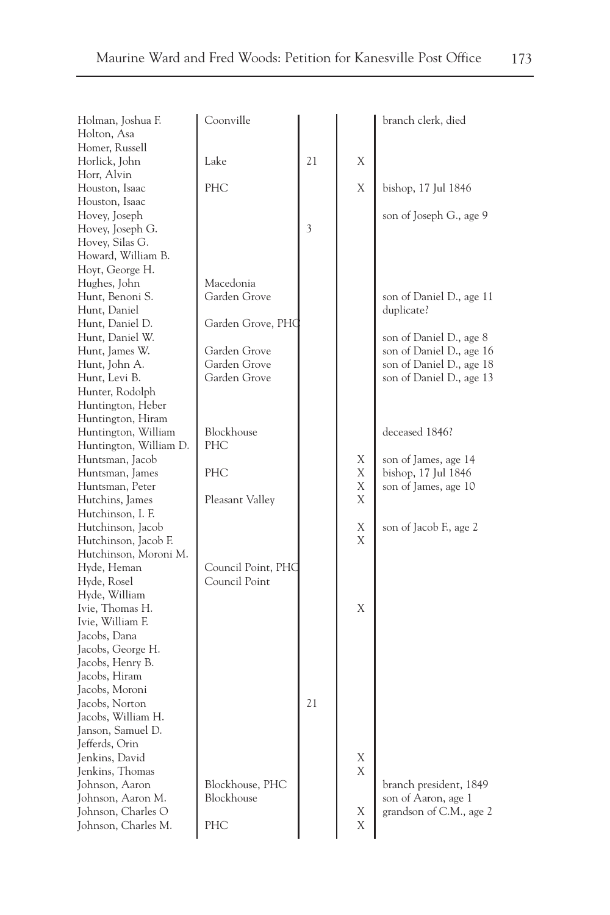| | | | | |
|---|---|---|---|---|
| Holman, Joshua F. | Coonville | | | branch clerk, died |
| Holton, Asa | | | | |
| Homer, Russell | | | | |
| Horlick, John | Lake | 21 | X | |
| Horr, Alvin | | | | |
| Houston, Isaac | PHC | | X | bishop, 17 Jul 1846 |
| Houston, Isaac | | | | |
| Hovey, Joseph | | | | son of Joseph G., age 9 |
| Hovey, Joseph G. | | 3 | | |
| Hovey, Silas G. | | | | |
| Howard, William B. | | | | |
| Hoyt, George H. | | | | |
| Hughes, John | Macedonia | | | |
| Hunt, Benoni S. | Garden Grove | | | son of Daniel D., age 11 |
| Hunt, Daniel | | | | duplicate? |
| Hunt, Daniel D. | Garden Grove, PHC | | | |
| Hunt, Daniel W. | | | | son of Daniel D., age 8 |
| Hunt, James W. | Garden Grove | | | son of Daniel D., age 16 |
| Hunt, John A. | Garden Grove | | | son of Daniel D., age 18 |
| Hunt, Levi B. | Garden Grove | | | son of Daniel D., age 13 |
| Hunter, Rodolph | | | | |
| Huntington, Heber | | | | |
| Huntington, Hiram | | | | |
| Huntington, William | Blockhouse | | | deceased 1846? |
| Huntington, William D. | PHC | | | |
| Huntsman, Jacob | | | X | son of James, age 14 |
| Huntsman, James | PHC | | X | bishop, 17 Jul 1846 |
| Huntsman, Peter | | | X | son of James, age 10 |
| Hutchins, James | Pleasant Valley | | X | |
| Hutchinson, I. F. | | | | |
| Hutchinson, Jacob | | | X | son of Jacob F., age 2 |
| Hutchinson, Jacob F. | | | X | |
| Hutchinson, Moroni M. | | | | |
| Hyde, Heman | Council Point, PHC | | | |
| Hyde, Rosel | Council Point | | | |
| Hyde, William | | | | |
| Ivie, Thomas H. | | | X | |
| Ivie, William F. | | | | |
| Jacobs, Dana | | | | |
| Jacobs, George H. | | | | |
| Jacobs, Henry B. | | | | |
| Jacobs, Hiram | | | | |
| Jacobs, Moroni | | | | |
| Jacobs, Norton | | 21 | | |
| Jacobs, William H. | | | | |
| Janson, Samuel D. | | | | |
| Jefferds, Orin | | | | |
| Jenkins, David | | | X | |
| Jenkins, Thomas | | | X | |
| Johnson, Aaron | Blockhouse, PHC | | | branch president, 1849 |
| Johnson, Aaron M. | Blockhouse | | | son of Aaron, age 1 |
| Johnson, Charles O | | | X | grandson of C.M., age 2 |
| Johnson, Charles M. | PHC | | X | |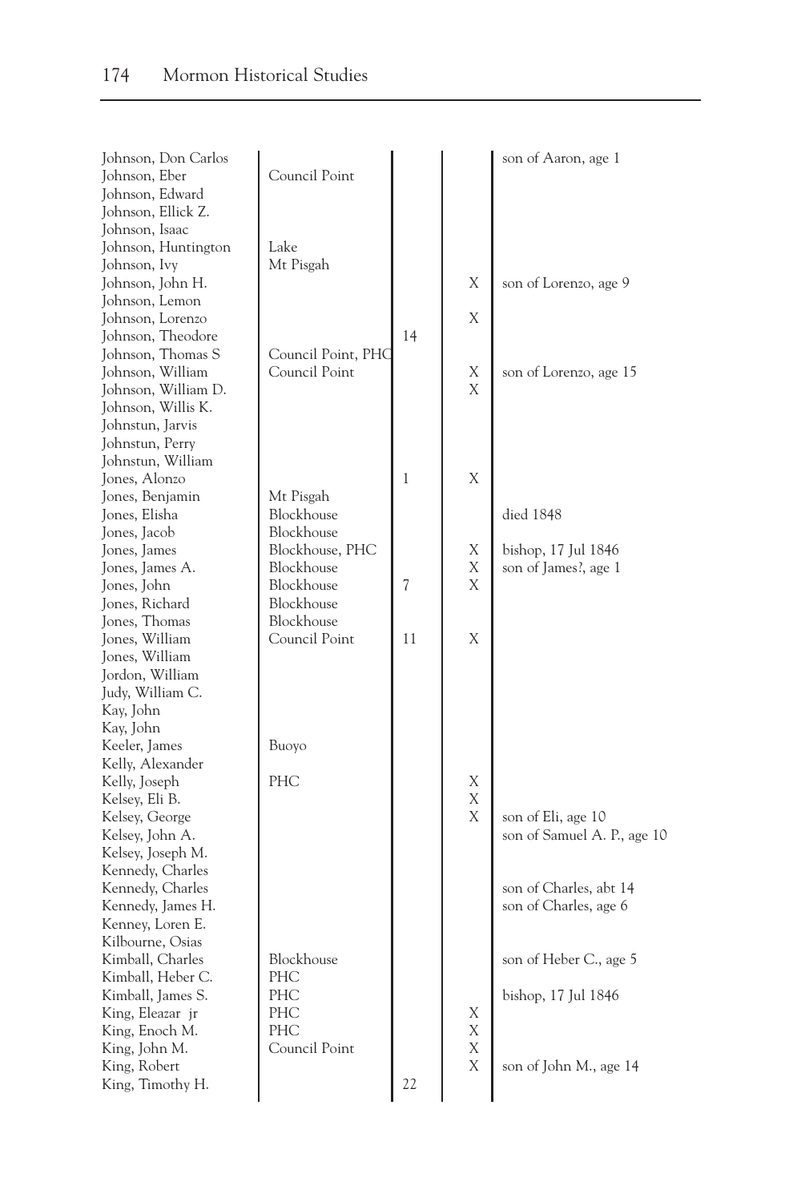| | | | | |
|---|---|---|---|---|
| Johnson, Don Carlos | | | | son of Aaron, age 1 |
| Johnson, Eber | Council Point | | | |
| Johnson, Edward | | | | |
| Johnson, Ellick Z. | | | | |
| Johnson, Isaac | | | | |
| Johnson, Huntington | Lake | | | |
| Johnson, Ivy | Mt Pisgah | | | |
| Johnson, John H. | | | X | son of Lorenzo, age 9 |
| Johnson, Lemon | | | | |
| Johnson, Lorenzo | | | X | |
| Johnson, Theodore | | 14 | | |
| Johnson, Thomas S | Council Point, PHC | | | |
| Johnson, William | Council Point | | X | son of Lorenzo, age 15 |
| Johnson, William D. | | | X | |
| Johnson, Willis K. | | | | |
| Johnstun, Jarvis | | | | |
| Johnstun, Perry | | | | |
| Johnstun, William | | | | |
| Jones, Alonzo | | 1 | X | |
| Jones, Benjamin | Mt Pisgah | | | |
| Jones, Elisha | Blockhouse | | | died 1848 |
| Jones, Jacob | Blockhouse | | | |
| Jones, James | Blockhouse, PHC | | X | bishop, 17 Jul 1846 |
| Jones, James A. | Blockhouse | | X | son of James?, age 1 |
| Jones, John | Blockhouse | 7 | X | |
| Jones, Richard | Blockhouse | | | |
| Jones, Thomas | Blockhouse | | | |
| Jones, William | Council Point | 11 | X | |
| Jones, William | | | | |
| Jordon, William | | | | |
| Judy, William C. | | | | |
| Kay, John | | | | |
| Kay, John | | | | |
| Keeler, James | Buoyo | | | |
| Kelly, Alexander | | | | |
| Kelly, Joseph | PHC | | X | |
| Kelsey, Eli B. | | | X | |
| Kelsey, George | | | X | son of Eli, age 10 |
| Kelsey, John A. | | | | son of Samuel A. P., age 10 |
| Kelsey, Joseph M. | | | | |
| Kennedy, Charles | | | | |
| Kennedy, Charles | | | | son of Charles, abt 14 |
| Kennedy, James H. | | | | son of Charles, age 6 |
| Kenney, Loren E. | | | | |
| Kilbourne, Osias | | | | |
| Kimball, Charles | Blockhouse | | | son of Heber C., age 5 |
| Kimball, Heber C. | PHC | | | |
| Kimball, James S. | PHC | | | bishop, 17 Jul 1846 |
| King, Eleazar jr | PHC | | X | |
| King, Enoch M. | PHC | | X | |
| King, John M. | Council Point | | X | |
| King, Robert | | | X | son of John M., age 14 |
| King, Timothy H. | | 22 | | |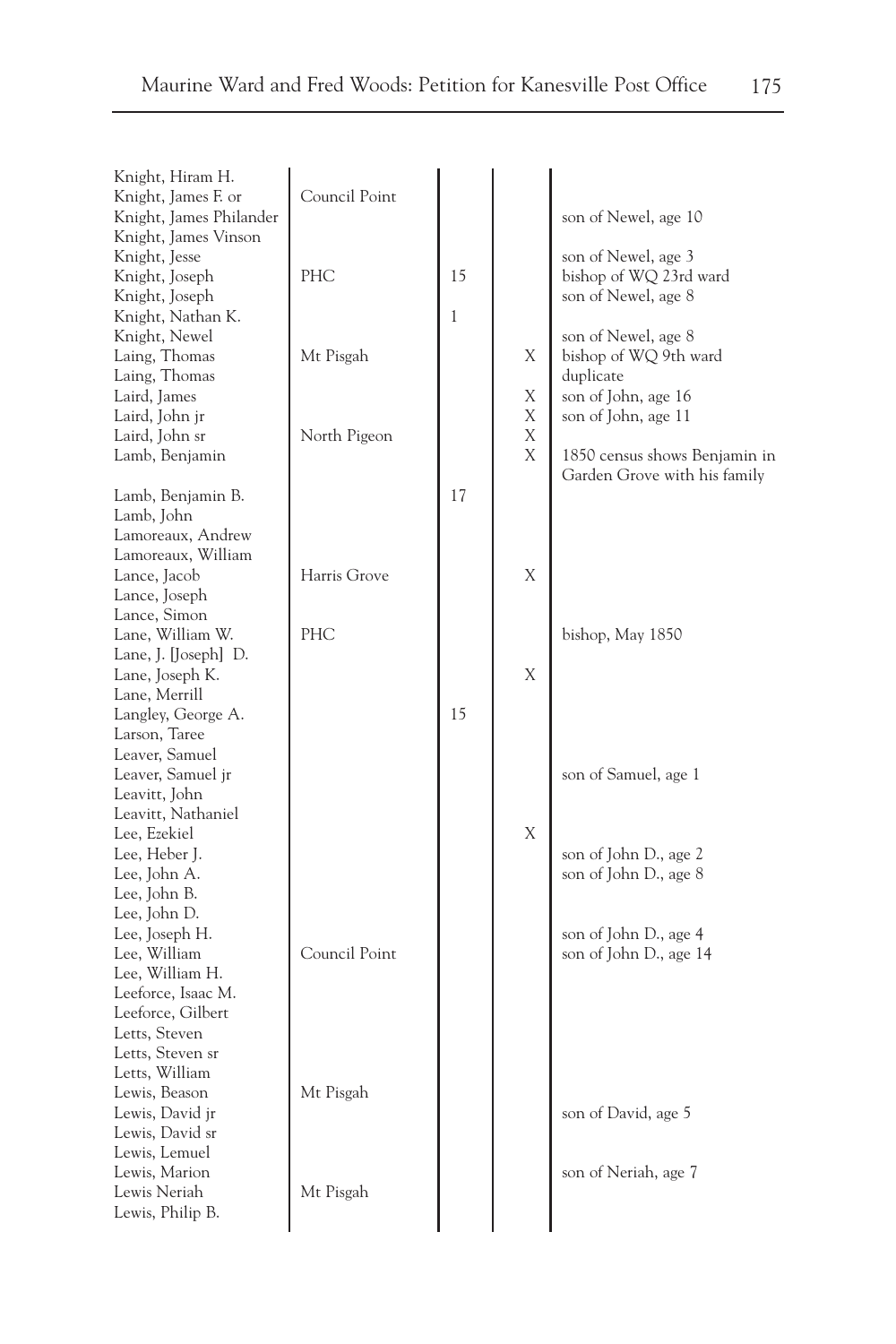| | | | | |
|---|---|---|---|---|
| Knight, Hiram H. | | | | |
| Knight, James F. or | Council Point | | | |
| Knight, James Philander | | | | son of Newel, age 10 |
| Knight, James Vinson | | | | |
| Knight, Jesse | | | | son of Newel, age 3 |
| Knight, Joseph | PHC | 15 | | bishop of WQ 23rd ward |
| Knight, Joseph | | | | son of Newel, age 8 |
| Knight, Nathan K. | | 1 | | |
| Knight, Newel | | | | son of Newel, age 8 |
| Laing, Thomas | Mt Pisgah | | X | bishop of WQ 9th ward |
| Laing, Thomas | | | | duplicate |
| Laird, James | | | X | son of John, age 16 |
| Laird, John jr | | | X | son of John, age 11 |
| Laird, John sr | North Pigeon | | X | |
| Lamb, Benjamin | | | X | 1850 census shows Benjamin in Garden Grove with his family |
| Lamb, Benjamin B. | | 17 | | |
| Lamb, John | | | | |
| Lamoreaux, Andrew | | | | |
| Lamoreaux, William | | | | |
| Lance, Jacob | Harris Grove | | X | |
| Lance, Joseph | | | | |
| Lance, Simon | | | | |
| Lane, William W. | PHC | | | bishop, May 1850 |
| Lane, J. [Joseph] D. | | | | |
| Lane, Joseph K. | | | X | |
| Lane, Merrill | | | | |
| Langley, George A. | | 15 | | |
| Larson, Taree | | | | |
| Leaver, Samuel | | | | |
| Leaver, Samuel jr | | | | son of Samuel, age 1 |
| Leavitt, John | | | | |
| Leavitt, Nathaniel | | | | |
| Lee, Ezekiel | | | X | |
| Lee, Heber J. | | | | son of John D., age 2 |
| Lee, John A. | | | | son of John D., age 8 |
| Lee, John B. | | | | |
| Lee, John D. | | | | |
| Lee, Joseph H. | | | | son of John D., age 4 |
| Lee, William | Council Point | | | son of John D., age 14 |
| Lee, William H. | | | | |
| Leeforce, Isaac M. | | | | |
| Leeforce, Gilbert | | | | |
| Letts, Steven | | | | |
| Letts, Steven sr | | | | |
| Letts, William | | | | |
| Lewis, Beason | Mt Pisgah | | | |
| Lewis, David jr | | | | son of David, age 5 |
| Lewis, David sr | | | | |
| Lewis, Lemuel | | | | |
| Lewis, Marion | | | | son of Neriah, age 7 |
| Lewis Neriah | Mt Pisgah | | | |
| Lewis, Philip B. | | | | |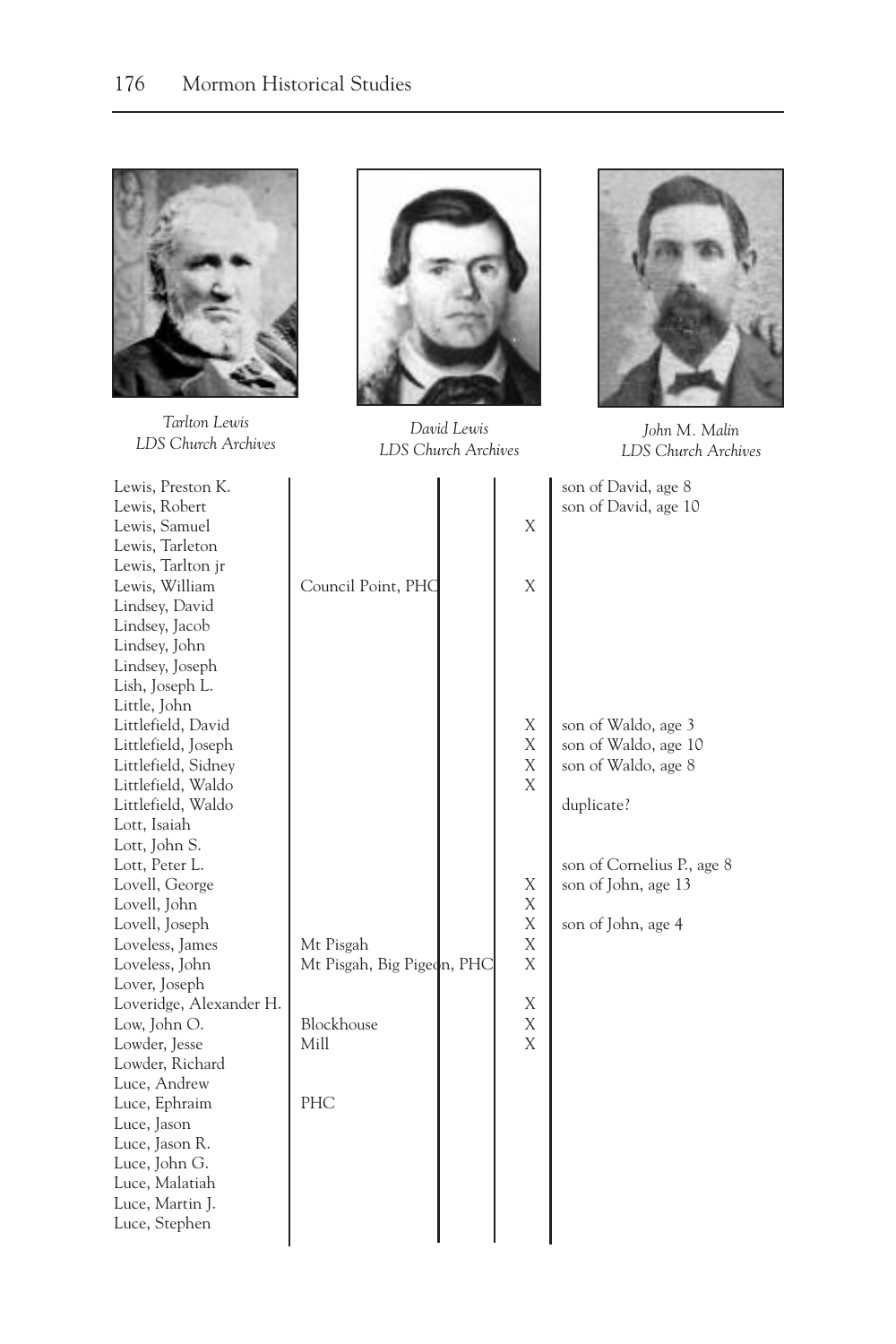Tarlton Lewis
LDS Church Archives

David Lewis
LDS Church Archives

John M. Malin
LDS Church Archives

| | | | | |
|---|---|---|---|---|
| Lewis, Preston K. | | | | son of David, age 8 |
| Lewis, Robert | | | | son of David, age 10 |
| Lewis, Samuel | | | X | |
| Lewis, Tarleton | | | | |
| Lewis, Tarlton jr | | | | |
| Lewis, William | Council Point, PHC | | X | |
| Lindsey, David | | | | |
| Lindsey, Jacob | | | | |
| Lindsey, John | | | | |
| Lindsey, Joseph | | | | |
| Lish, Joseph L. | | | | |
| Little, John | | | | |
| Littlefield, David | | | X | son of Waldo, age 3 |
| Littlefield, Joseph | | | X | son of Waldo, age 10 |
| Littlefield, Sidney | | | X | son of Waldo, age 8 |
| Littlefield, Waldo | | | X | |
| Littlefield, Waldo | | | | duplicate? |
| Lott, Isaiah | | | | |
| Lott, John S. | | | | |
| Lott, Peter L. | | | | son of Cornelius P., age 8 |
| Lovell, George | | | X | son of John, age 13 |
| Lovell, John | | | X | |
| Lovell, Joseph | | | X | son of John, age 4 |
| Loveless, James | Mt Pisgah | | X | |
| Loveless, John | Mt Pisgah, Big Pigeon, PHC | | X | |
| Lover, Joseph | | | | |
| Loveridge, Alexander H. | | | X | |
| Low, John O. | Blockhouse | | X | |
| Lowder, Jesse | Mill | | X | |
| Lowder, Richard | | | | |
| Luce, Andrew | | | | |
| Luce, Ephraim | PHC | | | |
| Luce, Jason | | | | |
| Luce, Jason R. | | | | |
| Luce, John G. | | | | |
| Luce, Malatiah | | | | |
| Luce, Martin J. | | | | |
| Luce, Stephen | | | | |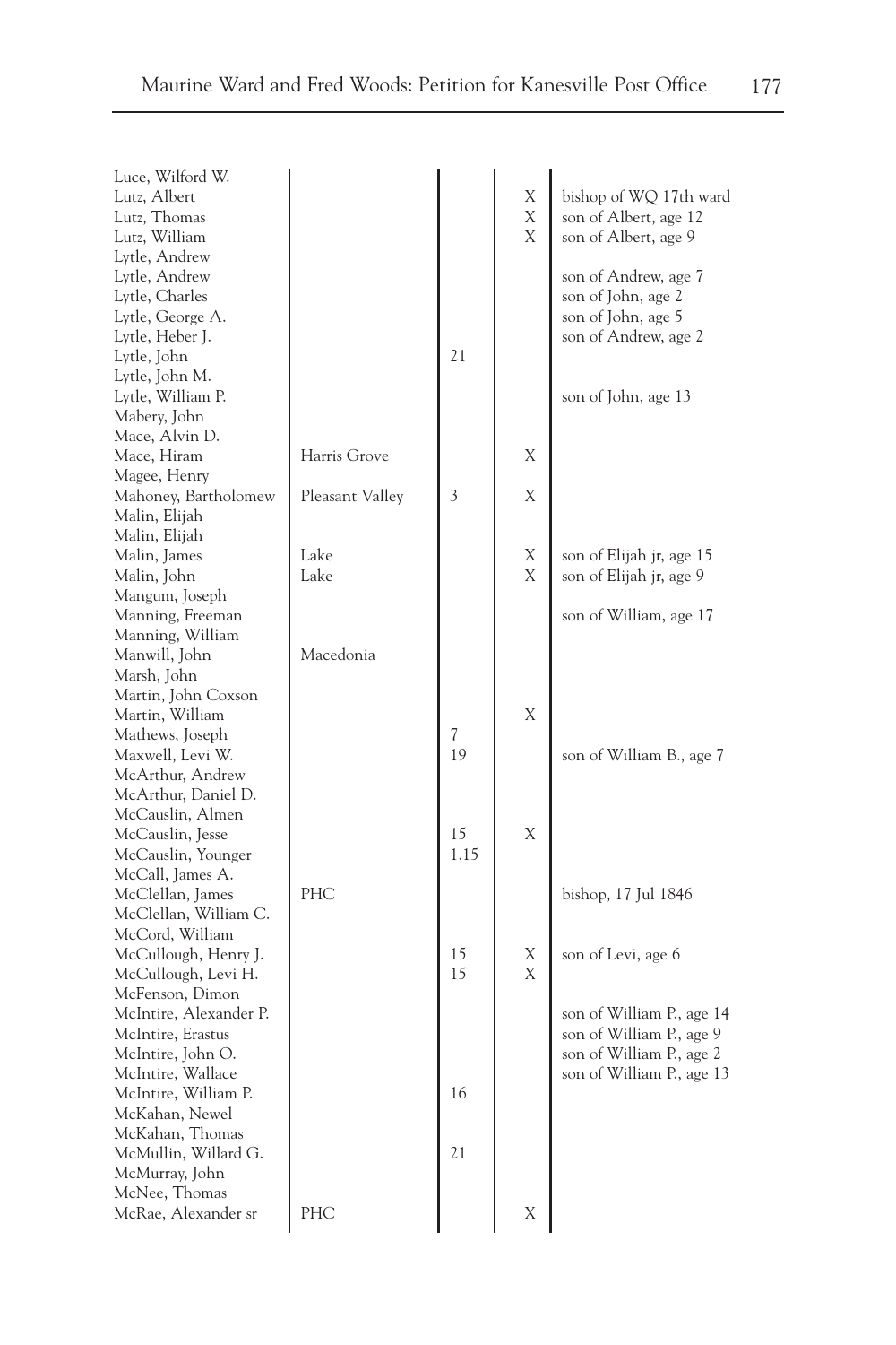| | | | | |
|---|---|---|---|---|
| Luce, Wilford W. | | | | |
| Lutz, Albert | | | X | bishop of WQ 17th ward |
| Lutz, Thomas | | | X | son of Albert, age 12 |
| Lutz, William | | | X | son of Albert, age 9 |
| Lytle, Andrew | | | | |
| Lytle, Andrew | | | | son of Andrew, age 7 |
| Lytle, Charles | | | | son of John, age 2 |
| Lytle, George A. | | | | son of John, age 5 |
| Lytle, Heber J. | | | | son of Andrew, age 2 |
| Lytle, John | | 21 | | |
| Lytle, John M. | | | | |
| Lytle, William P. | | | | son of John, age 13 |
| Mabery, John | | | | |
| Mace, Alvin D. | | | | |
| Mace, Hiram | Harris Grove | | X | |
| Magee, Henry | | | | |
| Mahoney, Bartholomew | Pleasant Valley | 3 | X | |
| Malin, Elijah | | | | |
| Malin, Elijah | | | | |
| Malin, James | Lake | | X | son of Elijah jr, age 15 |
| Malin, John | Lake | | X | son of Elijah jr, age 9 |
| Mangum, Joseph | | | | |
| Manning, Freeman | | | | son of William, age 17 |
| Manning, William | | | | |
| Manwill, John | Macedonia | | | |
| Marsh, John | | | | |
| Martin, John Coxson | | | | |
| Martin, William | | | X | |
| Mathews, Joseph | | 7 | | |
| Maxwell, Levi W. | | 19 | | son of William B., age 7 |
| McArthur, Andrew | | | | |
| McArthur, Daniel D. | | | | |
| McCauslin, Almen | | | | |
| McCauslin, Jesse | | 15 | X | |
| McCauslin, Younger | | 1.15 | | |
| McCall, James A. | | | | |
| McClellan, James | PHC | | | bishop, 17 Jul 1846 |
| McClellan, William C. | | | | |
| McCord, William | | | | |
| McCullough, Henry J. | | 15 | X | son of Levi, age 6 |
| McCullough, Levi H. | | 15 | X | |
| McFenson, Dimon | | | | |
| McIntire, Alexander P. | | | | son of William P., age 14 |
| McIntire, Erastus | | | | son of William P., age 9 |
| McIntire, John O. | | | | son of William P., age 2 |
| McIntire, Wallace | | | | son of William P., age 13 |
| McIntire, William P. | | 16 | | |
| McKahan, Newel | | | | |
| McKahan, Thomas | | | | |
| McMullin, Willard G. | | 21 | | |
| McMurray, John | | | | |
| McNee, Thomas | | | | |
| McRae, Alexander sr | PHC | | X | |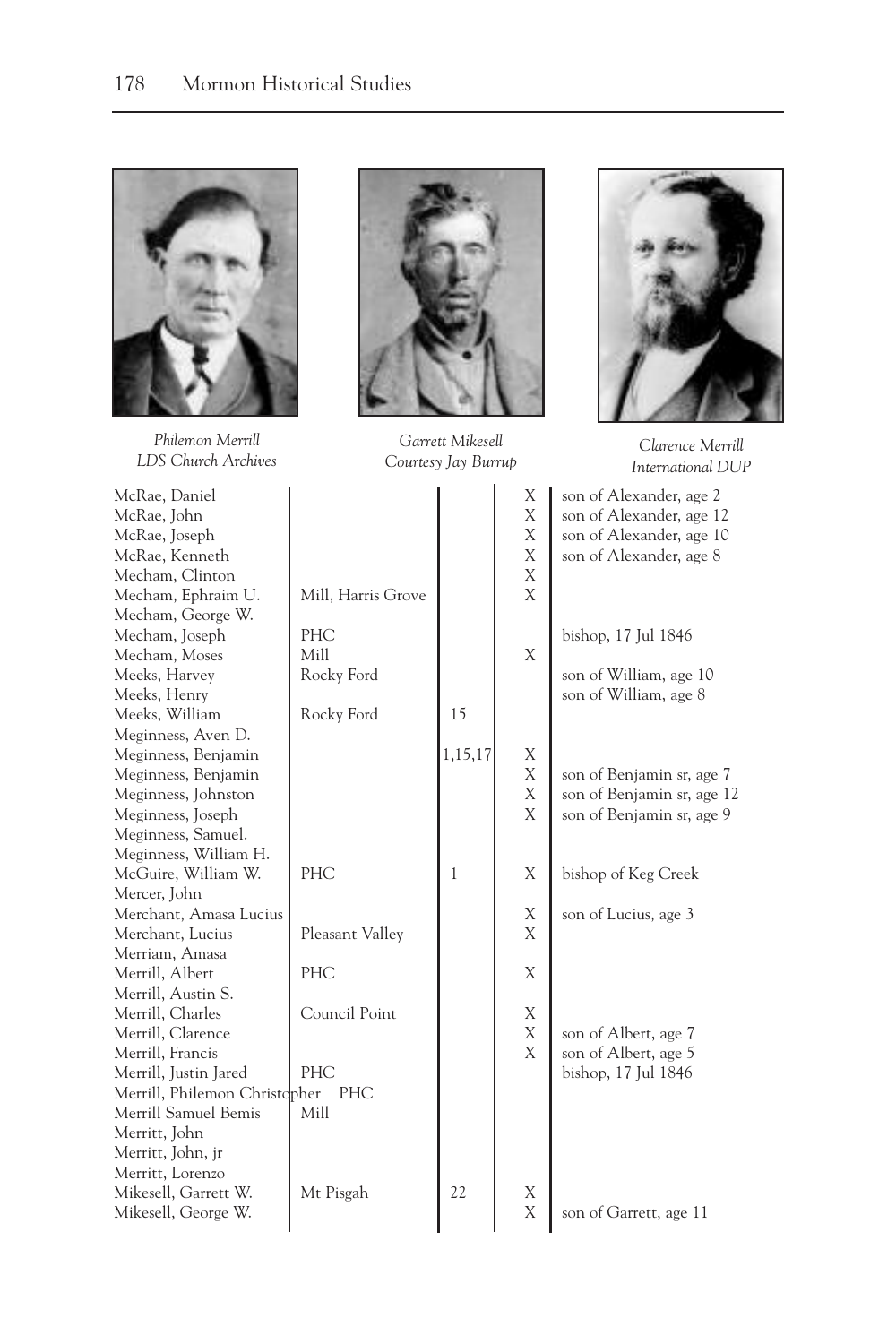*Philemon Merrill*
*LDS Church Archives*

*Garrett Mikesell*
*Courtesy Jay Burrup*

*Clarence Merrill*
*International DUP*

| | | | | |
|---|---|---|---|---|
| McRae, Daniel | | | X | son of Alexander, age 2 |
| McRae, John | | | X | son of Alexander, age 12 |
| McRae, Joseph | | | X | son of Alexander, age 10 |
| McRae, Kenneth | | | X | son of Alexander, age 8 |
| Mecham, Clinton | | | X | |
| Mecham, Ephraim U. | Mill, Harris Grove | | X | |
| Mecham, George W. | | | | |
| Mecham, Joseph | PHC | | | bishop, 17 Jul 1846 |
| Mecham, Moses | Mill | | X | |
| Meeks, Harvey | Rocky Ford | | | son of William, age 10 |
| Meeks, Henry | | | | son of William, age 8 |
| Meeks, William | Rocky Ford | 15 | | |
| Meginness, Aven D. | | | | |
| Meginness, Benjamin | | 1,15,17 | X | |
| Meginness, Benjamin | | | X | son of Benjamin sr, age 7 |
| Meginness, Johnston | | | X | son of Benjamin sr, age 12 |
| Meginness, Joseph | | | X | son of Benjamin sr, age 9 |
| Meginness, Samuel. | | | | |
| Meginness, William H. | | | | |
| McGuire, William W. | PHC | 1 | X | bishop of Keg Creek |
| Mercer, John | | | | |
| Merchant, Amasa Lucius | | | X | son of Lucius, age 3 |
| Merchant, Lucius | Pleasant Valley | | X | |
| Merriam, Amasa | | | | |
| Merrill, Albert | PHC | | X | |
| Merrill, Austin S. | | | | |
| Merrill, Charles | Council Point | | X | |
| Merrill, Clarence | | | X | son of Albert, age 7 |
| Merrill, Francis | | | X | son of Albert, age 5 |
| Merrill, Justin Jared | PHC | | | bishop, 17 Jul 1846 |
| Merrill, Philemon Christopher | PHC | | | |
| Merrill Samuel Bemis | Mill | | | |
| Merritt, John | | | | |
| Merritt, John, jr | | | | |
| Merritt, Lorenzo | | | | |
| Mikesell, Garrett W. | Mt Pisgah | 22 | X | |
| Mikesell, George W. | | | X | son of Garrett, age 11 |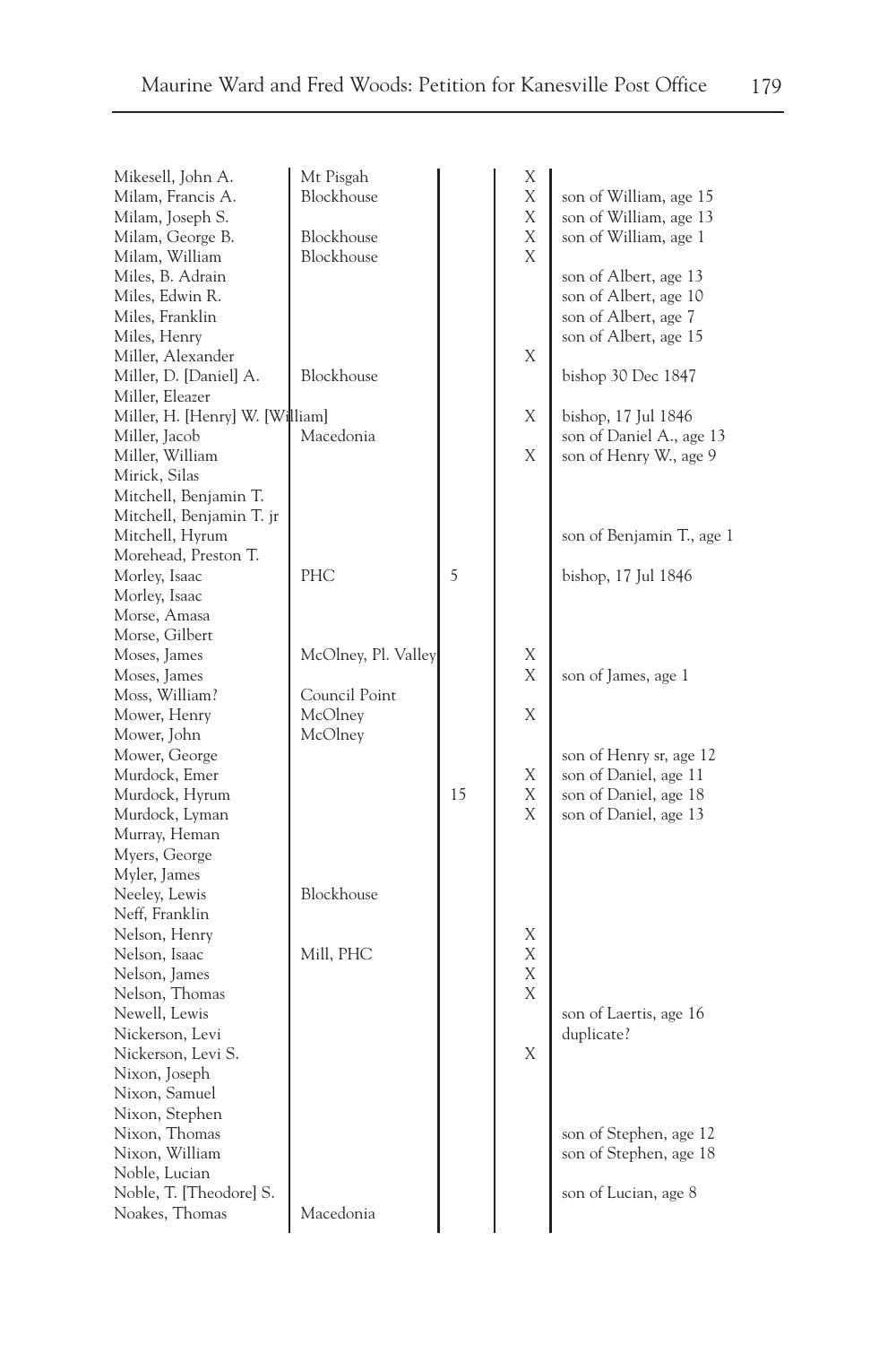| | | | | |
|---|---|---|---|---|
| Mikesell, John A. | Mt Pisgah | | X | |
| Milam, Francis A. | Blockhouse | | X | son of William, age 15 |
| Milam, Joseph S. | | | X | son of William, age 13 |
| Milam, George B. | Blockhouse | | X | son of William, age 1 |
| Milam, William | Blockhouse | | X | |
| Miles, B. Adrain | | | | son of Albert, age 13 |
| Miles, Edwin R. | | | | son of Albert, age 10 |
| Miles, Franklin | | | | son of Albert, age 7 |
| Miles, Henry | | | | son of Albert, age 15 |
| Miller, Alexander | | | X | |
| Miller, D. [Daniel] A. | Blockhouse | | | bishop 30 Dec 1847 |
| Miller, Eleazer | | | | |
| Miller, H. [Henry] W. [William] | | | X | bishop, 17 Jul 1846 |
| Miller, Jacob | Macedonia | | | son of Daniel A., age 13 |
| Miller, William | | | X | son of Henry W., age 9 |
| Mirick, Silas | | | | |
| Mitchell, Benjamin T. | | | | |
| Mitchell, Benjamin T. jr | | | | |
| Mitchell, Hyrum | | | | son of Benjamin T., age 1 |
| Morehead, Preston T. | | | | |
| Morley, Isaac | PHC | 5 | | bishop, 17 Jul 1846 |
| Morley, Isaac | | | | |
| Morse, Amasa | | | | |
| Morse, Gilbert | | | | |
| Moses, James | McOlney, Pl. Valley | | X | |
| Moses, James | | | X | son of James, age 1 |
| Moss, William? | Council Point | | | |
| Mower, Henry | McOlney | | X | |
| Mower, John | McOlney | | | |
| Mower, George | | | | son of Henry sr, age 12 |
| Murdock, Emer | | | X | son of Daniel, age 11 |
| Murdock, Hyrum | | 15 | X | son of Daniel, age 18 |
| Murdock, Lyman | | | X | son of Daniel, age 13 |
| Murray, Heman | | | | |
| Myers, George | | | | |
| Myler, James | | | | |
| Neeley, Lewis | Blockhouse | | | |
| Neff, Franklin | | | | |
| Nelson, Henry | | | X | |
| Nelson, Isaac | Mill, PHC | | X | |
| Nelson, James | | | X | |
| Nelson, Thomas | | | X | |
| Newell, Lewis | | | | son of Laertis, age 16 |
| Nickerson, Levi | | | | duplicate? |
| Nickerson, Levi S. | | | X | |
| Nixon, Joseph | | | | |
| Nixon, Samuel | | | | |
| Nixon, Stephen | | | | |
| Nixon, Thomas | | | | son of Stephen, age 12 |
| Nixon, William | | | | son of Stephen, age 18 |
| Noble, Lucian | | | | |
| Noble, T. [Theodore] S. | | | | son of Lucian, age 8 |
| Noakes, Thomas | Macedonia | | | |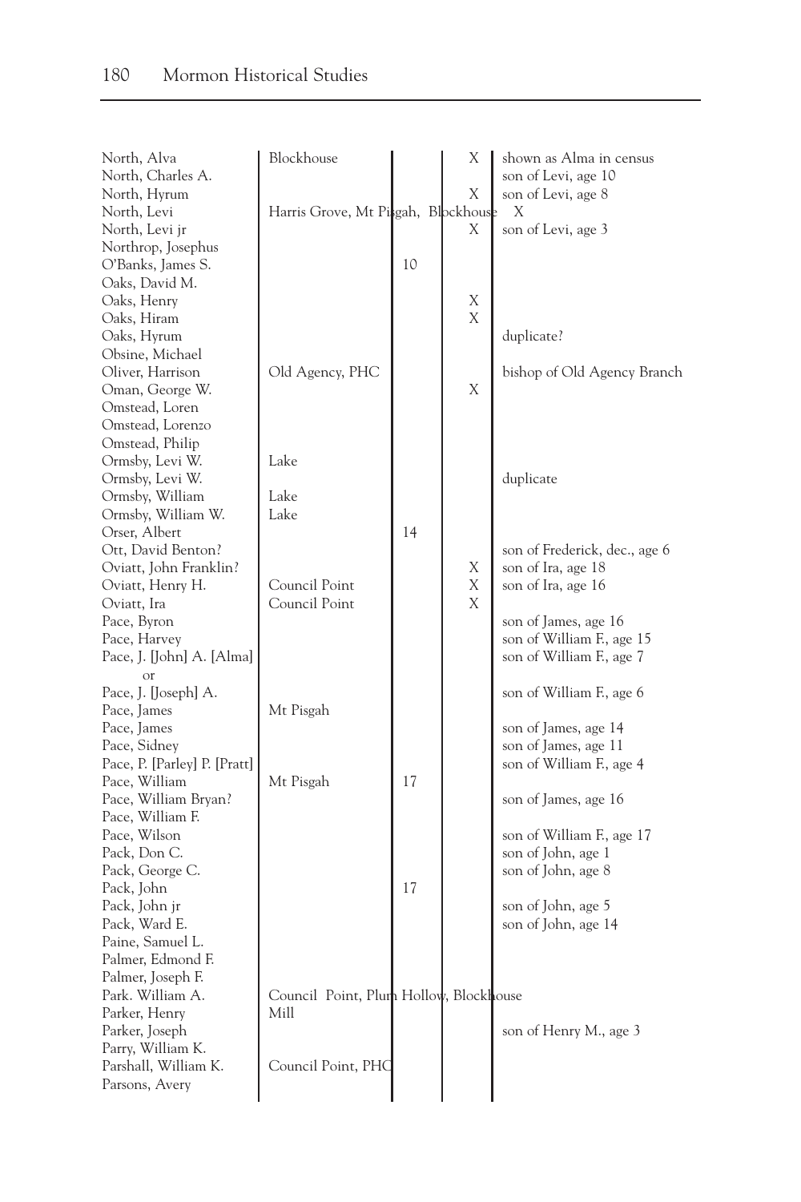| Name | Location | | | Notes |
|---|---|---|---|---|
| North, Alva | Blockhouse | | X | shown as Alma in census |
| North, Charles A. | | | | son of Levi, age 10 |
| North, Hyrum | | | X | son of Levi, age 8 |
| North, Levi | Harris Grove, Mt Pisgah, Blockhouse | | | X |
| North, Levi jr | | | X | son of Levi, age 3 |
| Northrop, Josephus | | | | |
| O'Banks, James S. | | 10 | | |
| Oaks, David M. | | | | |
| Oaks, Henry | | | X | |
| Oaks, Hiram | | | X | |
| Oaks, Hyrum | | | | duplicate? |
| Obsine, Michael | | | | |
| Oliver, Harrison | Old Agency, PHC | | | bishop of Old Agency Branch |
| Oman, George W. | | | X | |
| Omstead, Loren | | | | |
| Omstead, Lorenzo | | | | |
| Omstead, Philip | | | | |
| Ormsby, Levi W. | Lake | | | |
| Ormsby, Levi W. | | | | duplicate |
| Ormsby, William | Lake | | | |
| Ormsby, William W. | Lake | | | |
| Orser, Albert | | 14 | | |
| Ott, David Benton? | | | | son of Frederick, dec., age 6 |
| Oviatt, John Franklin? | | | X | son of Ira, age 18 |
| Oviatt, Henry H. | Council Point | | X | son of Ira, age 16 |
| Oviatt, Ira | Council Point | | X | |
| Pace, Byron | | | | son of James, age 16 |
| Pace, Harvey | | | | son of William F., age 15 |
| Pace, J. [John] A. [Alma] or | | | | son of William F., age 7 |
| Pace, J. [Joseph] A. | | | | son of William F., age 6 |
| Pace, James | Mt Pisgah | | | |
| Pace, James | | | | son of James, age 14 |
| Pace, Sidney | | | | son of James, age 11 |
| Pace, P. [Parley] P. [Pratt] | | | | son of William F., age 4 |
| Pace, William | Mt Pisgah | 17 | | |
| Pace, William Bryan? | | | | son of James, age 16 |
| Pace, William F. | | | | |
| Pace, Wilson | | | | son of William F., age 17 |
| Pack, Don C. | | | | son of John, age 1 |
| Pack, George C. | | | | son of John, age 8 |
| Pack, John | | 17 | | |
| Pack, John jr | | | | son of John, age 5 |
| Pack, Ward E. | | | | son of John, age 14 |
| Paine, Samuel L. | | | | |
| Palmer, Edmond F. | | | | |
| Palmer, Joseph F. | | | | |
| Park. William A. | Council Point, Plum Hollow, Blockhouse | | | |
| Parker, Henry | Mill | | | |
| Parker, Joseph | | | | son of Henry M., age 3 |
| Parry, William K. | | | | |
| Parshall, William K. | Council Point, PHC | | | |
| Parsons, Avery | | | | |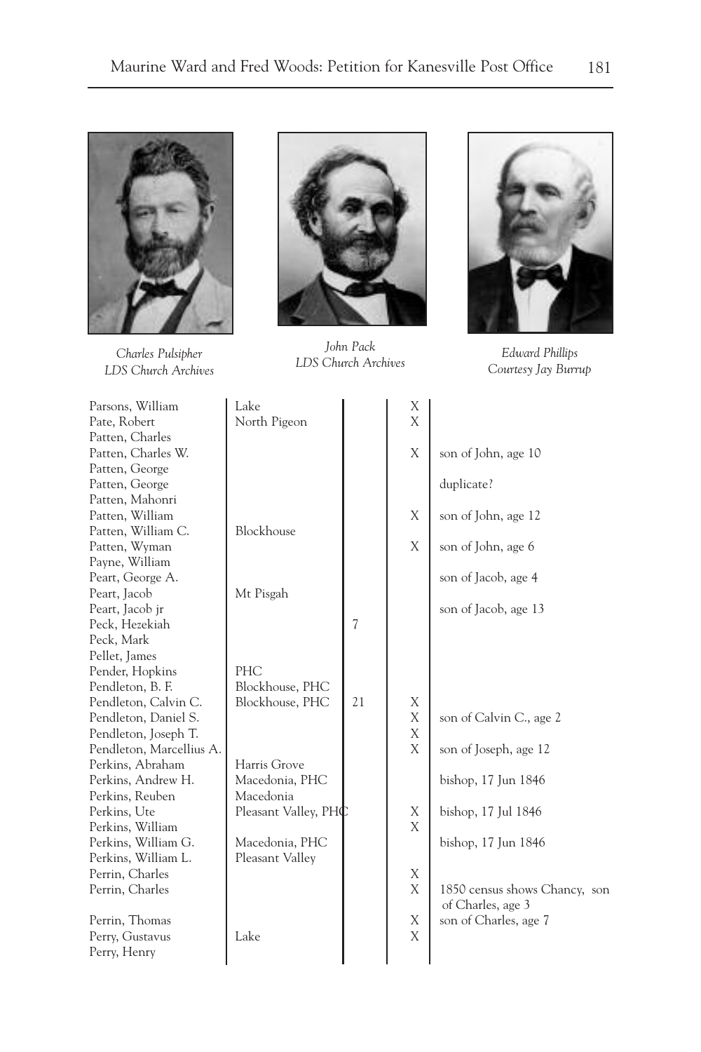Charles Pulsipher
LDS Church Archives

John Pack
LDS Church Archives

Edward Phillips
Courtesy Jay Burrup

| | | | | |
|---|---|---|---|---|
| Parsons, William | Lake | | X | |
| Pate, Robert | North Pigeon | | X | |
| Patten, Charles | | | | |
| Patten, Charles W. | | | X | son of John, age 10 |
| Patten, George | | | | |
| Patten, George | | | | duplicate? |
| Patten, Mahonri | | | | |
| Patten, William | | | X | son of John, age 12 |
| Patten, William C. | Blockhouse | | | |
| Patten, Wyman | | | X | son of John, age 6 |
| Payne, William | | | | |
| Peart, George A. | | | | son of Jacob, age 4 |
| Peart, Jacob | Mt Pisgah | | | |
| Peart, Jacob jr | | | | son of Jacob, age 13 |
| Peck, Hezekiah | | 7 | | |
| Peck, Mark | | | | |
| Pellet, James | | | | |
| Pender, Hopkins | PHC | | | |
| Pendleton, B. F. | Blockhouse, PHC | | | |
| Pendleton, Calvin C. | Blockhouse, PHC | 21 | X | |
| Pendleton, Daniel S. | | | X | son of Calvin C., age 2 |
| Pendleton, Joseph T. | | | X | |
| Pendleton, Marcellius A. | | | X | son of Joseph, age 12 |
| Perkins, Abraham | Harris Grove | | | |
| Perkins, Andrew H. | Macedonia, PHC | | | bishop, 17 Jun 1846 |
| Perkins, Reuben | Macedonia | | | |
| Perkins, Ute | Pleasant Valley, PHC | | X | bishop, 17 Jul 1846 |
| Perkins, William | | | X | |
| Perkins, William G. | Macedonia, PHC | | | bishop, 17 Jun 1846 |
| Perkins, William L. | Pleasant Valley | | | |
| Perrin, Charles | | | X | |
| Perrin, Charles | | | X | 1850 census shows Chancy, son of Charles, age 3 |
| Perrin, Thomas | | | X | son of Charles, age 7 |
| Perry, Gustavus | Lake | | X | |
| Perry, Henry | | | | |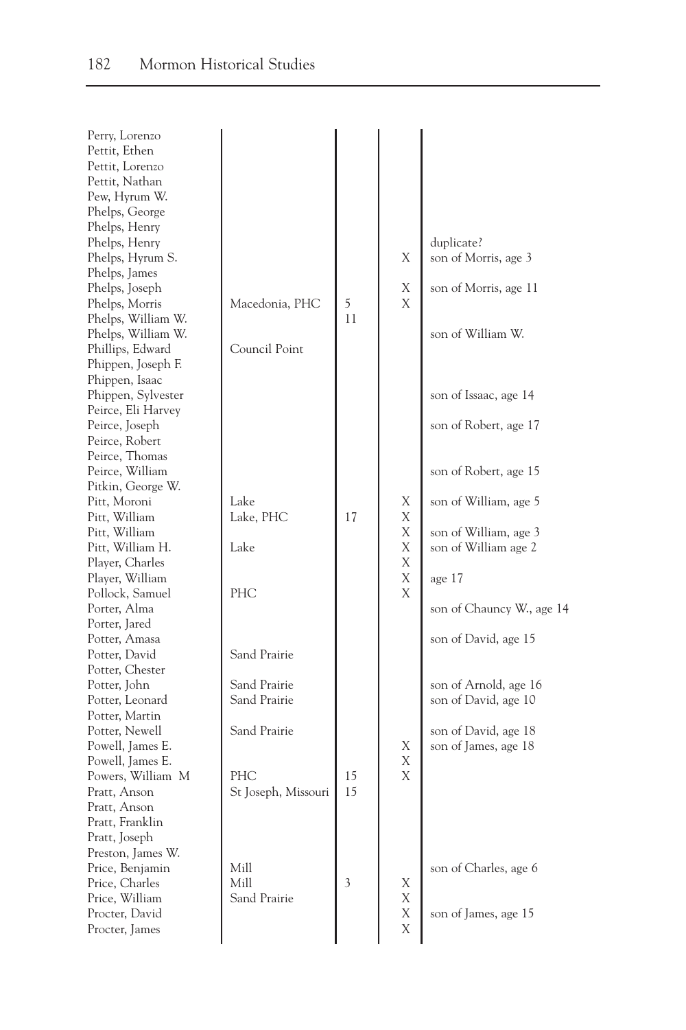| | | | | |
|---|---|---|---|---|
| Perry, Lorenzo | | | | |
| Pettit, Ethen | | | | |
| Pettit, Lorenzo | | | | |
| Pettit, Nathan | | | | |
| Pew, Hyrum W. | | | | |
| Phelps, George | | | | |
| Phelps, Henry | | | | |
| Phelps, Henry | | | | duplicate? |
| Phelps, Hyrum S. | | | X | son of Morris, age 3 |
| Phelps, James | | | | |
| Phelps, Joseph | | | X | son of Morris, age 11 |
| Phelps, Morris | Macedonia, PHC | 5 | X | |
| Phelps, William W. | | 11 | | |
| Phelps, William W. | | | | son of William W. |
| Phillips, Edward | Council Point | | | |
| Phippen, Joseph F. | | | | |
| Phippen, Isaac | | | | |
| Phippen, Sylvester | | | | son of Issaac, age 14 |
| Peirce, Eli Harvey | | | | |
| Peirce, Joseph | | | | son of Robert, age 17 |
| Peirce, Robert | | | | |
| Peirce, Thomas | | | | |
| Peirce, William | | | | son of Robert, age 15 |
| Pitkin, George W. | | | | |
| Pitt, Moroni | Lake | | X | son of William, age 5 |
| Pitt, William | Lake, PHC | 17 | X | |
| Pitt, William | | | X | son of William, age 3 |
| Pitt, William H. | Lake | | X | son of William age 2 |
| Player, Charles | | | X | |
| Player, William | | | X | age 17 |
| Pollock, Samuel | PHC | | X | |
| Porter, Alma | | | | son of Chauncy W., age 14 |
| Porter, Jared | | | | |
| Potter, Amasa | | | | son of David, age 15 |
| Potter, David | Sand Prairie | | | |
| Potter, Chester | | | | |
| Potter, John | Sand Prairie | | | son of Arnold, age 16 |
| Potter, Leonard | Sand Prairie | | | son of David, age 10 |
| Potter, Martin | | | | |
| Potter, Newell | Sand Prairie | | | son of David, age 18 |
| Powell, James E. | | | X | son of James, age 18 |
| Powell, James E. | | | X | |
| Powers, William M | PHC | 15 | X | |
| Pratt, Anson | St Joseph, Missouri | 15 | | |
| Pratt, Anson | | | | |
| Pratt, Franklin | | | | |
| Pratt, Joseph | | | | |
| Preston, James W. | | | | |
| Price, Benjamin | Mill | | | son of Charles, age 6 |
| Price, Charles | Mill | 3 | X | |
| Price, William | Sand Prairie | | X | |
| Procter, David | | | X | son of James, age 15 |
| Procter, James | | | X | |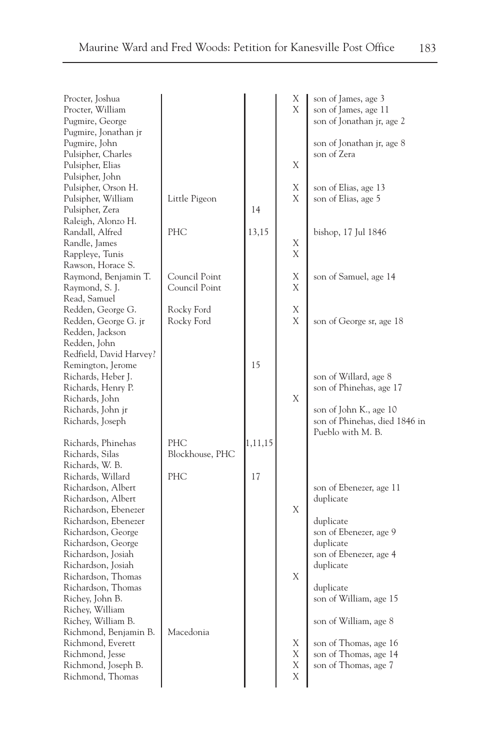| | | | | |
|---|---|---|---|---|
| Procter, Joshua | | | X | son of James, age 3 |
| Procter, William | | | X | son of James, age 11 |
| Pugmire, George | | | | son of Jonathan jr, age 2 |
| Pugmire, Jonathan jr | | | | |
| Pugmire, John | | | | son of Jonathan jr, age 8 |
| Pulsipher, Charles | | | | son of Zera |
| Pulsipher, Elias | | | X | |
| Pulsipher, John | | | | |
| Pulsipher, Orson H. | | | X | son of Elias, age 13 |
| Pulsipher, William | Little Pigeon | | X | son of Elias, age 5 |
| Pulsipher, Zera | | 14 | | |
| Raleigh, Alonzo H. | | | | |
| Randall, Alfred | PHC | 13,15 | | bishop, 17 Jul 1846 |
| Randle, James | | | X | |
| Rappleye, Tunis | | | X | |
| Rawson, Horace S. | | | | |
| Raymond, Benjamin T. | Council Point | | X | son of Samuel, age 14 |
| Raymond, S. J. | Council Point | | X | |
| Read, Samuel | | | | |
| Redden, George G. | Rocky Ford | | X | |
| Redden, George G. jr | Rocky Ford | | X | son of George sr, age 18 |
| Redden, Jackson | | | | |
| Redden, John | | | | |
| Redfield, David Harvey? | | | | |
| Remington, Jerome | | 15 | | |
| Richards, Heber J. | | | | son of Willard, age 8 |
| Richards, Henry P. | | | | son of Phinehas, age 17 |
| Richards, John | | | X | |
| Richards, John jr | | | | son of John K., age 10 |
| Richards, Joseph | | | | son of Phinehas, died 1846 in Pueblo with M. B. |
| Richards, Phinehas | PHC | 1,11,15 | | |
| Richards, Silas | Blockhouse, PHC | | | |
| Richards, W. B. | | | | |
| Richards, Willard | PHC | 17 | | |
| Richardson, Albert | | | | son of Ebenezer, age 11 |
| Richardson, Albert | | | | duplicate |
| Richardson, Ebenezer | | | X | |
| Richardson, Ebenezer | | | | duplicate |
| Richardson, George | | | | son of Ebenezer, age 9 |
| Richardson, George | | | | duplicate |
| Richardson, Josiah | | | | son of Ebenezer, age 4 |
| Richardson, Josiah | | | | duplicate |
| Richardson, Thomas | | | X | |
| Richardson, Thomas | | | | duplicate |
| Richey, John B. | | | | son of William, age 15 |
| Richey, William | | | | |
| Richey, William B. | | | | son of William, age 8 |
| Richmond, Benjamin B. | Macedonia | | | |
| Richmond, Everett | | | X | son of Thomas, age 16 |
| Richmond, Jesse | | | X | son of Thomas, age 14 |
| Richmond, Joseph B. | | | X | son of Thomas, age 7 |
| Richmond, Thomas | | | X | |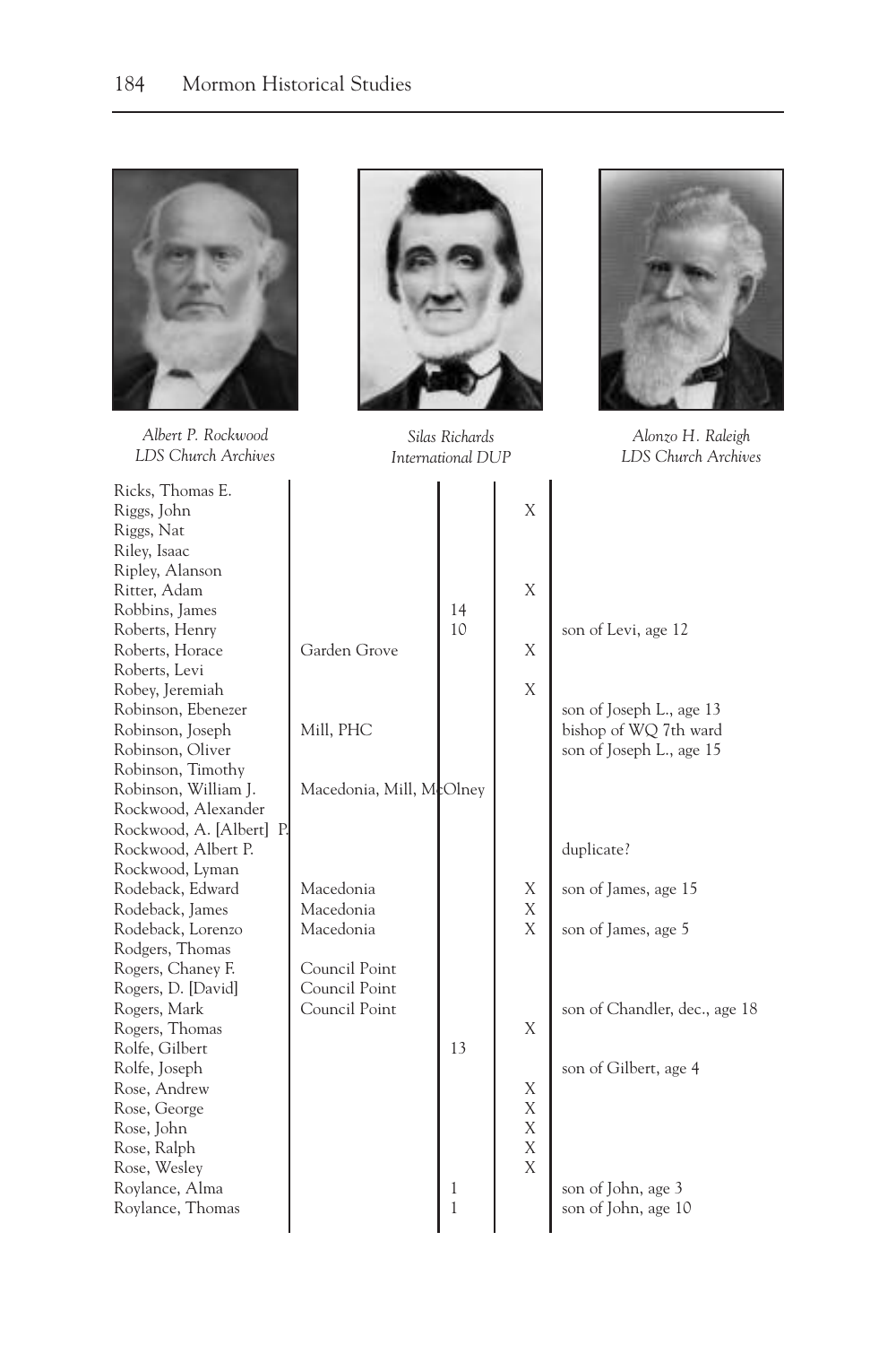*Albert P. Rockwood*
*LDS Church Archives*

*Silas Richards*
*International DUP*

*Alonzo H. Raleigh*
*LDS Church Archives*

| Name | Location | | | Notes |
|---|---|---|---|---|
| Ricks, Thomas E. | | | | |
| Riggs, John | | | X | |
| Riggs, Nat | | | | |
| Riley, Isaac | | | | |
| Ripley, Alanson | | | | |
| Ritter, Adam | | | X | |
| Robbins, James | | 14 | | |
| Roberts, Henry | | 10 | | son of Levi, age 12 |
| Roberts, Horace | Garden Grove | | X | |
| Roberts, Levi | | | | |
| Robey, Jeremiah | | | X | |
| Robinson, Ebenezer | | | | son of Joseph L., age 13 |
| Robinson, Joseph | Mill, PHC | | | bishop of WQ 7th ward |
| Robinson, Oliver | | | | son of Joseph L., age 15 |
| Robinson, Timothy | | | | |
| Robinson, William J. | Macedonia, Mill, McOlney | | | |
| Rockwood, Alexander | | | | |
| Rockwood, A. [Albert] P. | | | | |
| Rockwood, Albert P. | | | | duplicate? |
| Rockwood, Lyman | | | | |
| Rodeback, Edward | Macedonia | | X | son of James, age 15 |
| Rodeback, James | Macedonia | | X | |
| Rodeback, Lorenzo | Macedonia | | X | son of James, age 5 |
| Rodgers, Thomas | | | | |
| Rogers, Chaney F. | Council Point | | | |
| Rogers, D. [David] | Council Point | | | |
| Rogers, Mark | Council Point | | | son of Chandler, dec., age 18 |
| Rogers, Thomas | | | X | |
| Rolfe, Gilbert | | 13 | | |
| Rolfe, Joseph | | | | son of Gilbert, age 4 |
| Rose, Andrew | | | X | |
| Rose, George | | | X | |
| Rose, John | | | X | |
| Rose, Ralph | | | X | |
| Rose, Wesley | | | X | |
| Roylance, Alma | | 1 | | son of John, age 3 |
| Roylance, Thomas | | 1 | | son of John, age 10 |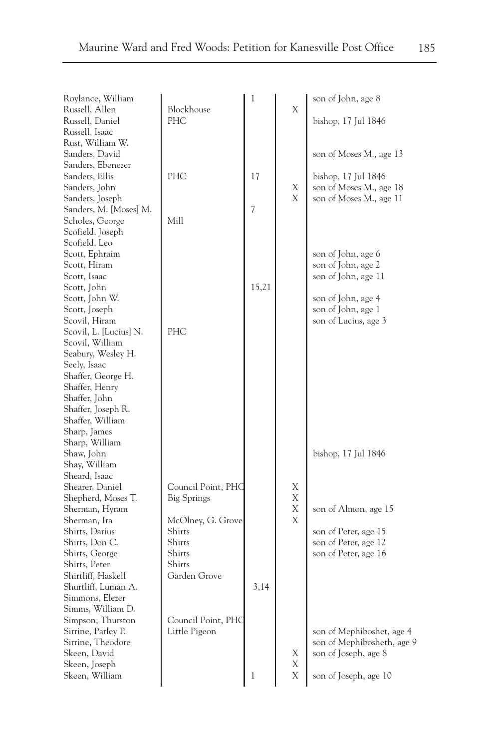| | | | | |
|---|---|---|---|---|
| Roylance, William | | 1 | | son of John, age 8 |
| Russell, Allen | Blockhouse | | X | |
| Russell, Daniel | PHC | | | bishop, 17 Jul 1846 |
| Russell, Isaac | | | | |
| Rust, William W. | | | | |
| Sanders, David | | | | son of Moses M., age 13 |
| Sanders, Ebenezer | | | | |
| Sanders, Ellis | PHC | 17 | | bishop, 17 Jul 1846 |
| Sanders, John | | | X | son of Moses M., age 18 |
| Sanders, Joseph | | | X | son of Moses M., age 11 |
| Sanders, M. [Moses] M. | | 7 | | |
| Scholes, George | Mill | | | |
| Scofield, Joseph | | | | |
| Scofield, Leo | | | | |
| Scott, Ephraim | | | | son of John, age 6 |
| Scott, Hiram | | | | son of John, age 2 |
| Scott, Isaac | | | | son of John, age 11 |
| Scott, John | | 15,21 | | |
| Scott, John W. | | | | son of John, age 4 |
| Scott, Joseph | | | | son of John, age 1 |
| Scovil, Hiram | | | | son of Lucius, age 3 |
| Scovil, L. [Lucius] N. | PHC | | | |
| Scovil, William | | | | |
| Seabury, Wesley H. | | | | |
| Seely, Isaac | | | | |
| Shaffer, George H. | | | | |
| Shaffer, Henry | | | | |
| Shaffer, John | | | | |
| Shaffer, Joseph R. | | | | |
| Shaffer, William | | | | |
| Sharp, James | | | | |
| Sharp, William | | | | |
| Shaw, John | | | | bishop, 17 Jul 1846 |
| Shay, William | | | | |
| Sheard, Isaac | | | | |
| Shearer, Daniel | Council Point, PHC | | X | |
| Shepherd, Moses T. | Big Springs | | X | |
| Sherman, Hyram | | | X | son of Almon, age 15 |
| Sherman, Ira | McOlney, G. Grove | | X | |
| Shirts, Darius | Shirts | | | son of Peter, age 15 |
| Shirts, Don C. | Shirts | | | son of Peter, age 12 |
| Shirts, George | Shirts | | | son of Peter, age 16 |
| Shirts, Peter | Shirts | | | |
| Shirtliff, Haskell | Garden Grove | | | |
| Shurtliff, Luman A. | | 3,14 | | |
| Simmons, Elezer | | | | |
| Simms, William D. | | | | |
| Simpson, Thurston | Council Point, PHC | | | |
| Sirrine, Parley P. | Little Pigeon | | | son of Mephiboshet, age 4 |
| Sirrine, Theodore | | | | son of Mephibosheth, age 9 |
| Skeen, David | | | X | son of Joseph, age 8 |
| Skeen, Joseph | | | X | |
| Skeen, William | | 1 | X | son of Joseph, age 10 |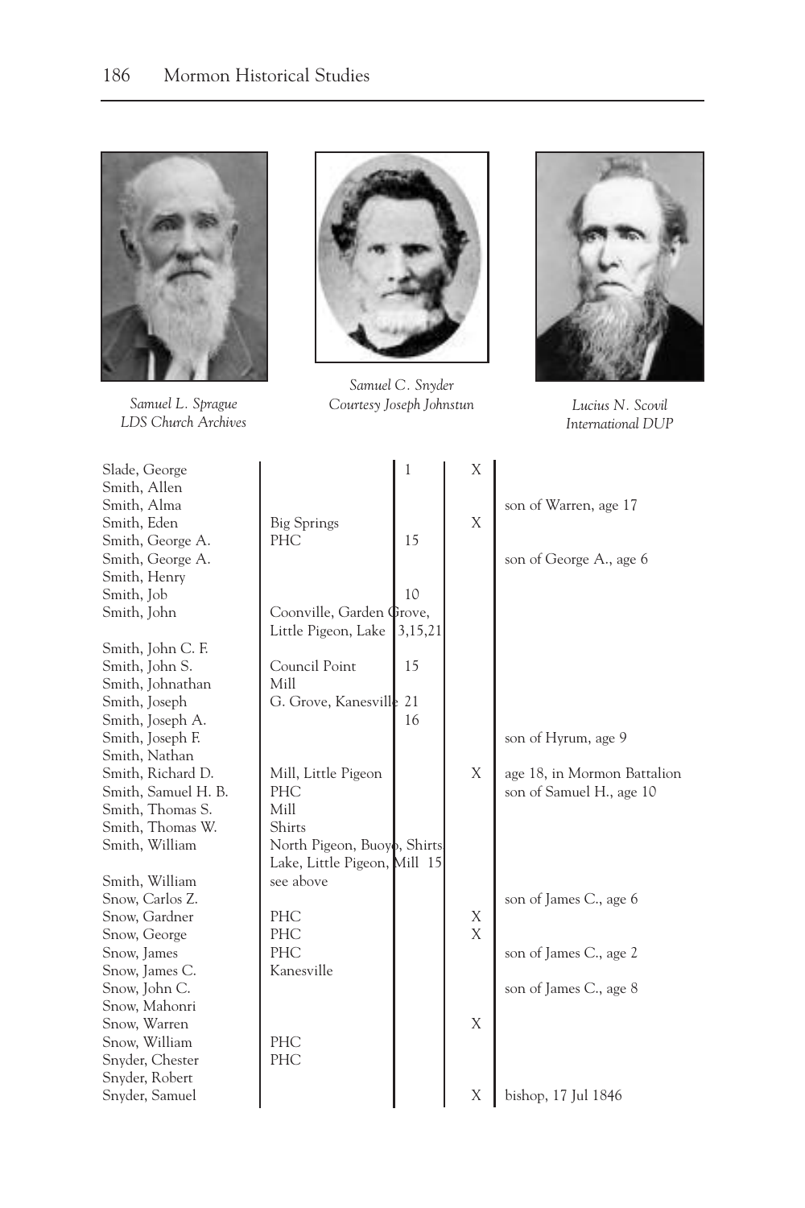Samuel L. Sprague
LDS Church Archives

Samuel C. Snyder
Courtesy Joseph Johnstun

Lucius N. Scovil
International DUP

| | | | | |
|---|---|---|---|---|
| Slade, George | | 1 | X | |
| Smith, Allen | | | | |
| Smith, Alma | | | | son of Warren, age 17 |
| Smith, Eden | Big Springs | | X | |
| Smith, George A. | PHC | 15 | | |
| Smith, George A. | | | | son of George A., age 6 |
| Smith, Henry | | | | |
| Smith, Job | | 10 | | |
| Smith, John | Coonville, Garden Grove, Little Pigeon, Lake | 3,15,21 | | |
| Smith, John C. F. | | | | |
| Smith, John S. | Council Point | 15 | | |
| Smith, Johnathan | Mill | | | |
| Smith, Joseph | G. Grove, Kanesville | 21 | | |
| Smith, Joseph A. | | 16 | | |
| Smith, Joseph F. | | | | son of Hyrum, age 9 |
| Smith, Nathan | | | | |
| Smith, Richard D. | Mill, Little Pigeon | | X | age 18, in Mormon Battalion |
| Smith, Samuel H. B. | PHC | | | son of Samuel H., age 10 |
| Smith, Thomas S. | Mill | | | |
| Smith, Thomas W. | Shirts | | | |
| Smith, William | North Pigeon, Buoyo, Shirts Lake, Little Pigeon, Mill | 15 | | |
| Smith, William | see above | | | |
| Snow, Carlos Z. | | | | son of James C., age 6 |
| Snow, Gardner | PHC | | X | |
| Snow, George | PHC | | X | |
| Snow, James | PHC | | | son of James C., age 2 |
| Snow, James C. | Kanesville | | | |
| Snow, John C. | | | | son of James C., age 8 |
| Snow, Mahonri | | | | |
| Snow, Warren | | | X | |
| Snow, William | PHC | | | |
| Snyder, Chester | PHC | | | |
| Snyder, Robert | | | | |
| Snyder, Samuel | | | X | bishop, 17 Jul 1846 |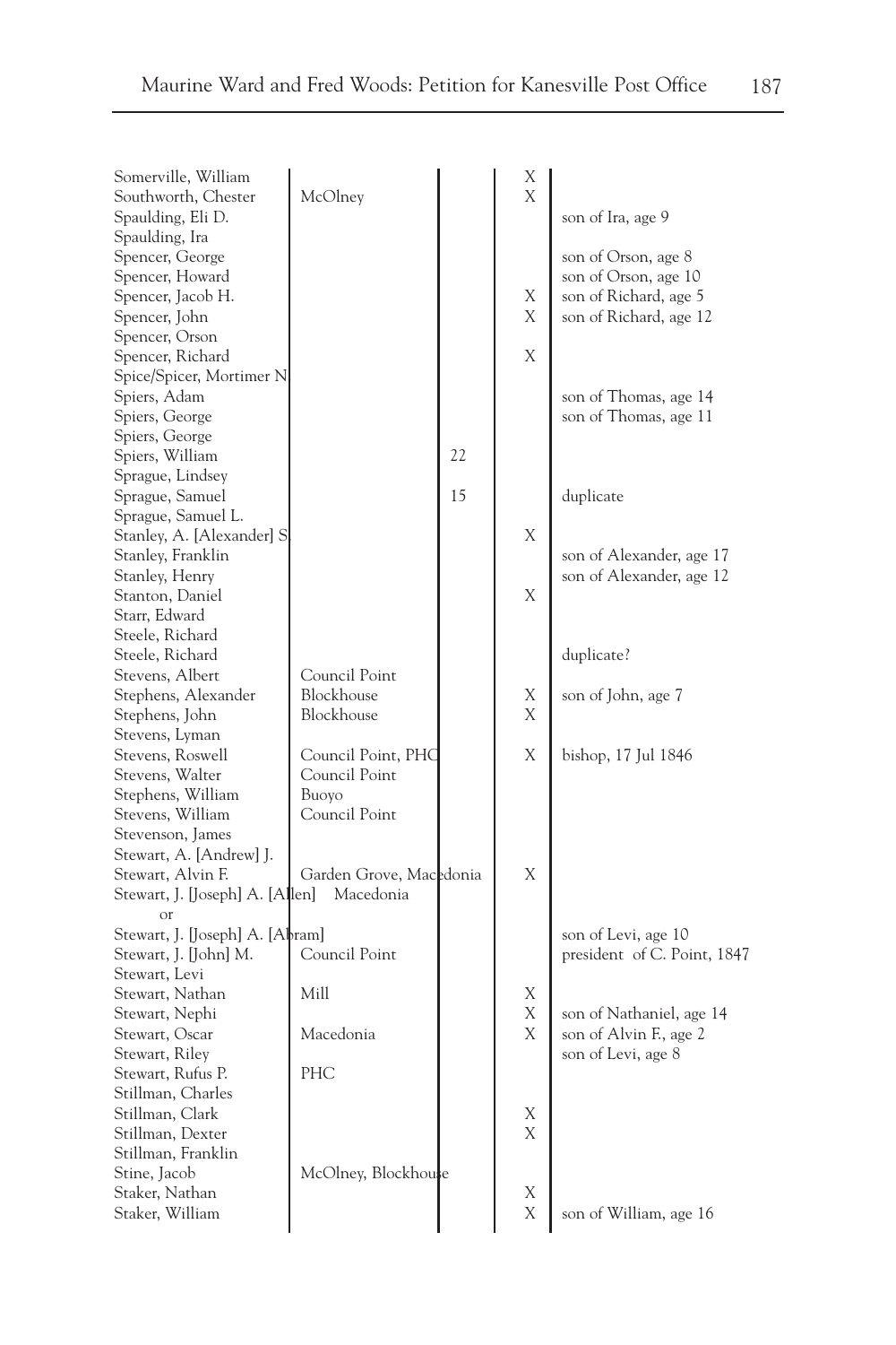| | | | | |
|---|---|---|---|---|
| Somerville, William | | | X | |
| Southworth, Chester | McOlney | | X | |
| Spaulding, Eli D. | | | | son of Ira, age 9 |
| Spaulding, Ira | | | | |
| Spencer, George | | | | son of Orson, age 8 |
| Spencer, Howard | | | | son of Orson, age 10 |
| Spencer, Jacob H. | | | X | son of Richard, age 5 |
| Spencer, John | | | X | son of Richard, age 12 |
| Spencer, Orson | | | | |
| Spencer, Richard | | | X | |
| Spice/Spicer, Mortimer N. | | | | |
| Spiers, Adam | | | | son of Thomas, age 14 |
| Spiers, George | | | | son of Thomas, age 11 |
| Spiers, George | | | | |
| Spiers, William | | 22 | | |
| Sprague, Lindsey | | | | |
| Sprague, Samuel | | 15 | | duplicate |
| Sprague, Samuel L. | | | | |
| Stanley, A. [Alexander] S. | | | X | |
| Stanley, Franklin | | | | son of Alexander, age 17 |
| Stanley, Henry | | | | son of Alexander, age 12 |
| Stanton, Daniel | | | X | |
| Starr, Edward | | | | |
| Steele, Richard | | | | |
| Steele, Richard | | | | duplicate? |
| Stevens, Albert | Council Point | | | |
| Stephens, Alexander | Blockhouse | | X | son of John, age 7 |
| Stephens, John | Blockhouse | | X | |
| Stevens, Lyman | | | | |
| Stevens, Roswell | Council Point, PHC | | X | bishop, 17 Jul 1846 |
| Stevens, Walter | Council Point | | | |
| Stephens, William | Buoyo | | | |
| Stevens, William | Council Point | | | |
| Stevenson, James | | | | |
| Stewart, A. [Andrew] J. | | | | |
| Stewart, Alvin F. | Garden Grove, Macedonia | | X | |
| Stewart, J. [Joseph] A. [Allen] or | Macedonia | | | |
| Stewart, J. [Joseph] A. [Abram] | | | | son of Levi, age 10 |
| Stewart, J. [John] M. | Council Point | | | president of C. Point, 1847 |
| Stewart, Levi | | | | |
| Stewart, Nathan | Mill | | X | |
| Stewart, Nephi | | | X | son of Nathaniel, age 14 |
| Stewart, Oscar | Macedonia | | X | son of Alvin F., age 2 |
| Stewart, Riley | | | | son of Levi, age 8 |
| Stewart, Rufus P. | PHC | | | |
| Stillman, Charles | | | | |
| Stillman, Clark | | | X | |
| Stillman, Dexter | | | X | |
| Stillman, Franklin | | | | |
| Stine, Jacob | McOlney, Blockhouse | | | |
| Staker, Nathan | | | X | |
| Staker, William | | | X | son of William, age 16 |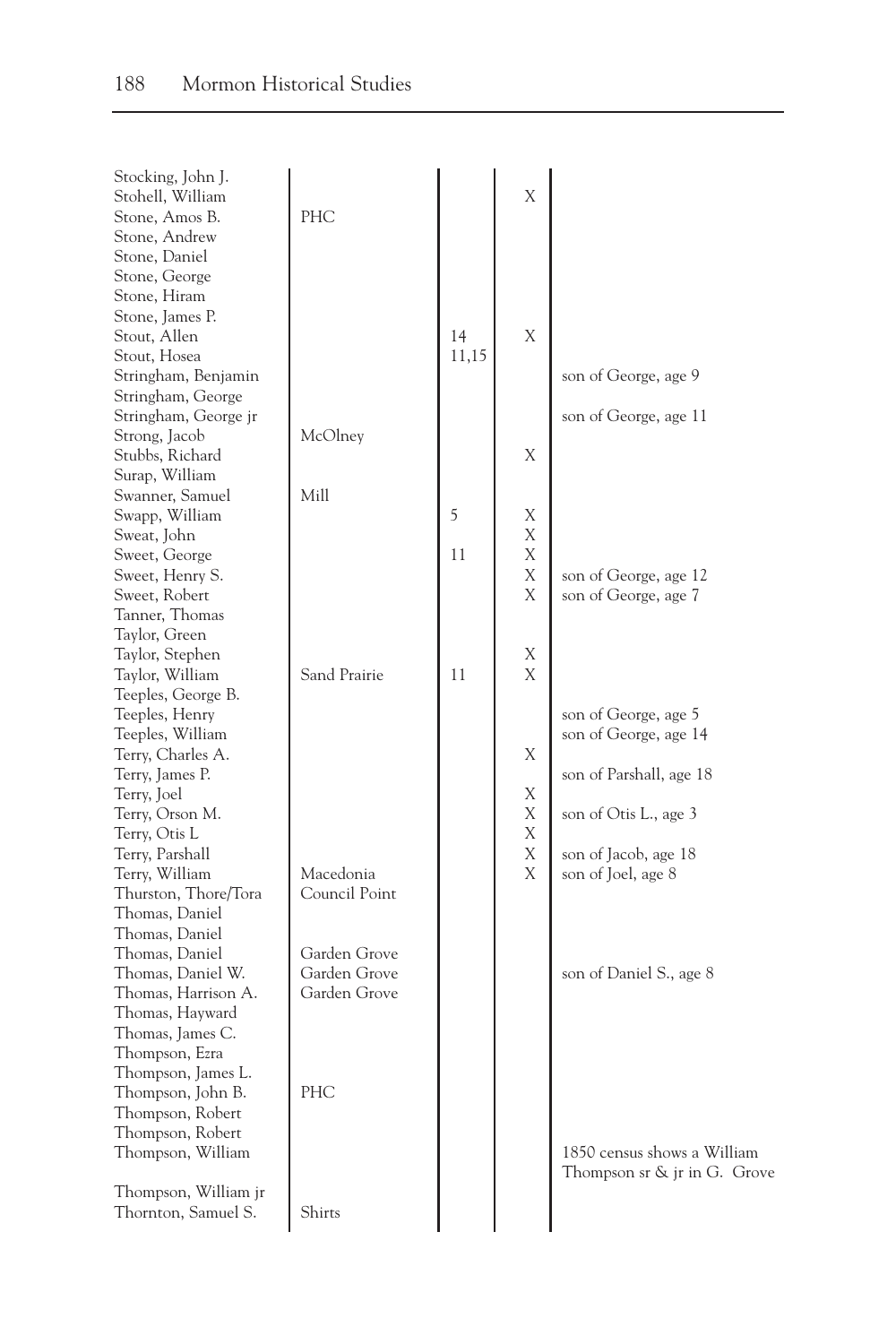| | | | | |
|---|---|---|---|---|
| Stocking, John J. | | | | |
| Stohell, William | | | X | |
| Stone, Amos B. | PHC | | | |
| Stone, Andrew | | | | |
| Stone, Daniel | | | | |
| Stone, George | | | | |
| Stone, Hiram | | | | |
| Stone, James P. | | | | |
| Stout, Allen | | 14 | X | |
| Stout, Hosea | | 11,15 | | |
| Stringham, Benjamin | | | | son of George, age 9 |
| Stringham, George | | | | |
| Stringham, George jr | | | | son of George, age 11 |
| Strong, Jacob | McOlney | | | |
| Stubbs, Richard | | | X | |
| Surap, William | | | | |
| Swanner, Samuel | Mill | | | |
| Swapp, William | | 5 | X | |
| Sweat, John | | | X | |
| Sweet, George | | 11 | X | |
| Sweet, Henry S. | | | X | son of George, age 12 |
| Sweet, Robert | | | X | son of George, age 7 |
| Tanner, Thomas | | | | |
| Taylor, Green | | | | |
| Taylor, Stephen | | | X | |
| Taylor, William | Sand Prairie | 11 | X | |
| Teeples, George B. | | | | |
| Teeples, Henry | | | | son of George, age 5 |
| Teeples, William | | | | son of George, age 14 |
| Terry, Charles A. | | | X | |
| Terry, James P. | | | | son of Parshall, age 18 |
| Terry, Joel | | | X | |
| Terry, Orson M. | | | X | son of Otis L., age 3 |
| Terry, Otis L | | | X | |
| Terry, Parshall | | | X | son of Jacob, age 18 |
| Terry, William | Macedonia | | X | son of Joel, age 8 |
| Thurston, Thore/Tora | Council Point | | | |
| Thomas, Daniel | | | | |
| Thomas, Daniel | | | | |
| Thomas, Daniel | Garden Grove | | | |
| Thomas, Daniel W. | Garden Grove | | | son of Daniel S., age 8 |
| Thomas, Harrison A. | Garden Grove | | | |
| Thomas, Hayward | | | | |
| Thomas, James C. | | | | |
| Thompson, Ezra | | | | |
| Thompson, James L. | | | | |
| Thompson, John B. | PHC | | | |
| Thompson, Robert | | | | |
| Thompson, Robert | | | | |
| Thompson, William | | | | 1850 census shows a William Thompson sr & jr in G. Grove |
| Thompson, William jr | | | | |
| Thornton, Samuel S. | Shirts | | | |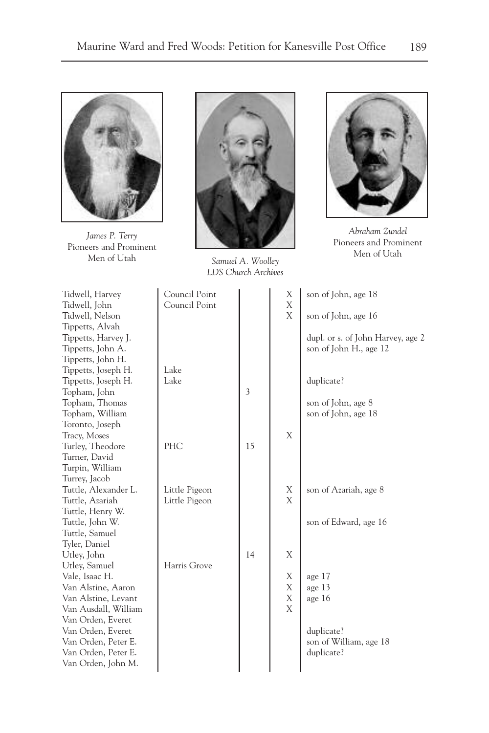*James P. Terry*
Pioneers and Prominent Men of Utah

*Samuel A. Woolley*
*LDS Church Archives*

*Abraham Zundel*
Pioneers and Prominent Men of Utah

| | | | | |
|---|---|---|---|---|
| Tidwell, Harvey | Council Point | | X | son of John, age 18 |
| Tidwell, John | Council Point | | X | |
| Tidwell, Nelson | | | X | son of John, age 16 |
| Tippetts, Alvah | | | | |
| Tippetts, Harvey J. | | | | dupl. or s. of John Harvey, age 2 |
| Tippetts, John A. | | | | son of John H., age 12 |
| Tippetts, John H. | | | | |
| Tippetts, Joseph H. | Lake | | | |
| Tippetts, Joseph H. | Lake | | | duplicate? |
| Topham, John | | 3 | | |
| Topham, Thomas | | | | son of John, age 8 |
| Topham, William | | | | son of John, age 18 |
| Toronto, Joseph | | | | |
| Tracy, Moses | | | X | |
| Turley, Theodore | PHC | 15 | | |
| Turner, David | | | | |
| Turpin, William | | | | |
| Turrey, Jacob | | | | |
| Tuttle, Alexander L. | Little Pigeon | | X | son of Azariah, age 8 |
| Tuttle, Azariah | Little Pigeon | | X | |
| Tuttle, Henry W. | | | | |
| Tuttle, John W. | | | | son of Edward, age 16 |
| Tuttle, Samuel | | | | |
| Tyler, Daniel | | | | |
| Utley, John | | 14 | X | |
| Utley, Samuel | Harris Grove | | | |
| Vale, Isaac H. | | | X | age 17 |
| Van Alstine, Aaron | | | X | age 13 |
| Van Alstine, Levant | | | X | age 16 |
| Van Ausdall, William | | | X | |
| Van Orden, Everet | | | | |
| Van Orden, Everet | | | | duplicate? |
| Van Orden, Peter E. | | | | son of William, age 18 |
| Van Orden, Peter E. | | | | duplicate? |
| Van Orden, John M. | | | | |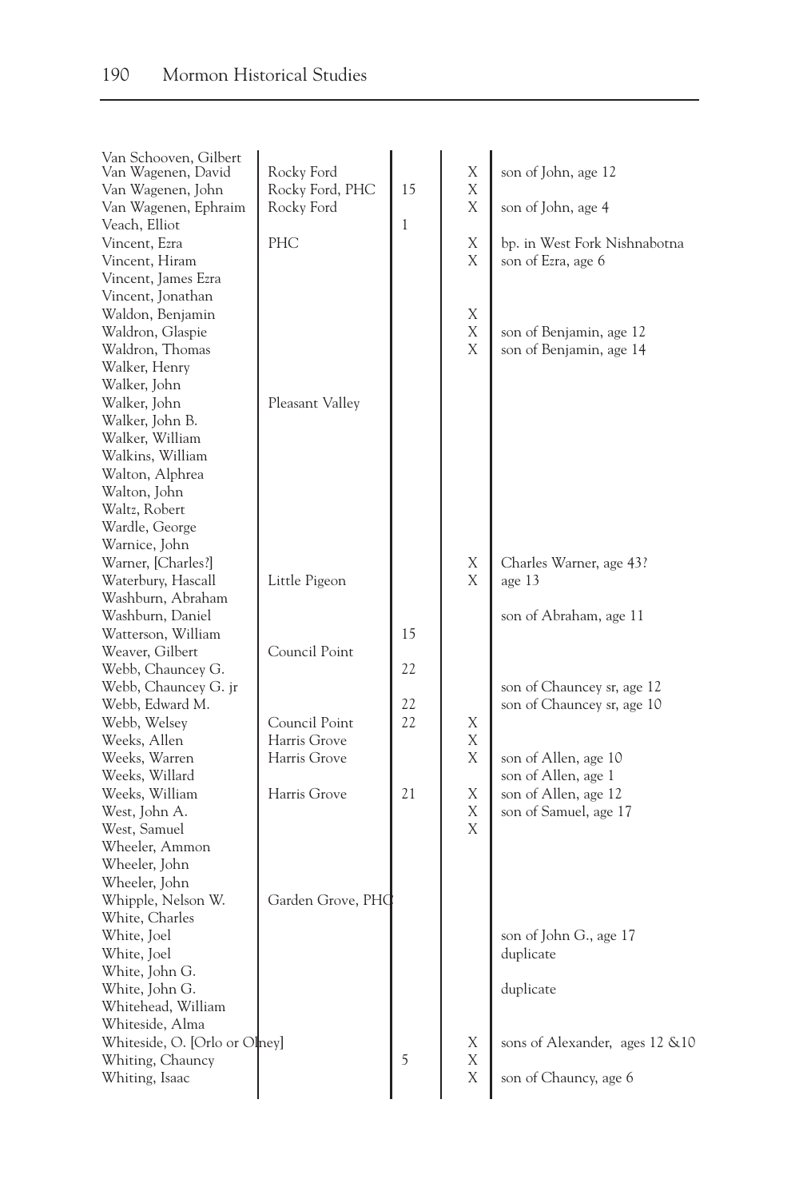| | | | | |
|---|---|---|---|---|
| Van Schooven, Gilbert | | | | |
| Van Wagenen, David | Rocky Ford | | X | son of John, age 12 |
| Van Wagenen, John | Rocky Ford, PHC | 15 | X | |
| Van Wagenen, Ephraim | Rocky Ford | | X | son of John, age 4 |
| Veach, Elliot | | 1 | | |
| Vincent, Ezra | PHC | | X | bp. in West Fork Nishnabotna |
| Vincent, Hiram | | | X | son of Ezra, age 6 |
| Vincent, James Ezra | | | | |
| Vincent, Jonathan | | | | |
| Waldon, Benjamin | | | X | |
| Waldron, Glaspie | | | X | son of Benjamin, age 12 |
| Waldron, Thomas | | | X | son of Benjamin, age 14 |
| Walker, Henry | | | | |
| Walker, John | | | | |
| Walker, John | Pleasant Valley | | | |
| Walker, John B. | | | | |
| Walker, William | | | | |
| Walkins, William | | | | |
| Walton, Alphrea | | | | |
| Walton, John | | | | |
| Waltz, Robert | | | | |
| Wardle, George | | | | |
| Warnice, John | | | | |
| Warner, [Charles?] | | | X | Charles Warner, age 43? |
| Waterbury, Hascall | Little Pigeon | | X | age 13 |
| Washburn, Abraham | | | | |
| Washburn, Daniel | | | | son of Abraham, age 11 |
| Watterson, William | | 15 | | |
| Weaver, Gilbert | Council Point | | | |
| Webb, Chauncey G. | | 22 | | |
| Webb, Chauncey G. jr | | | | son of Chauncey sr, age 12 |
| Webb, Edward M. | | 22 | | son of Chauncey sr, age 10 |
| Webb, Welsey | Council Point | 22 | X | |
| Weeks, Allen | Harris Grove | | X | |
| Weeks, Warren | Harris Grove | | X | son of Allen, age 10 |
| Weeks, Willard | | | | son of Allen, age 1 |
| Weeks, William | Harris Grove | 21 | X | son of Allen, age 12 |
| West, John A. | | | X | son of Samuel, age 17 |
| West, Samuel | | | X | |
| Wheeler, Ammon | | | | |
| Wheeler, John | | | | |
| Wheeler, John | | | | |
| Whipple, Nelson W. | Garden Grove, PHC | | | |
| White, Charles | | | | |
| White, Joel | | | | son of John G., age 17 |
| White, Joel | | | | duplicate |
| White, John G. | | | | |
| White, John G. | | | | duplicate |
| Whitehead, William | | | | |
| Whiteside, Alma | | | | |
| Whiteside, O. [Orlo or Olney] | | | X | sons of Alexander, ages 12 &10 |
| Whiting, Chauncy | | 5 | X | |
| Whiting, Isaac | | | X | son of Chauncy, age 6 |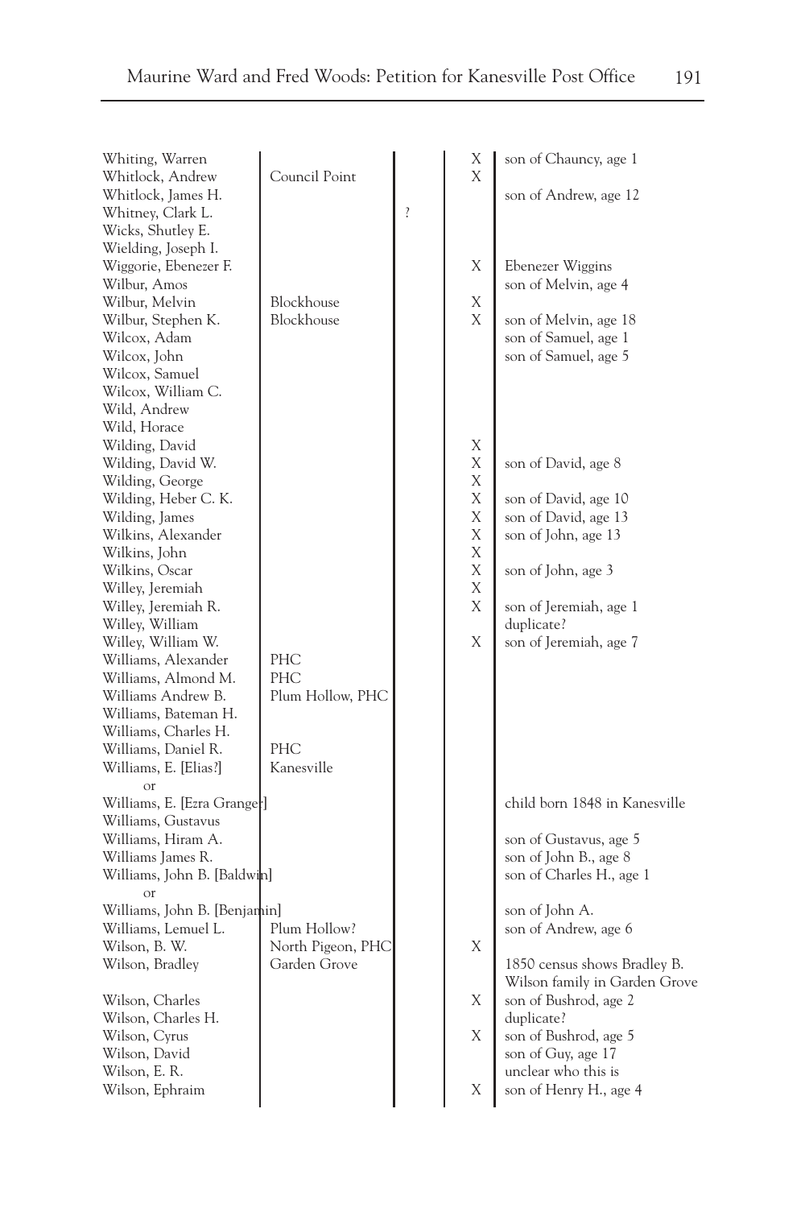| | | | | |
|---|---|---|---|---|
| Whiting, Warren | | | X | son of Chauncy, age 1 |
| Whitlock, Andrew | Council Point | | X | |
| Whitlock, James H. | | | | son of Andrew, age 12 |
| Whitney, Clark L. | | ? | | |
| Wicks, Shutley E. | | | | |
| Wielding, Joseph I. | | | | |
| Wiggorie, Ebenezer F. | | | X | Ebenezer Wiggins |
| Wilbur, Amos | | | | son of Melvin, age 4 |
| Wilbur, Melvin | Blockhouse | | X | |
| Wilbur, Stephen K. | Blockhouse | | X | son of Melvin, age 18 |
| Wilcox, Adam | | | | son of Samuel, age 1 |
| Wilcox, John | | | | son of Samuel, age 5 |
| Wilcox, Samuel | | | | |
| Wilcox, William C. | | | | |
| Wild, Andrew | | | | |
| Wild, Horace | | | | |
| Wilding, David | | | X | |
| Wilding, David W. | | | X | son of David, age 8 |
| Wilding, George | | | X | |
| Wilding, Heber C. K. | | | X | son of David, age 10 |
| Wilding, James | | | X | son of David, age 13 |
| Wilkins, Alexander | | | X | son of John, age 13 |
| Wilkins, John | | | X | |
| Wilkins, Oscar | | | X | son of John, age 3 |
| Willey, Jeremiah | | | X | |
| Willey, Jeremiah R. | | | X | son of Jeremiah, age 1 |
| Willey, William | | | | duplicate? |
| Willey, William W. | | | X | son of Jeremiah, age 7 |
| Williams, Alexander | PHC | | | |
| Williams, Almond M. | PHC | | | |
| Williams Andrew B. | Plum Hollow, PHC | | | |
| Williams, Bateman H. | | | | |
| Williams, Charles H. | | | | |
| Williams, Daniel R. | PHC | | | |
| Williams, E. [Elias?] or | Kanesville | | | |
| Williams, E. [Ezra Granger] | | | | child born 1848 in Kanesville |
| Williams, Gustavus | | | | |
| Williams, Hiram A. | | | | son of Gustavus, age 5 |
| Williams James R. | | | | son of John B., age 8 |
| Williams, John B. [Baldwin] or | | | | son of Charles H., age 1 |
| Williams, John B. [Benjamin] | | | | son of John A. |
| Williams, Lemuel L. | Plum Hollow? | | | son of Andrew, age 6 |
| Wilson, B. W. | North Pigeon, PHC | | X | |
| Wilson, Bradley | Garden Grove | | | 1850 census shows Bradley B. Wilson family in Garden Grove |
| Wilson, Charles | | | X | son of Bushrod, age 2 |
| Wilson, Charles H. | | | | duplicate? |
| Wilson, Cyrus | | | X | son of Bushrod, age 5 |
| Wilson, David | | | | son of Guy, age 17 |
| Wilson, E. R. | | | | unclear who this is |
| Wilson, Ephraim | | | X | son of Henry H., age 4 |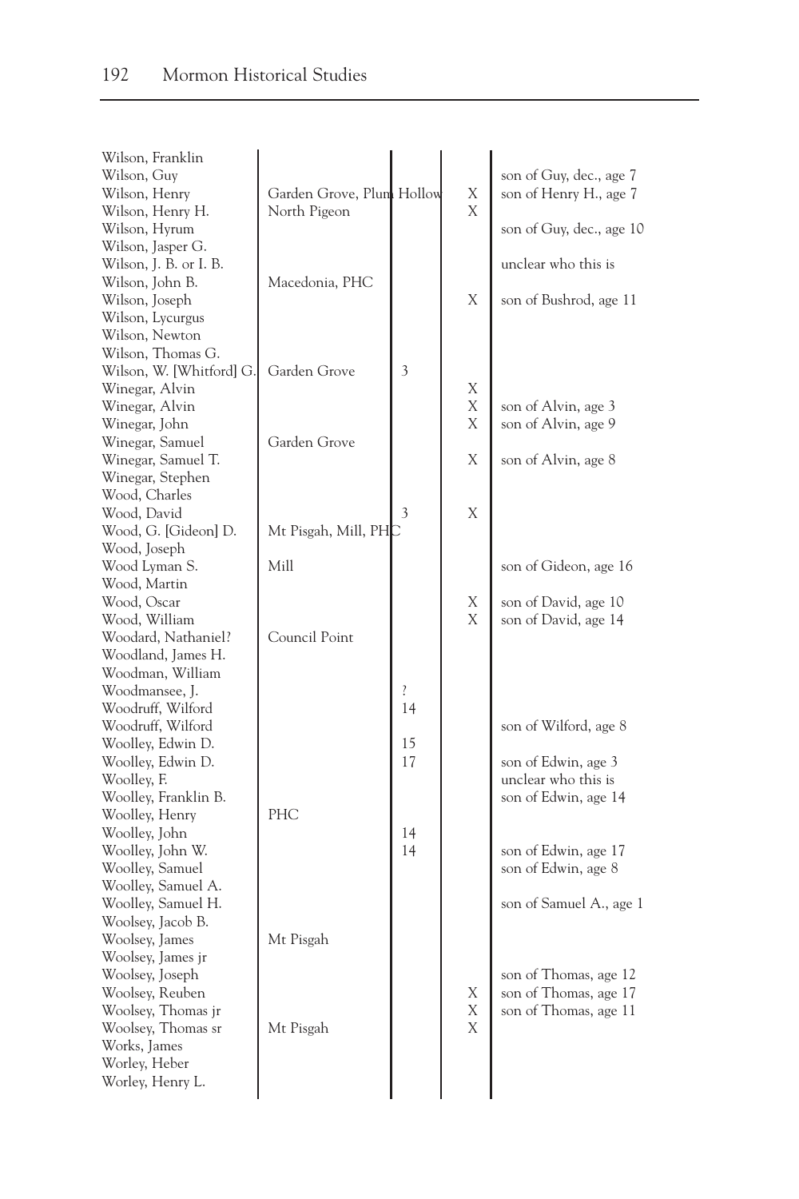| | | | | |
|---|---|---|---|---|
| Wilson, Franklin | | | | |
| Wilson, Guy | | | | son of Guy, dec., age 7 |
| Wilson, Henry | Garden Grove, Plum Hollow | | X | son of Henry H., age 7 |
| Wilson, Henry H. | North Pigeon | | X | |
| Wilson, Hyrum | | | | son of Guy, dec., age 10 |
| Wilson, Jasper G. | | | | |
| Wilson, J. B. or I. B. | | | | unclear who this is |
| Wilson, John B. | Macedonia, PHC | | | |
| Wilson, Joseph | | | X | son of Bushrod, age 11 |
| Wilson, Lycurgus | | | | |
| Wilson, Newton | | | | |
| Wilson, Thomas G. | | | | |
| Wilson, W. [Whitford] G. | Garden Grove | 3 | | |
| Winegar, Alvin | | | X | |
| Winegar, Alvin | | | X | son of Alvin, age 3 |
| Winegar, John | | | X | son of Alvin, age 9 |
| Winegar, Samuel | Garden Grove | | | |
| Winegar, Samuel T. | | | X | son of Alvin, age 8 |
| Winegar, Stephen | | | | |
| Wood, Charles | | | | |
| Wood, David | | 3 | X | |
| Wood, G. [Gideon] D. | Mt Pisgah, Mill, PHC | | | |
| Wood, Joseph | | | | |
| Wood Lyman S. | Mill | | | son of Gideon, age 16 |
| Wood, Martin | | | | |
| Wood, Oscar | | | X | son of David, age 10 |
| Wood, William | | | X | son of David, age 14 |
| Woodard, Nathaniel? | Council Point | | | |
| Woodland, James H. | | | | |
| Woodman, William | | | | |
| Woodmansee, J. | | ? | | |
| Woodruff, Wilford | | 14 | | |
| Woodruff, Wilford | | | | son of Wilford, age 8 |
| Woolley, Edwin D. | | 15 | | |
| Woolley, Edwin D. | | 17 | | son of Edwin, age 3 |
| Woolley, F. | | | | unclear who this is |
| Woolley, Franklin B. | | | | son of Edwin, age 14 |
| Woolley, Henry | PHC | | | |
| Woolley, John | | 14 | | |
| Woolley, John W. | | 14 | | son of Edwin, age 17 |
| Woolley, Samuel | | | | son of Edwin, age 8 |
| Woolley, Samuel A. | | | | |
| Woolley, Samuel H. | | | | son of Samuel A., age 1 |
| Woolsey, Jacob B. | | | | |
| Woolsey, James | Mt Pisgah | | | |
| Woolsey, James jr | | | | |
| Woolsey, Joseph | | | | son of Thomas, age 12 |
| Woolsey, Reuben | | | X | son of Thomas, age 17 |
| Woolsey, Thomas jr | | | X | son of Thomas, age 11 |
| Woolsey, Thomas sr | Mt Pisgah | | X | |
| Works, James | | | | |
| Worley, Heber | | | | |
| Worley, Henry L. | | | | |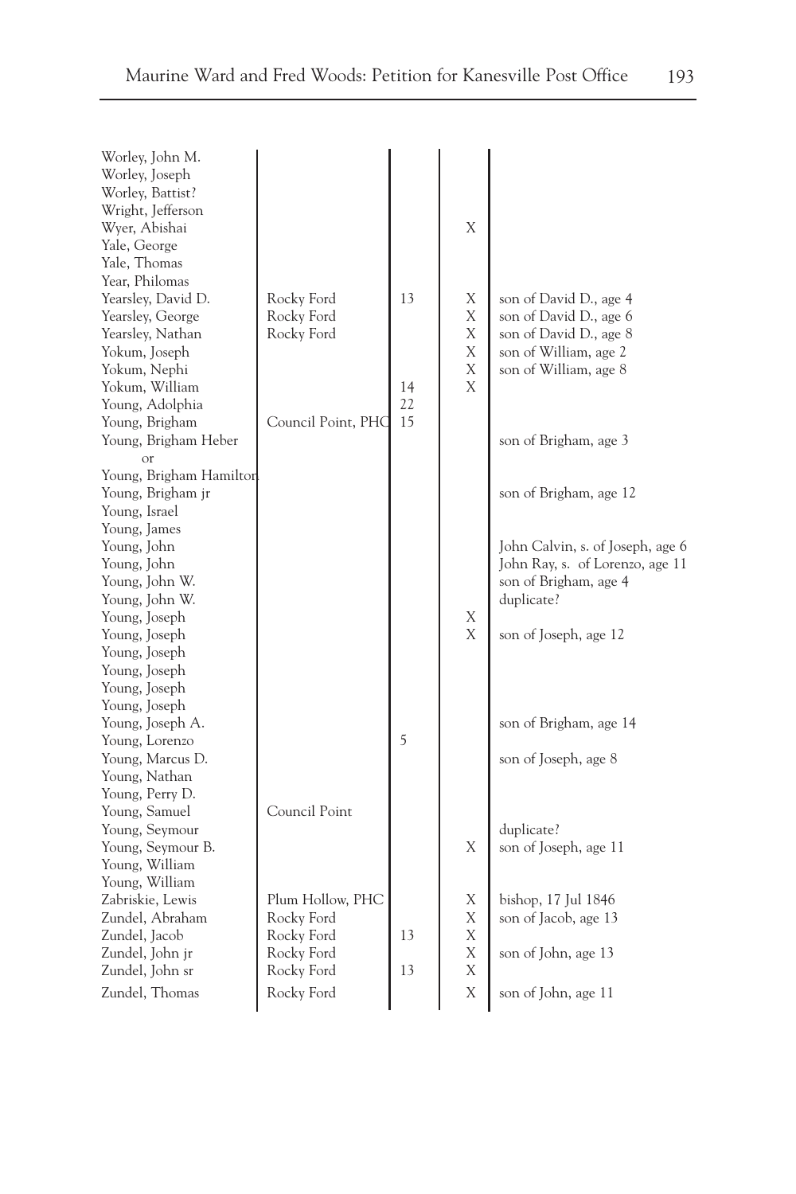| | | | | |
|---|---|---|---|---|
| Worley, John M. | | | | |
| Worley, Joseph | | | | |
| Worley, Battist? | | | | |
| Wright, Jefferson | | | | |
| Wyer, Abishai | | | X | |
| Yale, George | | | | |
| Yale, Thomas | | | | |
| Year, Philomas | | | | |
| Yearsley, David D. | Rocky Ford | 13 | X | son of David D., age 4 |
| Yearsley, George | Rocky Ford | | X | son of David D., age 6 |
| Yearsley, Nathan | Rocky Ford | | X | son of David D., age 8 |
| Yokum, Joseph | | | X | son of William, age 2 |
| Yokum, Nephi | | | X | son of William, age 8 |
| Yokum, William | | 14 | X | |
| Young, Adolphia | | 22 | | |
| Young, Brigham | Council Point, PHC | 15 | | |
| Young, Brigham Heber or Young, Brigham Hamilton | | | | son of Brigham, age 3 |
| Young, Brigham jr | | | | son of Brigham, age 12 |
| Young, Israel | | | | |
| Young, James | | | | |
| Young, John | | | | John Calvin, s. of Joseph, age 6 |
| Young, John | | | | John Ray, s. of Lorenzo, age 11 |
| Young, John W. | | | | son of Brigham, age 4 |
| Young, John W. | | | | duplicate? |
| Young, Joseph | | | X | |
| Young, Joseph | | | X | son of Joseph, age 12 |
| Young, Joseph | | | | |
| Young, Joseph | | | | |
| Young, Joseph | | | | |
| Young, Joseph | | | | |
| Young, Joseph A. | | | | son of Brigham, age 14 |
| Young, Lorenzo | | 5 | | |
| Young, Marcus D. | | | | son of Joseph, age 8 |
| Young, Nathan | | | | |
| Young, Perry D. | | | | |
| Young, Samuel | Council Point | | | |
| Young, Seymour | | | | duplicate? |
| Young, Seymour B. | | | X | son of Joseph, age 11 |
| Young, William | | | | |
| Young, William | | | | |
| Zabriskie, Lewis | Plum Hollow, PHC | | X | bishop, 17 Jul 1846 |
| Zundel, Abraham | Rocky Ford | | X | son of Jacob, age 13 |
| Zundel, Jacob | Rocky Ford | 13 | X | |
| Zundel, John jr | Rocky Ford | | X | son of John, age 13 |
| Zundel, John sr | Rocky Ford | 13 | X | |
| Zundel, Thomas | Rocky Ford | | X | son of John, age 11 |